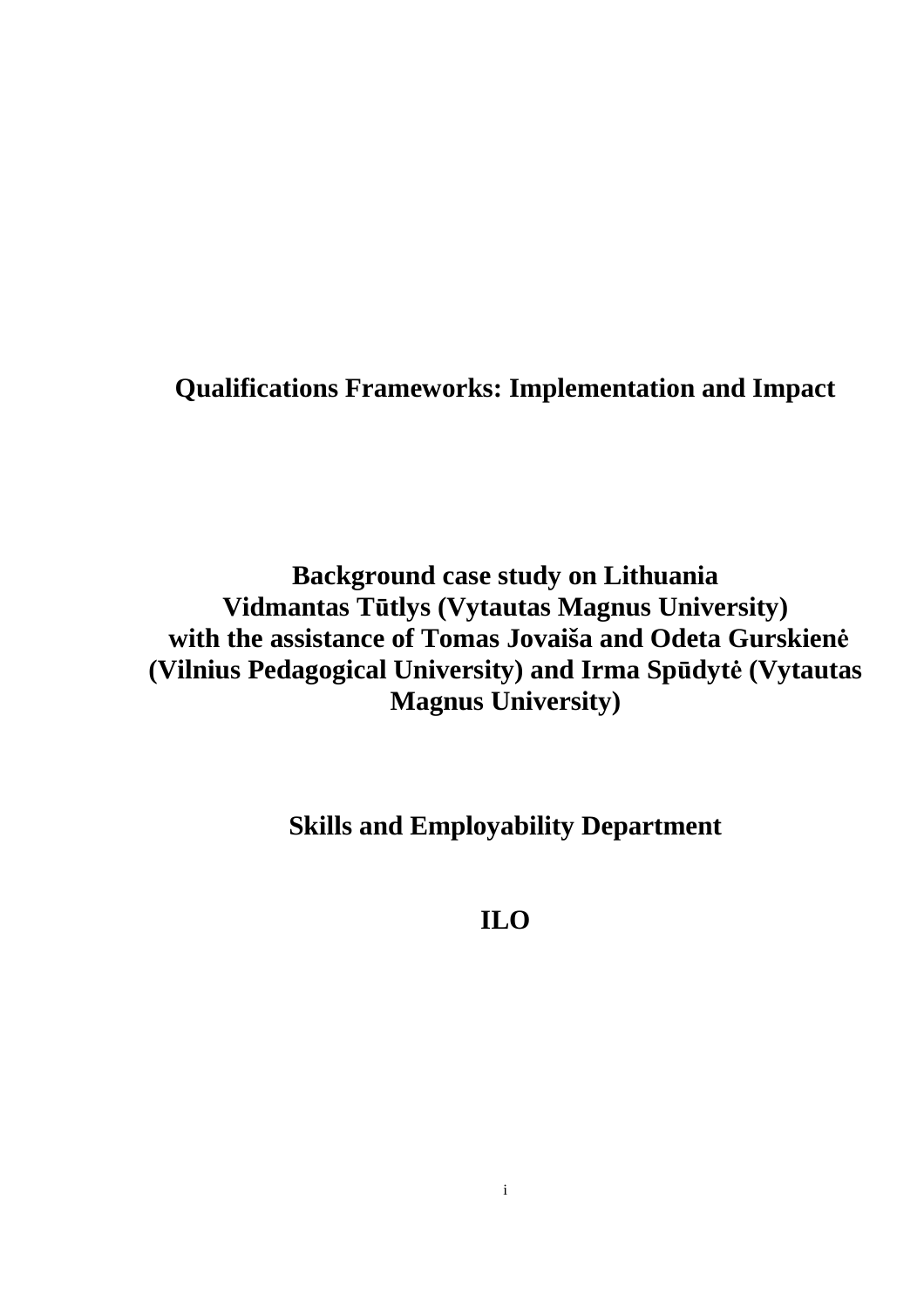# Qualifications Frameworks: Implementation and Impact

**Background case study on Lithuania**
**Vidmantas Tūtlys (Vytautas Magnus University)**
**with the assistance of Tomas Jovaiša and Odeta Gurskienė (Vilnius Pedagogical University) and Irma Spūdytė (Vytautas Magnus University)**

**Skills and Employability Department**

**ILO**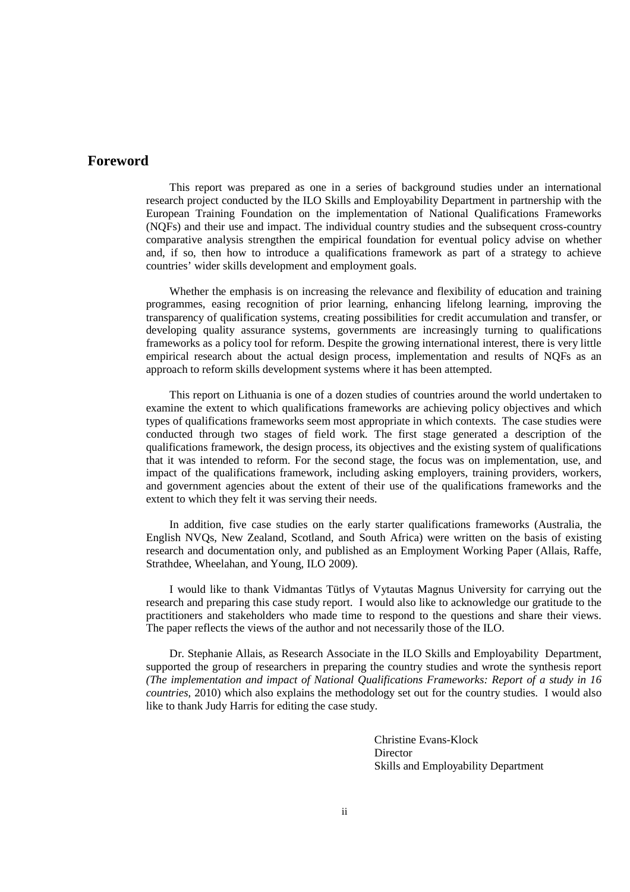## Foreword

This report was prepared as one in a series of background studies under an international research project conducted by the ILO Skills and Employability Department in partnership with the European Training Foundation on the implementation of National Qualifications Frameworks (NQFs) and their use and impact. The individual country studies and the subsequent cross-country comparative analysis strengthen the empirical foundation for eventual policy advise on whether and, if so, then how to introduce a qualifications framework as part of a strategy to achieve countries' wider skills development and employment goals.

Whether the emphasis is on increasing the relevance and flexibility of education and training programmes, easing recognition of prior learning, enhancing lifelong learning, improving the transparency of qualification systems, creating possibilities for credit accumulation and transfer, or developing quality assurance systems, governments are increasingly turning to qualifications frameworks as a policy tool for reform. Despite the growing international interest, there is very little empirical research about the actual design process, implementation and results of NQFs as an approach to reform skills development systems where it has been attempted.

This report on Lithuania is one of a dozen studies of countries around the world undertaken to examine the extent to which qualifications frameworks are achieving policy objectives and which types of qualifications frameworks seem most appropriate in which contexts. The case studies were conducted through two stages of field work. The first stage generated a description of the qualifications framework, the design process, its objectives and the existing system of qualifications that it was intended to reform. For the second stage, the focus was on implementation, use, and impact of the qualifications framework, including asking employers, training providers, workers, and government agencies about the extent of their use of the qualifications frameworks and the extent to which they felt it was serving their needs.

In addition, five case studies on the early starter qualifications frameworks (Australia, the English NVQs, New Zealand, Scotland, and South Africa) were written on the basis of existing research and documentation only, and published as an Employment Working Paper (Allais, Raffe, Strathdee, Wheelahan, and Young, ILO 2009).

I would like to thank Vidmantas Tütlys of Vytautas Magnus University for carrying out the research and preparing this case study report. I would also like to acknowledge our gratitude to the practitioners and stakeholders who made time to respond to the questions and share their views. The paper reflects the views of the author and not necessarily those of the ILO.

Dr. Stephanie Allais, as Research Associate in the ILO Skills and Employability Department, supported the group of researchers in preparing the country studies and wrote the synthesis report *(The implementation and impact of National Qualifications Frameworks: Report of a study in 16 countries,* 2010) which also explains the methodology set out for the country studies. I would also like to thank Judy Harris for editing the case study.

Christine Evans-Klock
Director
Skills and Employability Department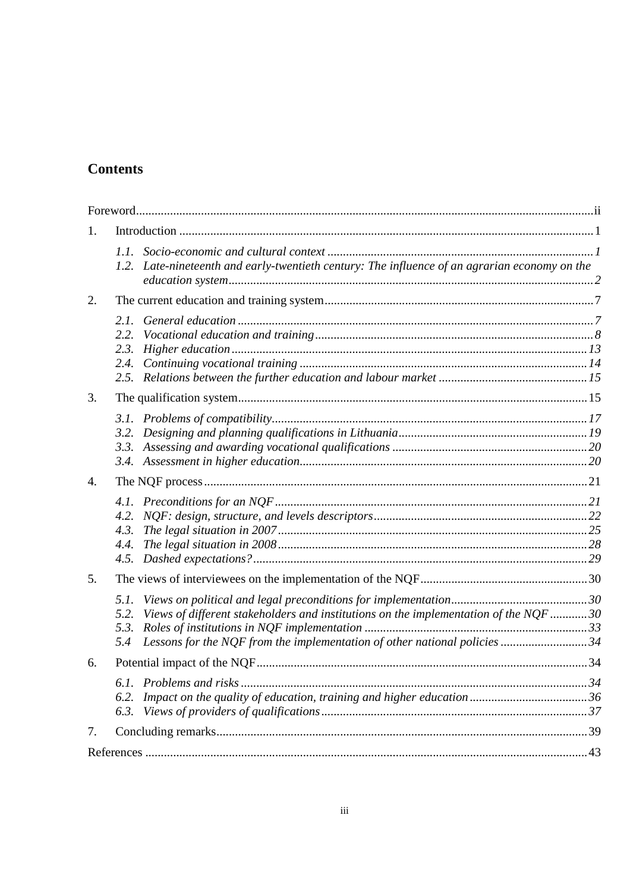## Contents

Foreword .......... ii

1. Introduction .......... 1
   - *1.1. Socio-economic and cultural context .......... 1*
   - *1.2. Late-nineteenth and early-twentieth century: The influence of an agrarian economy on the education system .......... 2*
2. The current education and training system .......... 7
   - *2.1. General education .......... 7*
   - *2.2. Vocational education and training .......... 8*
   - *2.3. Higher education .......... 13*
   - *2.4. Continuing vocational training .......... 14*
   - *2.5. Relations between the further education and labour market .......... 15*
3. The qualification system .......... 15
   - *3.1. Problems of compatibility .......... 17*
   - *3.2. Designing and planning qualifications in Lithuania .......... 19*
   - *3.3. Assessing and awarding vocational qualifications .......... 20*
   - *3.4. Assessment in higher education .......... 20*
4. The NQF process .......... 21
   - *4.1. Preconditions for an NQF .......... 21*
   - *4.2. NQF: design, structure, and levels descriptors .......... 22*
   - *4.3. The legal situation in 2007 .......... 25*
   - *4.4. The legal situation in 2008 .......... 28*
   - *4.5. Dashed expectations? .......... 29*
5. The views of interviewees on the implementation of the NQF .......... 30
   - *5.1. Views on political and legal preconditions for implementation .......... 30*
   - *5.2. Views of different stakeholders and institutions on the implementation of the NQF .......... 30*
   - *5.3. Roles of institutions in NQF implementation .......... 33*
   - *5.4 Lessons for the NQF from the implementation of other national policies .......... 34*
6. Potential impact of the NQF .......... 34
   - *6.1. Problems and risks .......... 34*
   - *6.2. Impact on the quality of education, training and higher education .......... 36*
   - *6.3. Views of providers of qualifications .......... 37*
7. Concluding remarks .......... 39

References .......... 43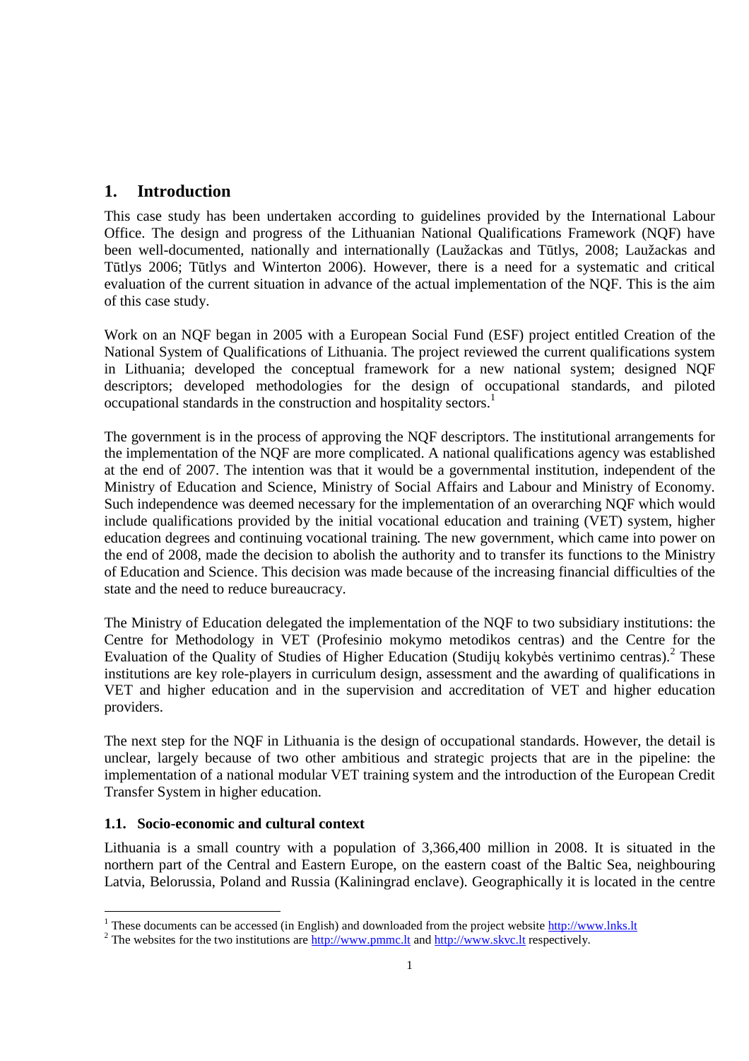# 1. Introduction

This case study has been undertaken according to guidelines provided by the International Labour Office. The design and progress of the Lithuanian National Qualifications Framework (NQF) have been well-documented, nationally and internationally (Laužackas and Tūtlys, 2008; Laužackas and Tūtlys 2006; Tūtlys and Winterton 2006). However, there is a need for a systematic and critical evaluation of the current situation in advance of the actual implementation of the NQF. This is the aim of this case study.

Work on an NQF began in 2005 with a European Social Fund (ESF) project entitled Creation of the National System of Qualifications of Lithuania. The project reviewed the current qualifications system in Lithuania; developed the conceptual framework for a new national system; designed NQF descriptors; developed methodologies for the design of occupational standards, and piloted occupational standards in the construction and hospitality sectors.[1]

The government is in the process of approving the NQF descriptors. The institutional arrangements for the implementation of the NQF are more complicated. A national qualifications agency was established at the end of 2007. The intention was that it would be a governmental institution, independent of the Ministry of Education and Science, Ministry of Social Affairs and Labour and Ministry of Economy. Such independence was deemed necessary for the implementation of an overarching NQF which would include qualifications provided by the initial vocational education and training (VET) system, higher education degrees and continuing vocational training. The new government, which came into power on the end of 2008, made the decision to abolish the authority and to transfer its functions to the Ministry of Education and Science. This decision was made because of the increasing financial difficulties of the state and the need to reduce bureaucracy.

The Ministry of Education delegated the implementation of the NQF to two subsidiary institutions: the Centre for Methodology in VET (Profesinio mokymo metodikos centras) and the Centre for the Evaluation of the Quality of Studies of Higher Education (Studijų kokybės vertinimo centras).[2] These institutions are key role-players in curriculum design, assessment and the awarding of qualifications in VET and higher education and in the supervision and accreditation of VET and higher education providers.

The next step for the NQF in Lithuania is the design of occupational standards. However, the detail is unclear, largely because of two other ambitious and strategic projects that are in the pipeline: the implementation of a national modular VET training system and the introduction of the European Credit Transfer System in higher education.

## 1.1. Socio-economic and cultural context

Lithuania is a small country with a population of 3,366,400 million in 2008. It is situated in the northern part of the Central and Eastern Europe, on the eastern coast of the Baltic Sea, neighbouring Latvia, Belorussia, Poland and Russia (Kaliningrad enclave). Geographically it is located in the centre

---

[1] These documents can be accessed (in English) and downloaded from the project website http://www.lnks.lt

[2] The websites for the two institutions are http://www.pmmc.lt and http://www.skvc.lt respectively.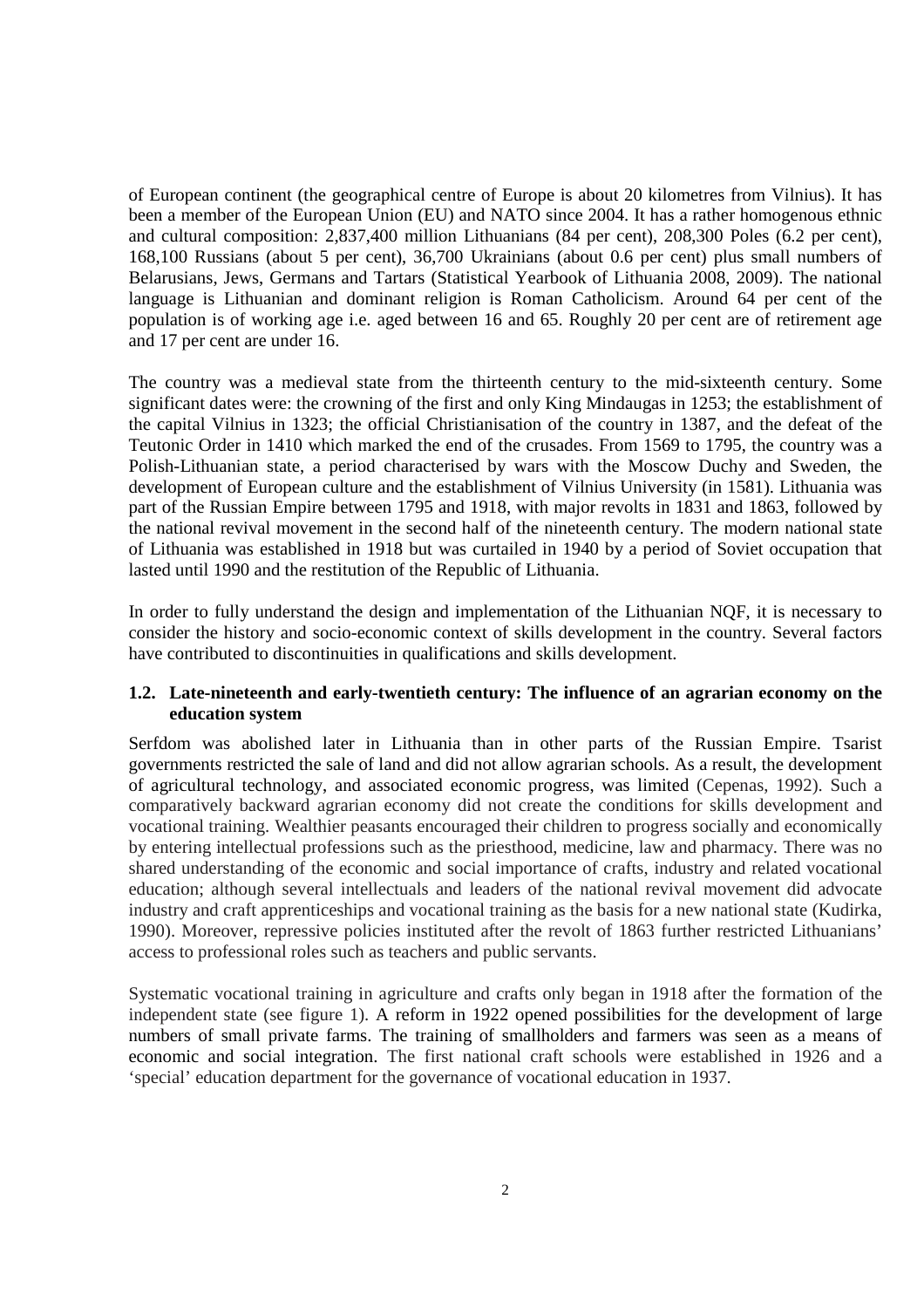of European continent (the geographical centre of Europe is about 20 kilometres from Vilnius). It has been a member of the European Union (EU) and NATO since 2004. It has a rather homogenous ethnic and cultural composition: 2,837,400 million Lithuanians (84 per cent), 208,300 Poles (6.2 per cent), 168,100 Russians (about 5 per cent), 36,700 Ukrainians (about 0.6 per cent) plus small numbers of Belarusians, Jews, Germans and Tartars (Statistical Yearbook of Lithuania 2008, 2009). The national language is Lithuanian and dominant religion is Roman Catholicism. Around 64 per cent of the population is of working age i.e. aged between 16 and 65. Roughly 20 per cent are of retirement age and 17 per cent are under 16.

The country was a medieval state from the thirteenth century to the mid-sixteenth century. Some significant dates were: the crowning of the first and only King Mindaugas in 1253; the establishment of the capital Vilnius in 1323; the official Christianisation of the country in 1387, and the defeat of the Teutonic Order in 1410 which marked the end of the crusades. From 1569 to 1795, the country was a Polish-Lithuanian state, a period characterised by wars with the Moscow Duchy and Sweden, the development of European culture and the establishment of Vilnius University (in 1581). Lithuania was part of the Russian Empire between 1795 and 1918, with major revolts in 1831 and 1863, followed by the national revival movement in the second half of the nineteenth century. The modern national state of Lithuania was established in 1918 but was curtailed in 1940 by a period of Soviet occupation that lasted until 1990 and the restitution of the Republic of Lithuania.

In order to fully understand the design and implementation of the Lithuanian NQF, it is necessary to consider the history and socio-economic context of skills development in the country. Several factors have contributed to discontinuities in qualifications and skills development.

### 1.2. Late-nineteenth and early-twentieth century: The influence of an agrarian economy on the education system

Serfdom was abolished later in Lithuania than in other parts of the Russian Empire. Tsarist governments restricted the sale of land and did not allow agrarian schools. As a result, the development of agricultural technology, and associated economic progress, was limited (Cepenas, 1992). Such a comparatively backward agrarian economy did not create the conditions for skills development and vocational training. Wealthier peasants encouraged their children to progress socially and economically by entering intellectual professions such as the priesthood, medicine, law and pharmacy. There was no shared understanding of the economic and social importance of crafts, industry and related vocational education; although several intellectuals and leaders of the national revival movement did advocate industry and craft apprenticeships and vocational training as the basis for a new national state (Kudirka, 1990). Moreover, repressive policies instituted after the revolt of 1863 further restricted Lithuanians' access to professional roles such as teachers and public servants.

Systematic vocational training in agriculture and crafts only began in 1918 after the formation of the independent state (see figure 1). A reform in 1922 opened possibilities for the development of large numbers of small private farms. The training of smallholders and farmers was seen as a means of economic and social integration. The first national craft schools were established in 1926 and a 'special' education department for the governance of vocational education in 1937.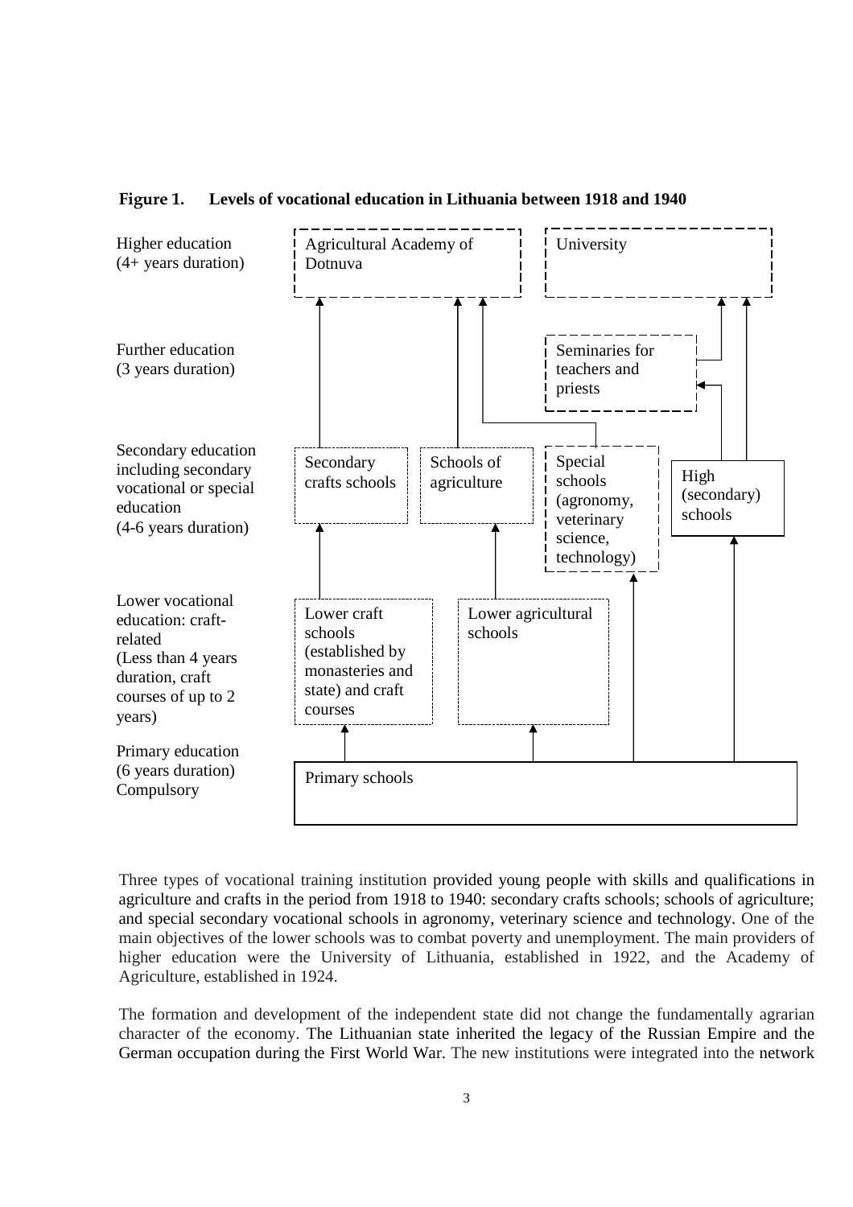**Figure 1. Levels of vocational education in Lithuania between 1918 and 1940**

Higher education (4+ years duration)

- Agricultural Academy of Dotnuva
- University

Further education (3 years duration)

- Seminaries for teachers and priests

Secondary education including secondary vocational or special education (4-6 years duration)

- Secondary crafts schools
- Schools of agriculture
- Special schools (agronomy, veterinary science, technology)
- High (secondary) schools

Lower vocational education: craft-related (Less than 4 years duration, craft courses of up to 2 years)

- Lower craft schools (established by monasteries and state) and craft courses
- Lower agricultural schools

Primary education (6 years duration) Compulsory

- Primary schools

Three types of vocational training institution provided young people with skills and qualifications in agriculture and crafts in the period from 1918 to 1940: secondary crafts schools; schools of agriculture; and special secondary vocational schools in agronomy, veterinary science and technology. One of the main objectives of the lower schools was to combat poverty and unemployment. The main providers of higher education were the University of Lithuania, established in 1922, and the Academy of Agriculture, established in 1924.

The formation and development of the independent state did not change the fundamentally agrarian character of the economy. The Lithuanian state inherited the legacy of the Russian Empire and the German occupation during the First World War. The new institutions were integrated into the network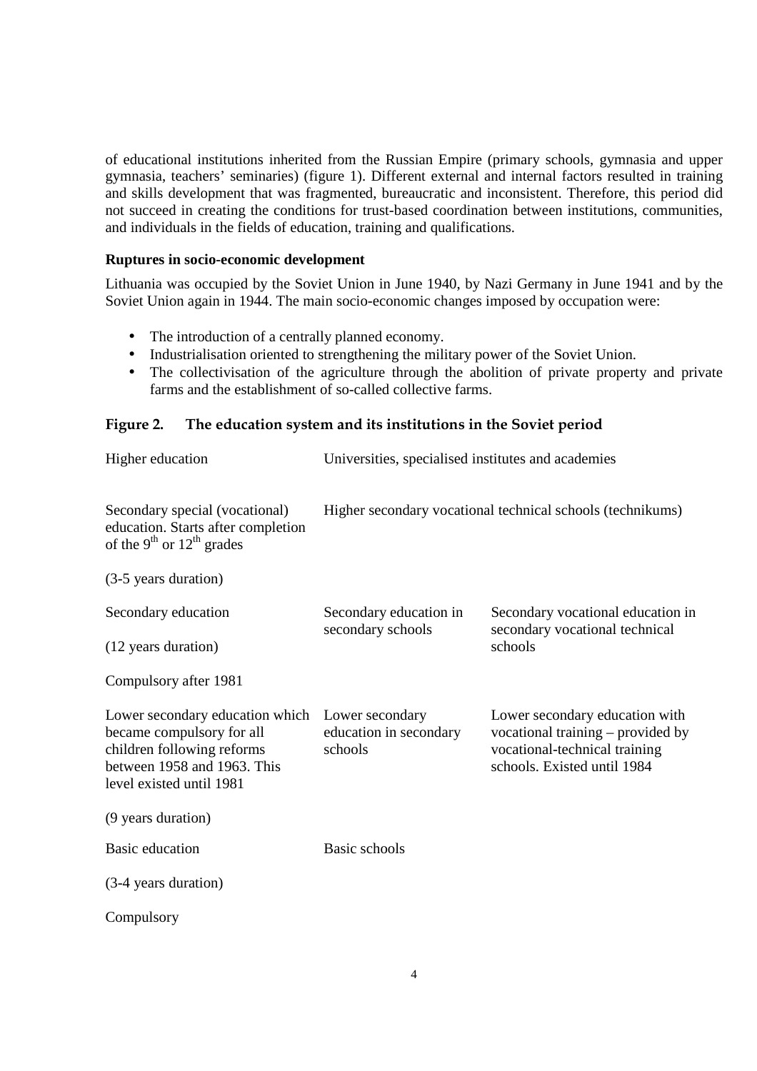of educational institutions inherited from the Russian Empire (primary schools, gymnasia and upper gymnasia, teachers' seminaries) (figure 1). Different external and internal factors resulted in training and skills development that was fragmented, bureaucratic and inconsistent. Therefore, this period did not succeed in creating the conditions for trust-based coordination between institutions, communities, and individuals in the fields of education, training and qualifications.

**Ruptures in socio-economic development**

Lithuania was occupied by the Soviet Union in June 1940, by Nazi Germany in June 1941 and by the Soviet Union again in 1944. The main socio-economic changes imposed by occupation were:

- The introduction of a centrally planned economy.
- Industrialisation oriented to strengthening the military power of the Soviet Union.
- The collectivisation of the agriculture through the abolition of private property and private farms and the establishment of so-called collective farms.

**Figure 2. The education system and its institutions in the Soviet period**

| | | |
|---|---|---|
| Higher education | Universities, specialised institutes and academies | |
| Secondary special (vocational) education. Starts after completion of the 9th or 12th grades<br><br>(3-5 years duration) | Higher secondary vocational technical schools (technikums) | |
| Secondary education<br><br>(12 years duration)<br><br>Compulsory after 1981 | Secondary education in secondary schools | Secondary vocational education in secondary vocational technical schools |
| Lower secondary education which became compulsory for all children following reforms between 1958 and 1963. This level existed until 1981<br><br>(9 years duration) | Lower secondary education in secondary schools | Lower secondary education with vocational training – provided by vocational-technical training schools. Existed until 1984 |
| Basic education<br><br>(3-4 years duration)<br><br>Compulsory | Basic schools | |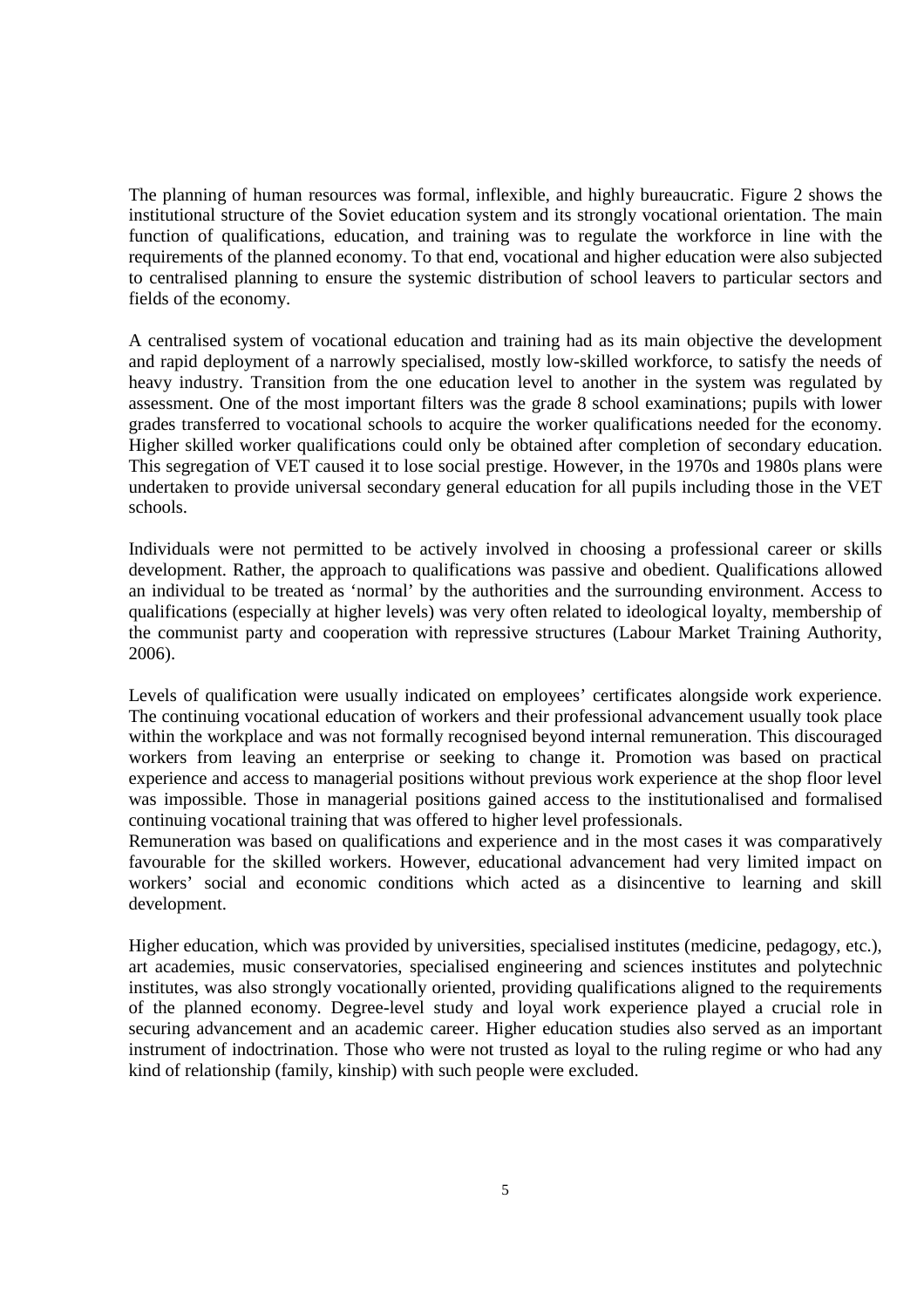The planning of human resources was formal, inflexible, and highly bureaucratic. Figure 2 shows the institutional structure of the Soviet education system and its strongly vocational orientation. The main function of qualifications, education, and training was to regulate the workforce in line with the requirements of the planned economy. To that end, vocational and higher education were also subjected to centralised planning to ensure the systemic distribution of school leavers to particular sectors and fields of the economy.

A centralised system of vocational education and training had as its main objective the development and rapid deployment of a narrowly specialised, mostly low-skilled workforce, to satisfy the needs of heavy industry. Transition from the one education level to another in the system was regulated by assessment. One of the most important filters was the grade 8 school examinations; pupils with lower grades transferred to vocational schools to acquire the worker qualifications needed for the economy. Higher skilled worker qualifications could only be obtained after completion of secondary education. This segregation of VET caused it to lose social prestige. However, in the 1970s and 1980s plans were undertaken to provide universal secondary general education for all pupils including those in the VET schools.

Individuals were not permitted to be actively involved in choosing a professional career or skills development. Rather, the approach to qualifications was passive and obedient. Qualifications allowed an individual to be treated as 'normal' by the authorities and the surrounding environment. Access to qualifications (especially at higher levels) was very often related to ideological loyalty, membership of the communist party and cooperation with repressive structures (Labour Market Training Authority, 2006).

Levels of qualification were usually indicated on employees' certificates alongside work experience. The continuing vocational education of workers and their professional advancement usually took place within the workplace and was not formally recognised beyond internal remuneration. This discouraged workers from leaving an enterprise or seeking to change it. Promotion was based on practical experience and access to managerial positions without previous work experience at the shop floor level was impossible. Those in managerial positions gained access to the institutionalised and formalised continuing vocational training that was offered to higher level professionals.

Remuneration was based on qualifications and experience and in the most cases it was comparatively favourable for the skilled workers. However, educational advancement had very limited impact on workers' social and economic conditions which acted as a disincentive to learning and skill development.

Higher education, which was provided by universities, specialised institutes (medicine, pedagogy, etc.), art academies, music conservatories, specialised engineering and sciences institutes and polytechnic institutes, was also strongly vocationally oriented, providing qualifications aligned to the requirements of the planned economy. Degree-level study and loyal work experience played a crucial role in securing advancement and an academic career. Higher education studies also served as an important instrument of indoctrination. Those who were not trusted as loyal to the ruling regime or who had any kind of relationship (family, kinship) with such people were excluded.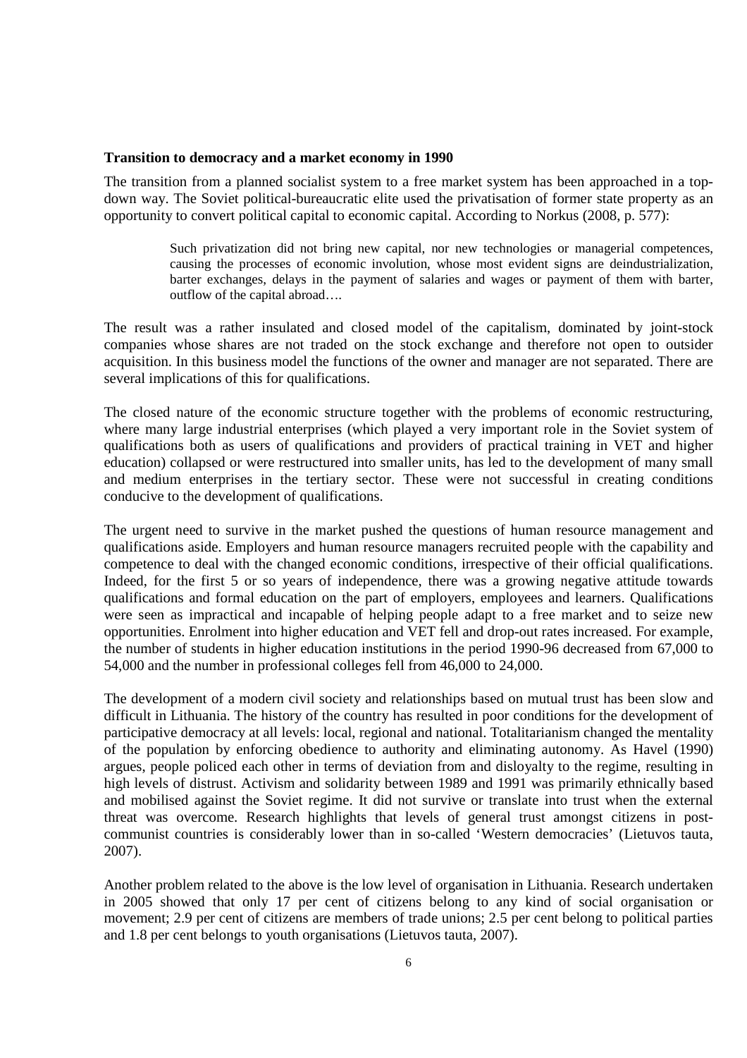**Transition to democracy and a market economy in 1990**

The transition from a planned socialist system to a free market system has been approached in a top-down way. The Soviet political-bureaucratic elite used the privatisation of former state property as an opportunity to convert political capital to economic capital. According to Norkus (2008, p. 577):

> Such privatization did not bring new capital, nor new technologies or managerial competences, causing the processes of economic involution, whose most evident signs are deindustrialization, barter exchanges, delays in the payment of salaries and wages or payment of them with barter, outflow of the capital abroad….

The result was a rather insulated and closed model of the capitalism, dominated by joint-stock companies whose shares are not traded on the stock exchange and therefore not open to outsider acquisition. In this business model the functions of the owner and manager are not separated. There are several implications of this for qualifications.

The closed nature of the economic structure together with the problems of economic restructuring, where many large industrial enterprises (which played a very important role in the Soviet system of qualifications both as users of qualifications and providers of practical training in VET and higher education) collapsed or were restructured into smaller units, has led to the development of many small and medium enterprises in the tertiary sector. These were not successful in creating conditions conducive to the development of qualifications.

The urgent need to survive in the market pushed the questions of human resource management and qualifications aside. Employers and human resource managers recruited people with the capability and competence to deal with the changed economic conditions, irrespective of their official qualifications. Indeed, for the first 5 or so years of independence, there was a growing negative attitude towards qualifications and formal education on the part of employers, employees and learners. Qualifications were seen as impractical and incapable of helping people adapt to a free market and to seize new opportunities. Enrolment into higher education and VET fell and drop-out rates increased. For example, the number of students in higher education institutions in the period 1990-96 decreased from 67,000 to 54,000 and the number in professional colleges fell from 46,000 to 24,000.

The development of a modern civil society and relationships based on mutual trust has been slow and difficult in Lithuania. The history of the country has resulted in poor conditions for the development of participative democracy at all levels: local, regional and national. Totalitarianism changed the mentality of the population by enforcing obedience to authority and eliminating autonomy. As Havel (1990) argues, people policed each other in terms of deviation from and disloyalty to the regime, resulting in high levels of distrust. Activism and solidarity between 1989 and 1991 was primarily ethnically based and mobilised against the Soviet regime. It did not survive or translate into trust when the external threat was overcome. Research highlights that levels of general trust amongst citizens in post-communist countries is considerably lower than in so-called 'Western democracies' (Lietuvos tauta, 2007).

Another problem related to the above is the low level of organisation in Lithuania. Research undertaken in 2005 showed that only 17 per cent of citizens belong to any kind of social organisation or movement; 2.9 per cent of citizens are members of trade unions; 2.5 per cent belong to political parties and 1.8 per cent belongs to youth organisations (Lietuvos tauta, 2007).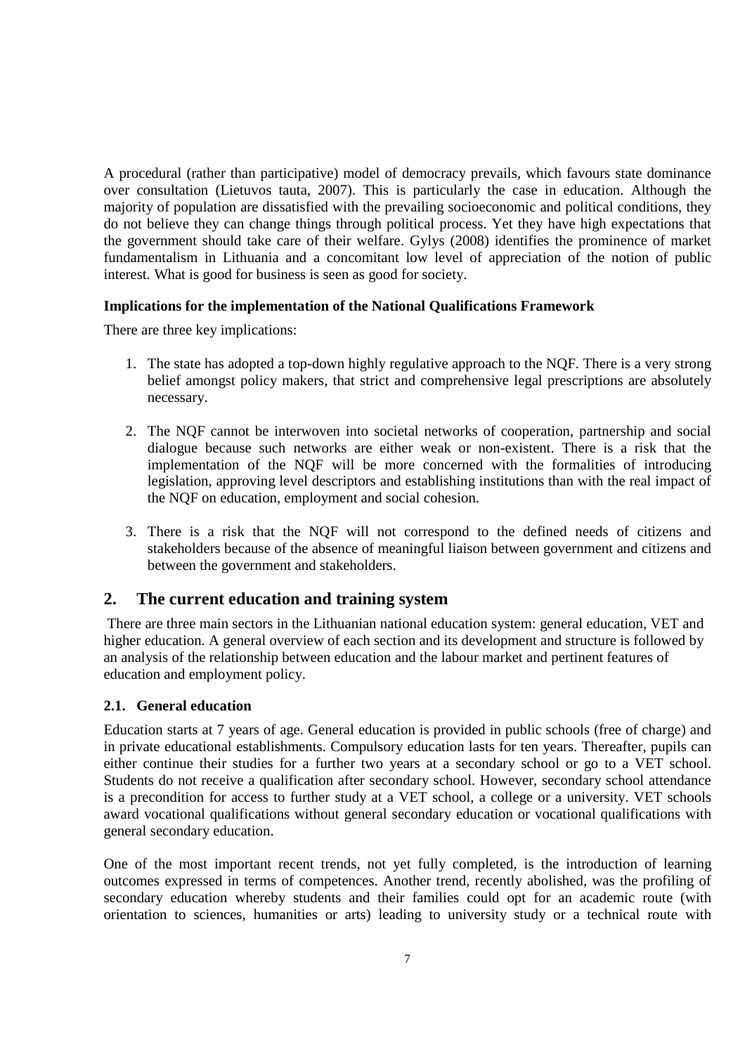A procedural (rather than participative) model of democracy prevails, which favours state dominance over consultation (Lietuvos tauta, 2007). This is particularly the case in education. Although the majority of population are dissatisfied with the prevailing socioeconomic and political conditions, they do not believe they can change things through political process. Yet they have high expectations that the government should take care of their welfare. Gylys (2008) identifies the prominence of market fundamentalism in Lithuania and a concomitant low level of appreciation of the notion of public interest. What is good for business is seen as good for society.

#### Implications for the implementation of the National Qualifications Framework

There are three key implications:

1. The state has adopted a top-down highly regulative approach to the NQF. There is a very strong belief amongst policy makers, that strict and comprehensive legal prescriptions are absolutely necessary.

2. The NQF cannot be interwoven into societal networks of cooperation, partnership and social dialogue because such networks are either weak or non-existent. There is a risk that the implementation of the NQF will be more concerned with the formalities of introducing legislation, approving level descriptors and establishing institutions than with the real impact of the NQF on education, employment and social cohesion.

3. There is a risk that the NQF will not correspond to the defined needs of citizens and stakeholders because of the absence of meaningful liaison between government and citizens and between the government and stakeholders.

## 2. The current education and training system

There are three main sectors in the Lithuanian national education system: general education, VET and higher education. A general overview of each section and its development and structure is followed by an analysis of the relationship between education and the labour market and pertinent features of education and employment policy.

### 2.1. General education

Education starts at 7 years of age. General education is provided in public schools (free of charge) and in private educational establishments. Compulsory education lasts for ten years. Thereafter, pupils can either continue their studies for a further two years at a secondary school or go to a VET school. Students do not receive a qualification after secondary school. However, secondary school attendance is a precondition for access to further study at a VET school, a college or a university. VET schools award vocational qualifications without general secondary education or vocational qualifications with general secondary education.

One of the most important recent trends, not yet fully completed, is the introduction of learning outcomes expressed in terms of competences. Another trend, recently abolished, was the profiling of secondary education whereby students and their families could opt for an academic route (with orientation to sciences, humanities or arts) leading to university study or a technical route with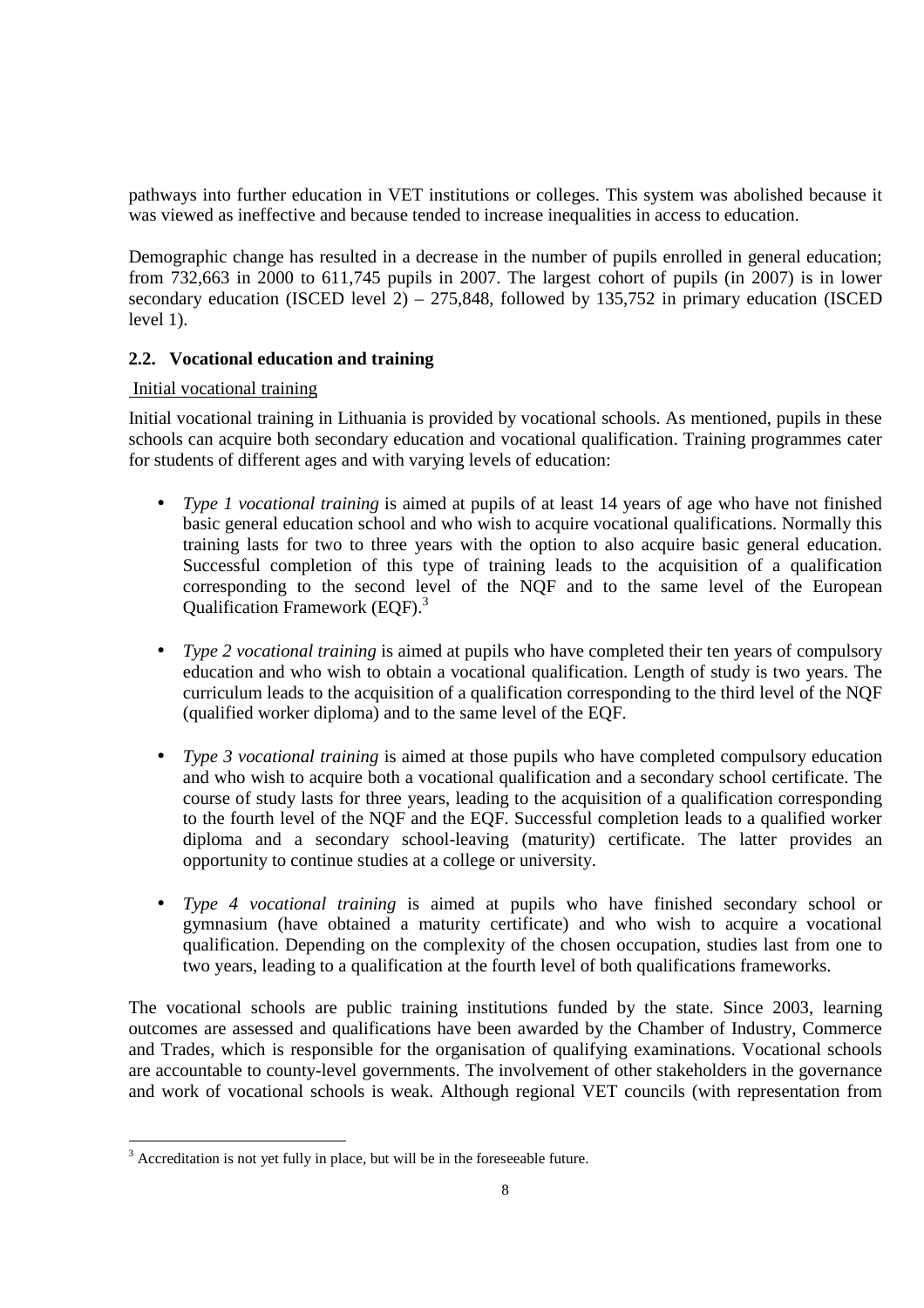pathways into further education in VET institutions or colleges. This system was abolished because it was viewed as ineffective and because tended to increase inequalities in access to education.

Demographic change has resulted in a decrease in the number of pupils enrolled in general education; from 732,663 in 2000 to 611,745 pupils in 2007. The largest cohort of pupils (in 2007) is in lower secondary education (ISCED level 2) – 275,848, followed by 135,752 in primary education (ISCED level 1).

### 2.2. Vocational education and training

Initial vocational training

Initial vocational training in Lithuania is provided by vocational schools. As mentioned, pupils in these schools can acquire both secondary education and vocational qualification. Training programmes cater for students of different ages and with varying levels of education:

- *Type 1 vocational training* is aimed at pupils of at least 14 years of age who have not finished basic general education school and who wish to acquire vocational qualifications. Normally this training lasts for two to three years with the option to also acquire basic general education. Successful completion of this type of training leads to the acquisition of a qualification corresponding to the second level of the NQF and to the same level of the European Qualification Framework (EQF).[3]

- *Type 2 vocational training* is aimed at pupils who have completed their ten years of compulsory education and who wish to obtain a vocational qualification. Length of study is two years. The curriculum leads to the acquisition of a qualification corresponding to the third level of the NQF (qualified worker diploma) and to the same level of the EQF.

- *Type 3 vocational training* is aimed at those pupils who have completed compulsory education and who wish to acquire both a vocational qualification and a secondary school certificate. The course of study lasts for three years, leading to the acquisition of a qualification corresponding to the fourth level of the NQF and the EQF. Successful completion leads to a qualified worker diploma and a secondary school-leaving (maturity) certificate. The latter provides an opportunity to continue studies at a college or university.

- *Type 4 vocational training* is aimed at pupils who have finished secondary school or gymnasium (have obtained a maturity certificate) and who wish to acquire a vocational qualification. Depending on the complexity of the chosen occupation, studies last from one to two years, leading to a qualification at the fourth level of both qualifications frameworks.

The vocational schools are public training institutions funded by the state. Since 2003, learning outcomes are assessed and qualifications have been awarded by the Chamber of Industry, Commerce and Trades, which is responsible for the organisation of qualifying examinations. Vocational schools are accountable to county-level governments. The involvement of other stakeholders in the governance and work of vocational schools is weak. Although regional VET councils (with representation from

[3] Accreditation is not yet fully in place, but will be in the foreseeable future.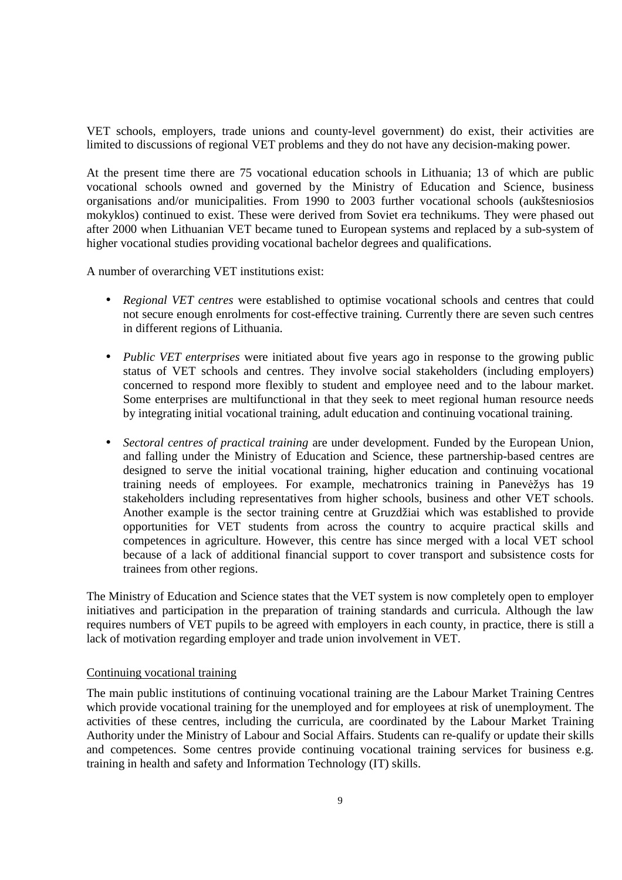VET schools, employers, trade unions and county-level government) do exist, their activities are limited to discussions of regional VET problems and they do not have any decision-making power.

At the present time there are 75 vocational education schools in Lithuania; 13 of which are public vocational schools owned and governed by the Ministry of Education and Science, business organisations and/or municipalities. From 1990 to 2003 further vocational schools (aukštesniosios mokyklos) continued to exist. These were derived from Soviet era technikums. They were phased out after 2000 when Lithuanian VET became tuned to European systems and replaced by a sub-system of higher vocational studies providing vocational bachelor degrees and qualifications.

A number of overarching VET institutions exist:

- *Regional VET centres* were established to optimise vocational schools and centres that could not secure enough enrolments for cost-effective training. Currently there are seven such centres in different regions of Lithuania.
- *Public VET enterprises* were initiated about five years ago in response to the growing public status of VET schools and centres. They involve social stakeholders (including employers) concerned to respond more flexibly to student and employee need and to the labour market. Some enterprises are multifunctional in that they seek to meet regional human resource needs by integrating initial vocational training, adult education and continuing vocational training.
- *Sectoral centres of practical training* are under development. Funded by the European Union, and falling under the Ministry of Education and Science, these partnership-based centres are designed to serve the initial vocational training, higher education and continuing vocational training needs of employees. For example, mechatronics training in Panevėžys has 19 stakeholders including representatives from higher schools, business and other VET schools. Another example is the sector training centre at Gruzdžiai which was established to provide opportunities for VET students from across the country to acquire practical skills and competences in agriculture. However, this centre has since merged with a local VET school because of a lack of additional financial support to cover transport and subsistence costs for trainees from other regions.

The Ministry of Education and Science states that the VET system is now completely open to employer initiatives and participation in the preparation of training standards and curricula. Although the law requires numbers of VET pupils to be agreed with employers in each county, in practice, there is still a lack of motivation regarding employer and trade union involvement in VET.

Continuing vocational training

The main public institutions of continuing vocational training are the Labour Market Training Centres which provide vocational training for the unemployed and for employees at risk of unemployment. The activities of these centres, including the curricula, are coordinated by the Labour Market Training Authority under the Ministry of Labour and Social Affairs. Students can re-qualify or update their skills and competences. Some centres provide continuing vocational training services for business e.g. training in health and safety and Information Technology (IT) skills.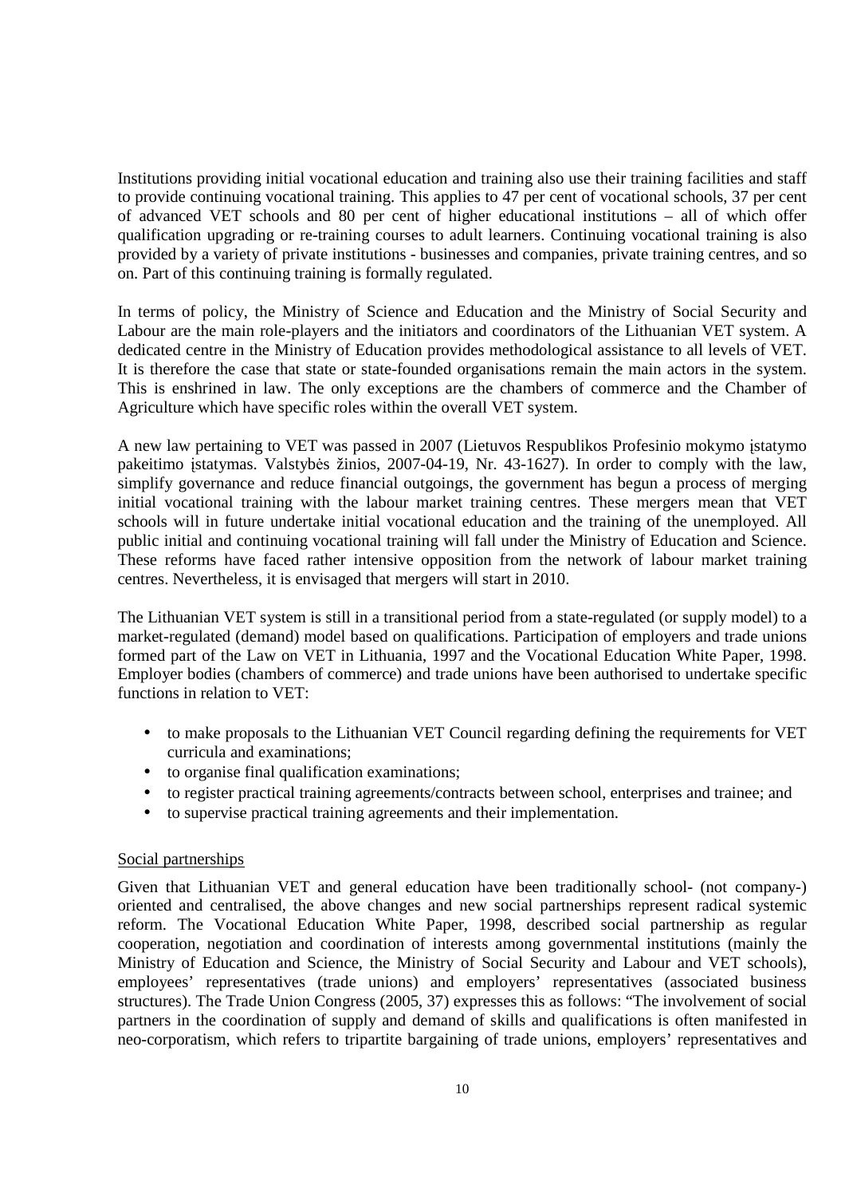Institutions providing initial vocational education and training also use their training facilities and staff to provide continuing vocational training. This applies to 47 per cent of vocational schools, 37 per cent of advanced VET schools and 80 per cent of higher educational institutions – all of which offer qualification upgrading or re-training courses to adult learners. Continuing vocational training is also provided by a variety of private institutions - businesses and companies, private training centres, and so on. Part of this continuing training is formally regulated.

In terms of policy, the Ministry of Science and Education and the Ministry of Social Security and Labour are the main role-players and the initiators and coordinators of the Lithuanian VET system. A dedicated centre in the Ministry of Education provides methodological assistance to all levels of VET. It is therefore the case that state or state-founded organisations remain the main actors in the system. This is enshrined in law. The only exceptions are the chambers of commerce and the Chamber of Agriculture which have specific roles within the overall VET system.

A new law pertaining to VET was passed in 2007 (Lietuvos Respublikos Profesinio mokymo įstatymo pakeitimo įstatymas. Valstybės žinios, 2007-04-19, Nr. 43-1627). In order to comply with the law, simplify governance and reduce financial outgoings, the government has begun a process of merging initial vocational training with the labour market training centres. These mergers mean that VET schools will in future undertake initial vocational education and the training of the unemployed. All public initial and continuing vocational training will fall under the Ministry of Education and Science. These reforms have faced rather intensive opposition from the network of labour market training centres. Nevertheless, it is envisaged that mergers will start in 2010.

The Lithuanian VET system is still in a transitional period from a state-regulated (or supply model) to a market-regulated (demand) model based on qualifications. Participation of employers and trade unions formed part of the Law on VET in Lithuania, 1997 and the Vocational Education White Paper, 1998. Employer bodies (chambers of commerce) and trade unions have been authorised to undertake specific functions in relation to VET:

- to make proposals to the Lithuanian VET Council regarding defining the requirements for VET curricula and examinations;
- to organise final qualification examinations;
- to register practical training agreements/contracts between school, enterprises and trainee; and
- to supervise practical training agreements and their implementation.

Social partnerships

Given that Lithuanian VET and general education have been traditionally school- (not company-) oriented and centralised, the above changes and new social partnerships represent radical systemic reform. The Vocational Education White Paper, 1998, described social partnership as regular cooperation, negotiation and coordination of interests among governmental institutions (mainly the Ministry of Education and Science, the Ministry of Social Security and Labour and VET schools), employees' representatives (trade unions) and employers' representatives (associated business structures). The Trade Union Congress (2005, 37) expresses this as follows: "The involvement of social partners in the coordination of supply and demand of skills and qualifications is often manifested in neo-corporatism, which refers to tripartite bargaining of trade unions, employers' representatives and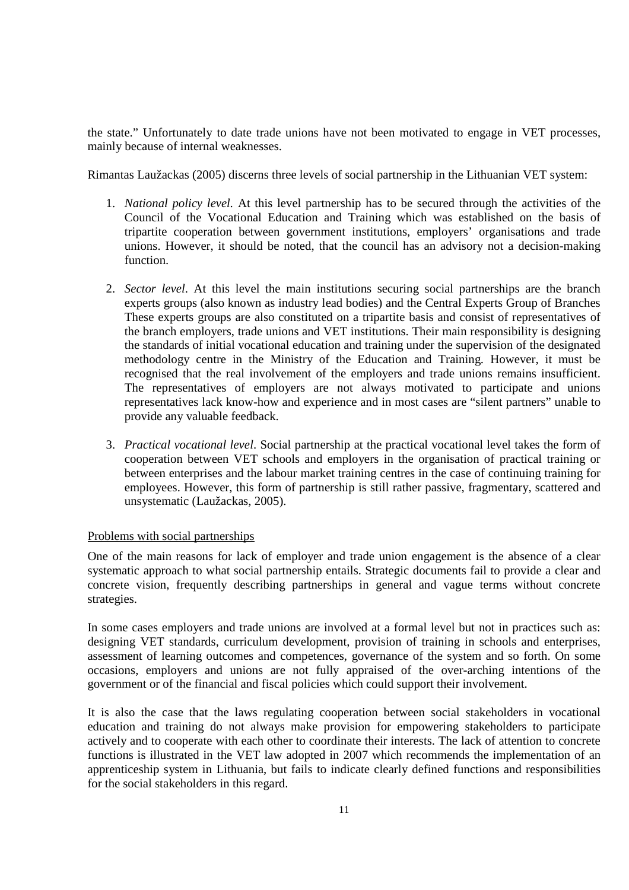the state." Unfortunately to date trade unions have not been motivated to engage in VET processes, mainly because of internal weaknesses.

Rimantas Laužackas (2005) discerns three levels of social partnership in the Lithuanian VET system:

1. *National policy level*. At this level partnership has to be secured through the activities of the Council of the Vocational Education and Training which was established on the basis of tripartite cooperation between government institutions, employers' organisations and trade unions. However, it should be noted, that the council has an advisory not a decision-making function.

2. *Sector level*. At this level the main institutions securing social partnerships are the branch experts groups (also known as industry lead bodies) and the Central Experts Group of Branches These experts groups are also constituted on a tripartite basis and consist of representatives of the branch employers, trade unions and VET institutions. Their main responsibility is designing the standards of initial vocational education and training under the supervision of the designated methodology centre in the Ministry of the Education and Training. However, it must be recognised that the real involvement of the employers and trade unions remains insufficient. The representatives of employers are not always motivated to participate and unions representatives lack know-how and experience and in most cases are "silent partners" unable to provide any valuable feedback.

3. *Practical vocational level*. Social partnership at the practical vocational level takes the form of cooperation between VET schools and employers in the organisation of practical training or between enterprises and the labour market training centres in the case of continuing training for employees. However, this form of partnership is still rather passive, fragmentary, scattered and unsystematic (Laužackas, 2005).

Problems with social partnerships

One of the main reasons for lack of employer and trade union engagement is the absence of a clear systematic approach to what social partnership entails. Strategic documents fail to provide a clear and concrete vision, frequently describing partnerships in general and vague terms without concrete strategies.

In some cases employers and trade unions are involved at a formal level but not in practices such as: designing VET standards, curriculum development, provision of training in schools and enterprises, assessment of learning outcomes and competences, governance of the system and so forth. On some occasions, employers and unions are not fully appraised of the over-arching intentions of the government or of the financial and fiscal policies which could support their involvement.

It is also the case that the laws regulating cooperation between social stakeholders in vocational education and training do not always make provision for empowering stakeholders to participate actively and to cooperate with each other to coordinate their interests. The lack of attention to concrete functions is illustrated in the VET law adopted in 2007 which recommends the implementation of an apprenticeship system in Lithuania, but fails to indicate clearly defined functions and responsibilities for the social stakeholders in this regard.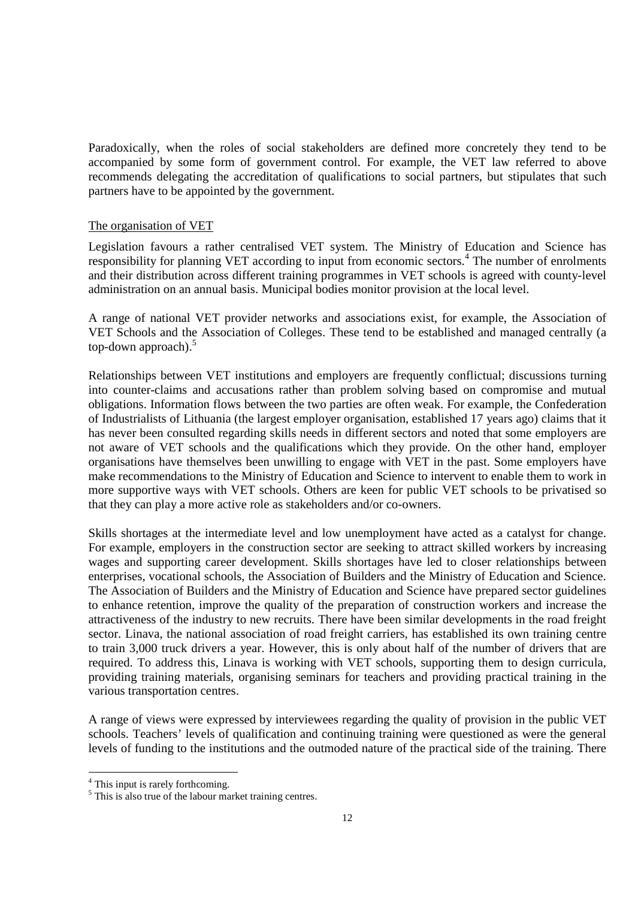Paradoxically, when the roles of social stakeholders are defined more concretely they tend to be accompanied by some form of government control. For example, the VET law referred to above recommends delegating the accreditation of qualifications to social partners, but stipulates that such partners have to be appointed by the government.

The organisation of VET

Legislation favours a rather centralised VET system. The Ministry of Education and Science has responsibility for planning VET according to input from economic sectors.[4] The number of enrolments and their distribution across different training programmes in VET schools is agreed with county-level administration on an annual basis. Municipal bodies monitor provision at the local level.

A range of national VET provider networks and associations exist, for example, the Association of VET Schools and the Association of Colleges. These tend to be established and managed centrally (a top-down approach).[5]

Relationships between VET institutions and employers are frequently conflictual; discussions turning into counter-claims and accusations rather than problem solving based on compromise and mutual obligations. Information flows between the two parties are often weak. For example, the Confederation of Industrialists of Lithuania (the largest employer organisation, established 17 years ago) claims that it has never been consulted regarding skills needs in different sectors and noted that some employers are not aware of VET schools and the qualifications which they provide. On the other hand, employer organisations have themselves been unwilling to engage with VET in the past. Some employers have make recommendations to the Ministry of Education and Science to intervent to enable them to work in more supportive ways with VET schools. Others are keen for public VET schools to be privatised so that they can play a more active role as stakeholders and/or co-owners.

Skills shortages at the intermediate level and low unemployment have acted as a catalyst for change. For example, employers in the construction sector are seeking to attract skilled workers by increasing wages and supporting career development. Skills shortages have led to closer relationships between enterprises, vocational schools, the Association of Builders and the Ministry of Education and Science. The Association of Builders and the Ministry of Education and Science have prepared sector guidelines to enhance retention, improve the quality of the preparation of construction workers and increase the attractiveness of the industry to new recruits. There have been similar developments in the road freight sector. Linava, the national association of road freight carriers, has established its own training centre to train 3,000 truck drivers a year. However, this is only about half of the number of drivers that are required. To address this, Linava is working with VET schools, supporting them to design curricula, providing training materials, organising seminars for teachers and providing practical training in the various transportation centres.

A range of views were expressed by interviewees regarding the quality of provision in the public VET schools. Teachers' levels of qualification and continuing training were questioned as were the general levels of funding to the institutions and the outmoded nature of the practical side of the training. There

[4] This input is rarely forthcoming.

[5] This is also true of the labour market training centres.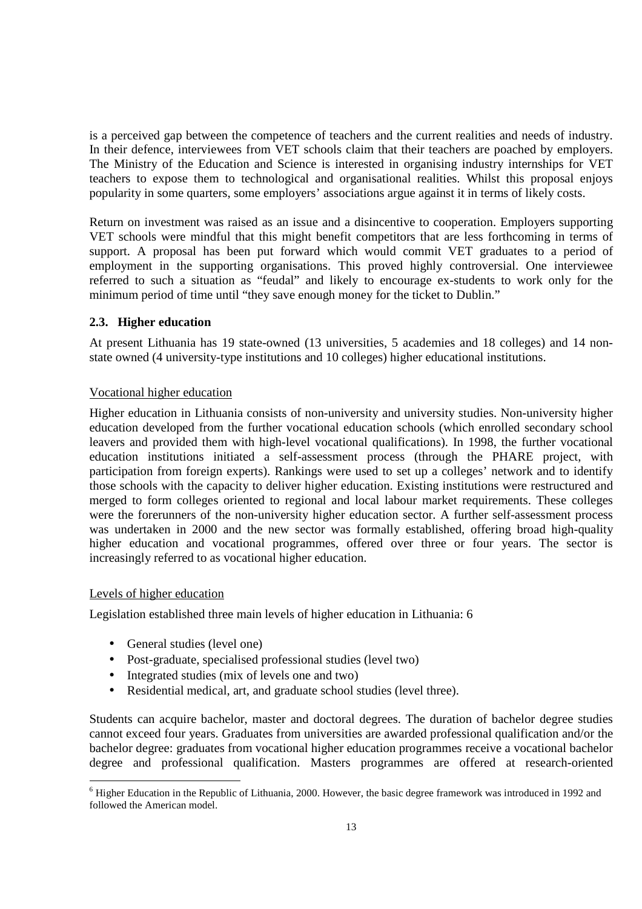is a perceived gap between the competence of teachers and the current realities and needs of industry. In their defence, interviewees from VET schools claim that their teachers are poached by employers. The Ministry of the Education and Science is interested in organising industry internships for VET teachers to expose them to technological and organisational realities. Whilst this proposal enjoys popularity in some quarters, some employers' associations argue against it in terms of likely costs.

Return on investment was raised as an issue and a disincentive to cooperation. Employers supporting VET schools were mindful that this might benefit competitors that are less forthcoming in terms of support. A proposal has been put forward which would commit VET graduates to a period of employment in the supporting organisations. This proved highly controversial. One interviewee referred to such a situation as "feudal" and likely to encourage ex-students to work only for the minimum period of time until "they save enough money for the ticket to Dublin."

### 2.3. Higher education

At present Lithuania has 19 state-owned (13 universities, 5 academies and 18 colleges) and 14 non-state owned (4 university-type institutions and 10 colleges) higher educational institutions.

Vocational higher education

Higher education in Lithuania consists of non-university and university studies. Non-university higher education developed from the further vocational education schools (which enrolled secondary school leavers and provided them with high-level vocational qualifications). In 1998, the further vocational education institutions initiated a self-assessment process (through the PHARE project, with participation from foreign experts). Rankings were used to set up a colleges' network and to identify those schools with the capacity to deliver higher education. Existing institutions were restructured and merged to form colleges oriented to regional and local labour market requirements. These colleges were the forerunners of the non-university higher education sector. A further self-assessment process was undertaken in 2000 and the new sector was formally established, offering broad high-quality higher education and vocational programmes, offered over three or four years. The sector is increasingly referred to as vocational higher education.

Levels of higher education

Legislation established three main levels of higher education in Lithuania: 6

- General studies (level one)
- Post-graduate, specialised professional studies (level two)
- Integrated studies (mix of levels one and two)
- Residential medical, art, and graduate school studies (level three).

Students can acquire bachelor, master and doctoral degrees. The duration of bachelor degree studies cannot exceed four years. Graduates from universities are awarded professional qualification and/or the bachelor degree: graduates from vocational higher education programmes receive a vocational bachelor degree and professional qualification. Masters programmes are offered at research-oriented

[6] Higher Education in the Republic of Lithuania, 2000. However, the basic degree framework was introduced in 1992 and followed the American model.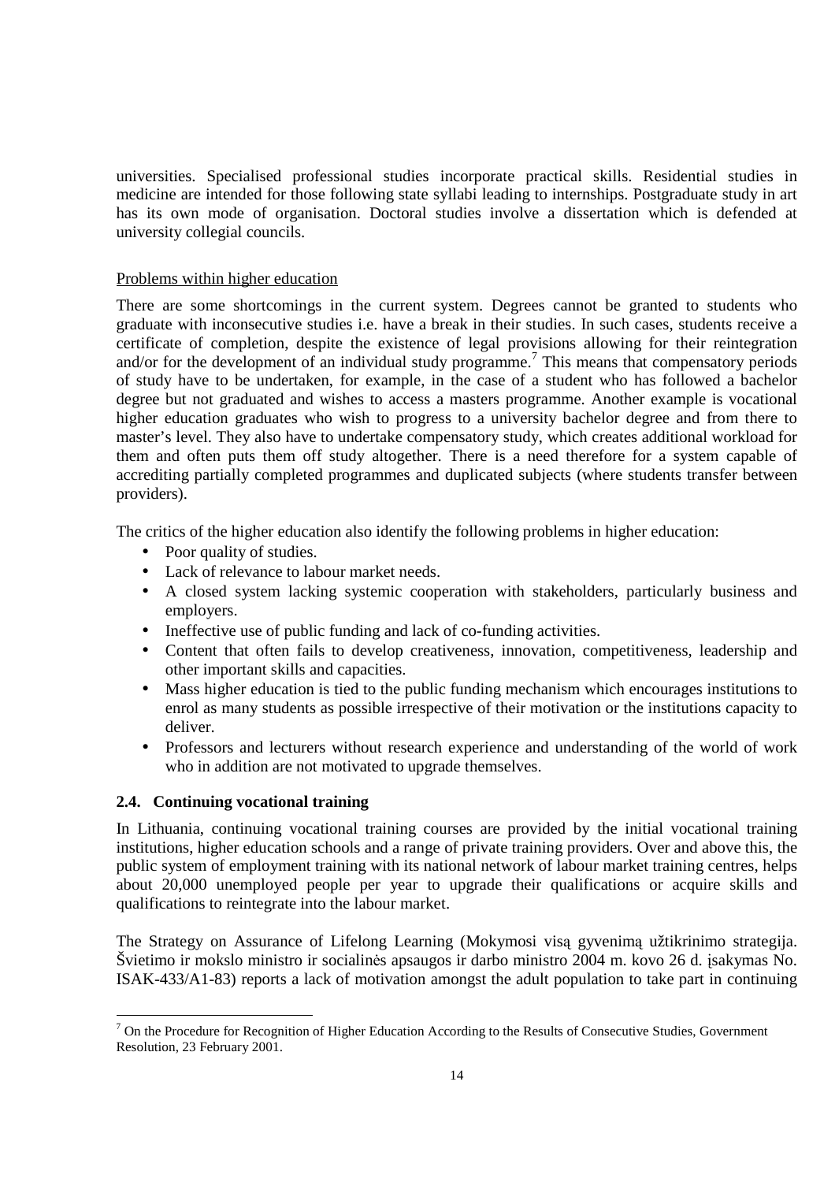universities. Specialised professional studies incorporate practical skills. Residential studies in medicine are intended for those following state syllabi leading to internships. Postgraduate study in art has its own mode of organisation. Doctoral studies involve a dissertation which is defended at university collegial councils.

Problems within higher education

There are some shortcomings in the current system. Degrees cannot be granted to students who graduate with inconsecutive studies i.e. have a break in their studies. In such cases, students receive a certificate of completion, despite the existence of legal provisions allowing for their reintegration and/or for the development of an individual study programme.[7] This means that compensatory periods of study have to be undertaken, for example, in the case of a student who has followed a bachelor degree but not graduated and wishes to access a masters programme. Another example is vocational higher education graduates who wish to progress to a university bachelor degree and from there to master's level. They also have to undertake compensatory study, which creates additional workload for them and often puts them off study altogether. There is a need therefore for a system capable of accrediting partially completed programmes and duplicated subjects (where students transfer between providers).

The critics of the higher education also identify the following problems in higher education:

- Poor quality of studies.
- Lack of relevance to labour market needs.
- A closed system lacking systemic cooperation with stakeholders, particularly business and employers.
- Ineffective use of public funding and lack of co-funding activities.
- Content that often fails to develop creativeness, innovation, competitiveness, leadership and other important skills and capacities.
- Mass higher education is tied to the public funding mechanism which encourages institutions to enrol as many students as possible irrespective of their motivation or the institutions capacity to deliver.
- Professors and lecturers without research experience and understanding of the world of work who in addition are not motivated to upgrade themselves.

### 2.4. Continuing vocational training

In Lithuania, continuing vocational training courses are provided by the initial vocational training institutions, higher education schools and a range of private training providers. Over and above this, the public system of employment training with its national network of labour market training centres, helps about 20,000 unemployed people per year to upgrade their qualifications or acquire skills and qualifications to reintegrate into the labour market.

The Strategy on Assurance of Lifelong Learning (Mokymosi visą gyvenimą užtikrinimo strategija. Švietimo ir mokslo ministro ir socialinės apsaugos ir darbo ministro 2004 m. kovo 26 d. įsakymas No. ISAK-433/A1-83) reports a lack of motivation amongst the adult population to take part in continuing

---

[7] On the Procedure for Recognition of Higher Education According to the Results of Consecutive Studies, Government Resolution, 23 February 2001.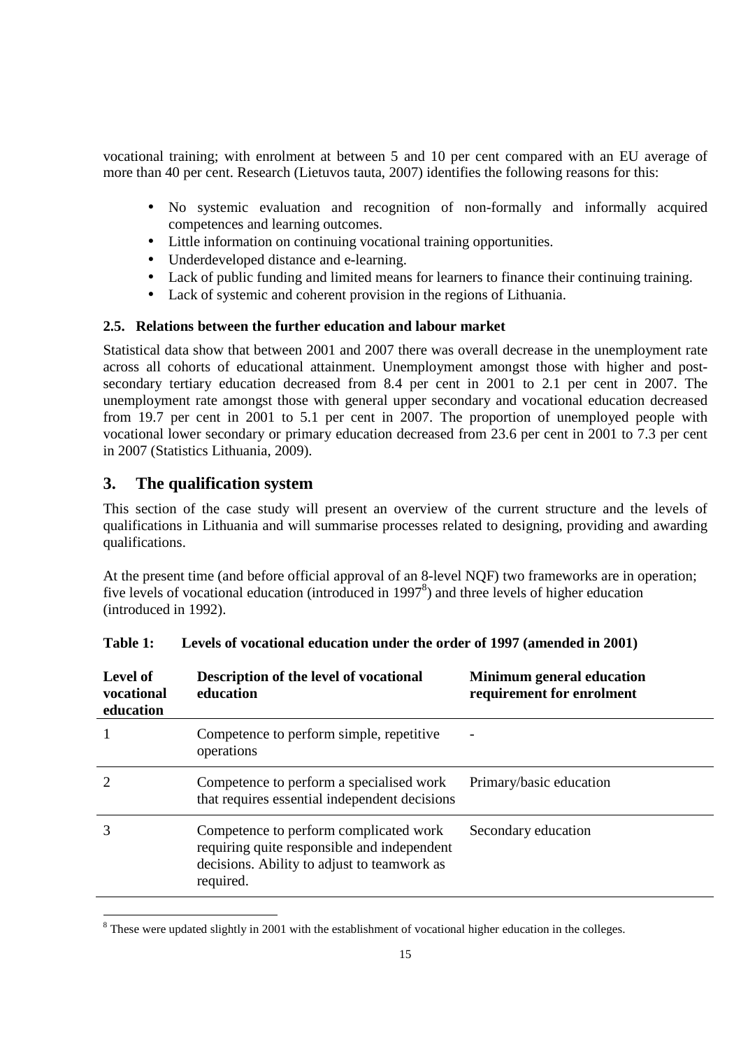vocational training; with enrolment at between 5 and 10 per cent compared with an EU average of more than 40 per cent. Research (Lietuvos tauta, 2007) identifies the following reasons for this:

- No systemic evaluation and recognition of non-formally and informally acquired competences and learning outcomes.
- Little information on continuing vocational training opportunities.
- Underdeveloped distance and e-learning.
- Lack of public funding and limited means for learners to finance their continuing training.
- Lack of systemic and coherent provision in the regions of Lithuania.

### 2.5. Relations between the further education and labour market

Statistical data show that between 2001 and 2007 there was overall decrease in the unemployment rate across all cohorts of educational attainment. Unemployment amongst those with higher and post-secondary tertiary education decreased from 8.4 per cent in 2001 to 2.1 per cent in 2007. The unemployment rate amongst those with general upper secondary and vocational education decreased from 19.7 per cent in 2001 to 5.1 per cent in 2007. The proportion of unemployed people with vocational lower secondary or primary education decreased from 23.6 per cent in 2001 to 7.3 per cent in 2007 (Statistics Lithuania, 2009).

## 3. The qualification system

This section of the case study will present an overview of the current structure and the levels of qualifications in Lithuania and will summarise processes related to designing, providing and awarding qualifications.

At the present time (and before official approval of an 8-level NQF) two frameworks are in operation; five levels of vocational education (introduced in 1997[8]) and three levels of higher education (introduced in 1992).

**Table 1: Levels of vocational education under the order of 1997 (amended in 2001)**

| Level of vocational education | Description of the level of vocational education | Minimum general education requirement for enrolment |
|---|---|---|
| 1 | Competence to perform simple, repetitive operations | - |
| 2 | Competence to perform a specialised work that requires essential independent decisions | Primary/basic education |
| 3 | Competence to perform complicated work requiring quite responsible and independent decisions. Ability to adjust to teamwork as required. | Secondary education |

[8] These were updated slightly in 2001 with the establishment of vocational higher education in the colleges.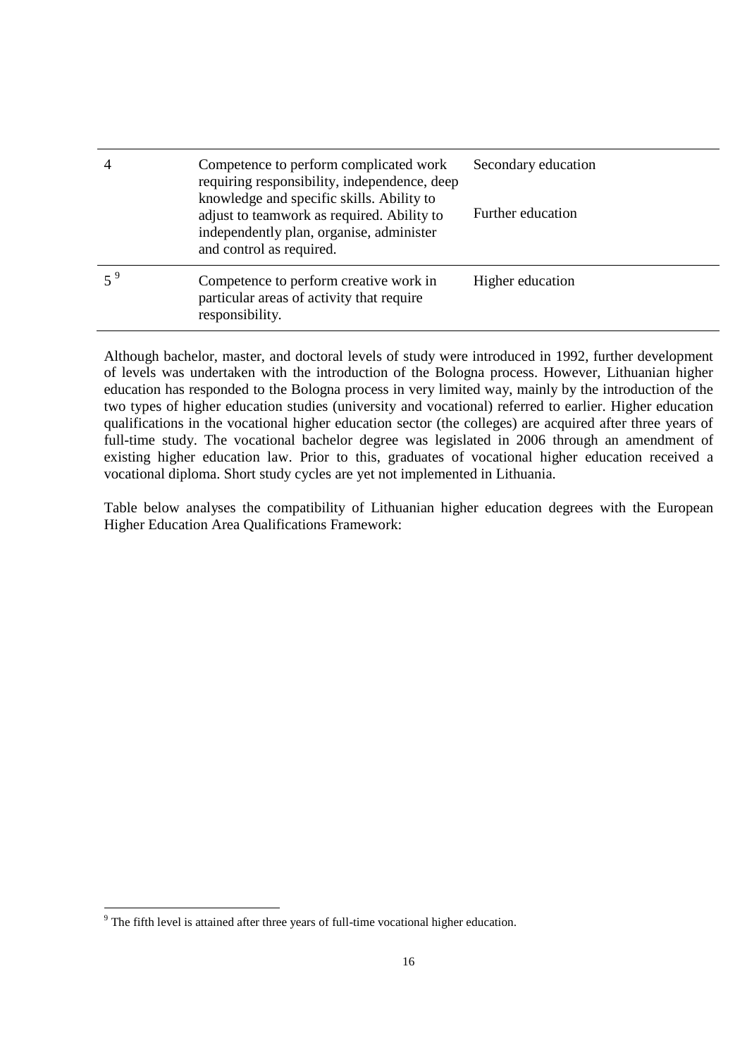| | | |
|---|---|---|
| 4 | Competence to perform complicated work requiring responsibility, independence, deep knowledge and specific skills. Ability to adjust to teamwork as required. Ability to independently plan, organise, administer and control as required. | Secondary education<br><br>Further education |
| 5 [9] | Competence to perform creative work in particular areas of activity that require responsibility. | Higher education |

Although bachelor, master, and doctoral levels of study were introduced in 1992, further development of levels was undertaken with the introduction of the Bologna process. However, Lithuanian higher education has responded to the Bologna process in very limited way, mainly by the introduction of the two types of higher education studies (university and vocational) referred to earlier. Higher education qualifications in the vocational higher education sector (the colleges) are acquired after three years of full-time study. The vocational bachelor degree was legislated in 2006 through an amendment of existing higher education law. Prior to this, graduates of vocational higher education received a vocational diploma. Short study cycles are yet not implemented in Lithuania.

Table below analyses the compatibility of Lithuanian higher education degrees with the European Higher Education Area Qualifications Framework:

[9] The fifth level is attained after three years of full-time vocational higher education.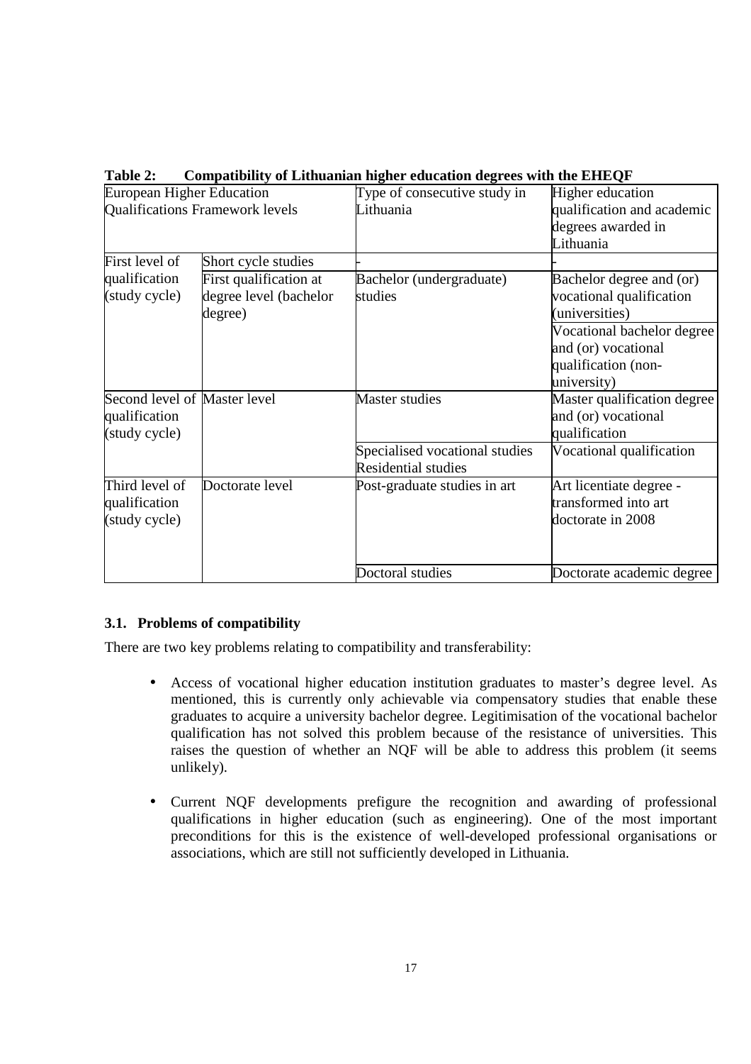**Table 2: Compatibility of Lithuanian higher education degrees with the EHEQF**

| European Higher Education Qualifications Framework levels | | Type of consecutive study in Lithuania | Higher education qualification and academic degrees awarded in Lithuania |
|---|---|---|---|
| First level of qualification (study cycle) | Short cycle studies | - | - |
| | First qualification at degree level (bachelor degree) | Bachelor (undergraduate) studies | Bachelor degree and (or) vocational qualification (universities) |
| | | | Vocational bachelor degree and (or) vocational qualification (non-university) |
| Second level of qualification (study cycle) | Master level | Master studies | Master qualification degree and (or) vocational qualification |
| | | Specialised vocational studies Residential studies | Vocational qualification |
| Third level of qualification (study cycle) | Doctorate level | Post-graduate studies in art | Art licentiate degree - transformed into art doctorate in 2008 |
| | | Doctoral studies | Doctorate academic degree |

### 3.1. Problems of compatibility

There are two key problems relating to compatibility and transferability:

- Access of vocational higher education institution graduates to master's degree level. As mentioned, this is currently only achievable via compensatory studies that enable these graduates to acquire a university bachelor degree. Legitimisation of the vocational bachelor qualification has not solved this problem because of the resistance of universities. This raises the question of whether an NQF will be able to address this problem (it seems unlikely).

- Current NQF developments prefigure the recognition and awarding of professional qualifications in higher education (such as engineering). One of the most important preconditions for this is the existence of well-developed professional organisations or associations, which are still not sufficiently developed in Lithuania.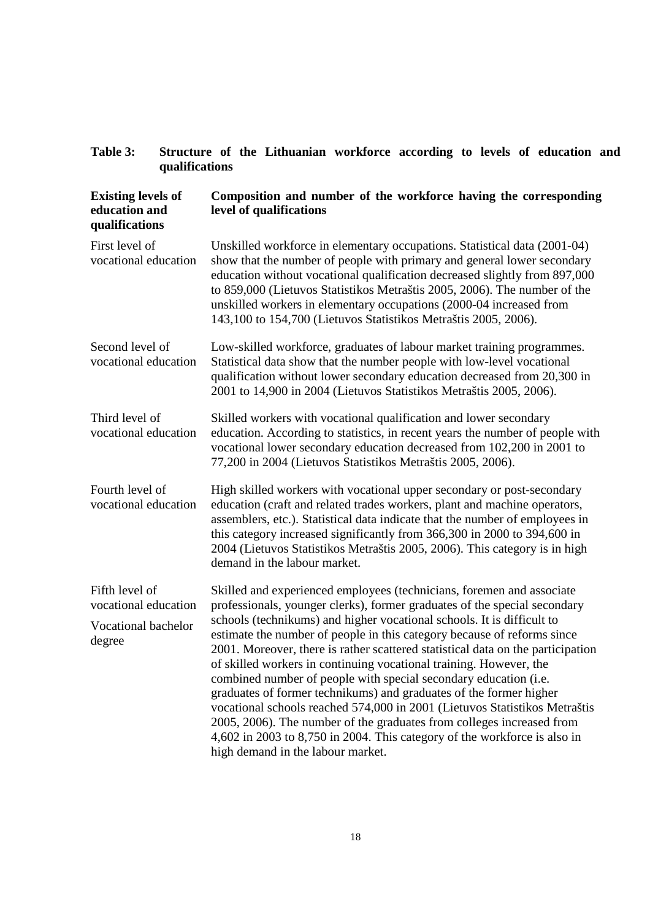**Table 3: Structure of the Lithuanian workforce according to levels of education and qualifications**

| Existing levels of education and qualifications | Composition and number of the workforce having the corresponding level of qualifications |
|---|---|
| First level of vocational education | Unskilled workforce in elementary occupations. Statistical data (2001-04) show that the number of people with primary and general lower secondary education without vocational qualification decreased slightly from 897,000 to 859,000 (Lietuvos Statistikos Metraštis 2005, 2006). The number of the unskilled workers in elementary occupations (2000-04 increased from 143,100 to 154,700 (Lietuvos Statistikos Metraštis 2005, 2006). |
| Second level of vocational education | Low-skilled workforce, graduates of labour market training programmes. Statistical data show that the number people with low-level vocational qualification without lower secondary education decreased from 20,300 in 2001 to 14,900 in 2004 (Lietuvos Statistikos Metraštis 2005, 2006). |
| Third level of vocational education | Skilled workers with vocational qualification and lower secondary education. According to statistics, in recent years the number of people with vocational lower secondary education decreased from 102,200 in 2001 to 77,200 in 2004 (Lietuvos Statistikos Metraštis 2005, 2006). |
| Fourth level of vocational education | High skilled workers with vocational upper secondary or post-secondary education (craft and related trades workers, plant and machine operators, assemblers, etc.). Statistical data indicate that the number of employees in this category increased significantly from 366,300 in 2000 to 394,600 in 2004 (Lietuvos Statistikos Metraštis 2005, 2006). This category is in high demand in the labour market. |
| Fifth level of vocational education<br><br>Vocational bachelor degree | Skilled and experienced employees (technicians, foremen and associate professionals, younger clerks), former graduates of the special secondary schools (technikums) and higher vocational schools. It is difficult to estimate the number of people in this category because of reforms since 2001. Moreover, there is rather scattered statistical data on the participation of skilled workers in continuing vocational training. However, the combined number of people with special secondary education (i.e. graduates of former technikums) and graduates of the former higher vocational schools reached 574,000 in 2001 (Lietuvos Statistikos Metraštis 2005, 2006). The number of the graduates from colleges increased from 4,602 in 2003 to 8,750 in 2004. This category of the workforce is also in high demand in the labour market. |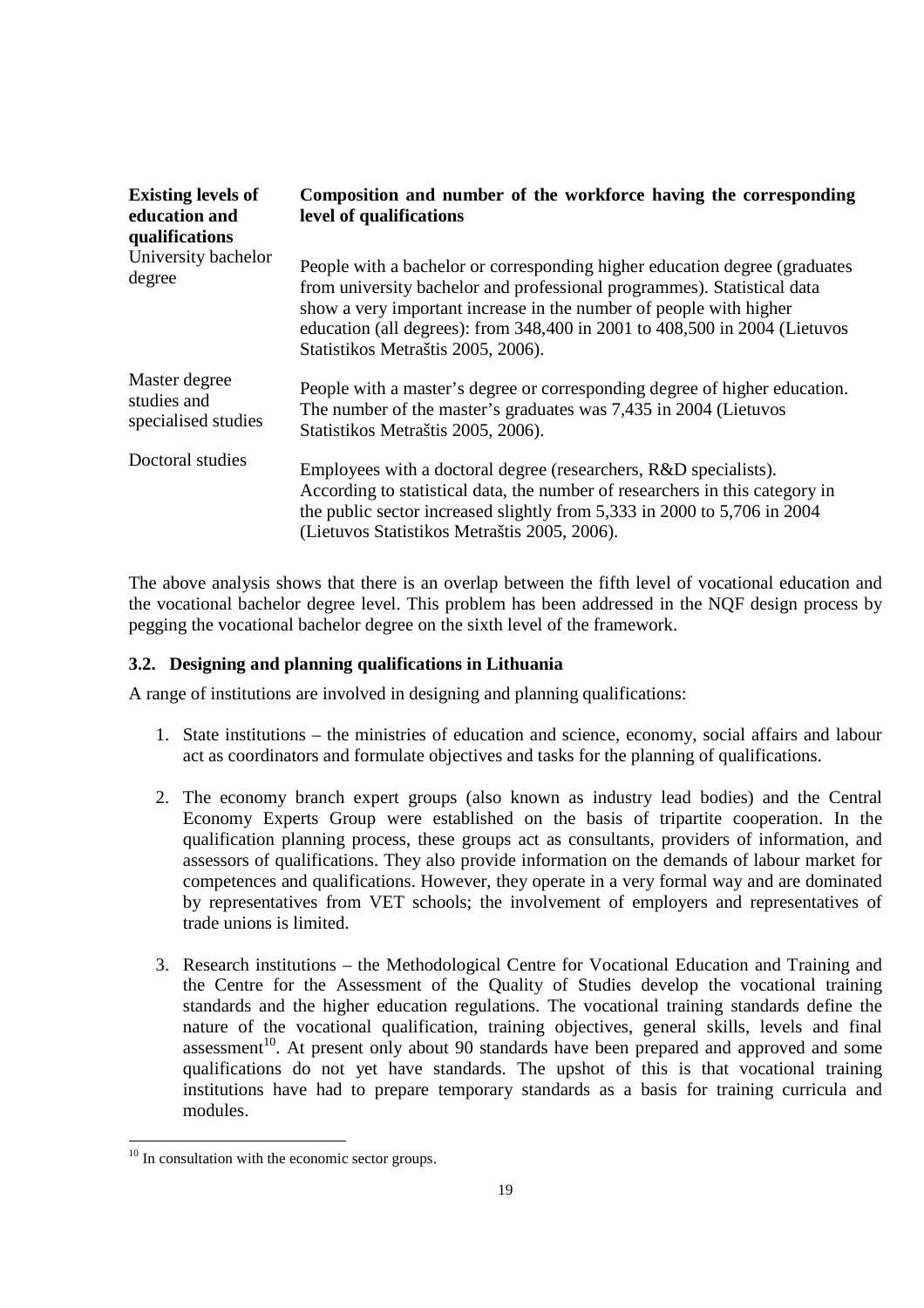| Existing levels of education and qualifications | Composition and number of the workforce having the corresponding level of qualifications |
|---|---|
| University bachelor degree | People with a bachelor or corresponding higher education degree (graduates from university bachelor and professional programmes). Statistical data show a very important increase in the number of people with higher education (all degrees): from 348,400 in 2001 to 408,500 in 2004 (Lietuvos Statistikos Metraštis 2005, 2006). |
| Master degree studies and specialised studies | People with a master's degree or corresponding degree of higher education. The number of the master's graduates was 7,435 in 2004 (Lietuvos Statistikos Metraštis 2005, 2006). |
| Doctoral studies | Employees with a doctoral degree (researchers, R&D specialists). According to statistical data, the number of researchers in this category in the public sector increased slightly from 5,333 in 2000 to 5,706 in 2004 (Lietuvos Statistikos Metraštis 2005, 2006). |

The above analysis shows that there is an overlap between the fifth level of vocational education and the vocational bachelor degree level. This problem has been addressed in the NQF design process by pegging the vocational bachelor degree on the sixth level of the framework.

### 3.2. Designing and planning qualifications in Lithuania

A range of institutions are involved in designing and planning qualifications:

1. State institutions – the ministries of education and science, economy, social affairs and labour act as coordinators and formulate objectives and tasks for the planning of qualifications.

2. The economy branch expert groups (also known as industry lead bodies) and the Central Economy Experts Group were established on the basis of tripartite cooperation. In the qualification planning process, these groups act as consultants, providers of information, and assessors of qualifications. They also provide information on the demands of labour market for competences and qualifications. However, they operate in a very formal way and are dominated by representatives from VET schools; the involvement of employers and representatives of trade unions is limited.

3. Research institutions – the Methodological Centre for Vocational Education and Training and the Centre for the Assessment of the Quality of Studies develop the vocational training standards and the higher education regulations. The vocational training standards define the nature of the vocational qualification, training objectives, general skills, levels and final assessment[10]. At present only about 90 standards have been prepared and approved and some qualifications do not yet have standards. The upshot of this is that vocational training institutions have had to prepare temporary standards as a basis for training curricula and modules.

[10] In consultation with the economic sector groups.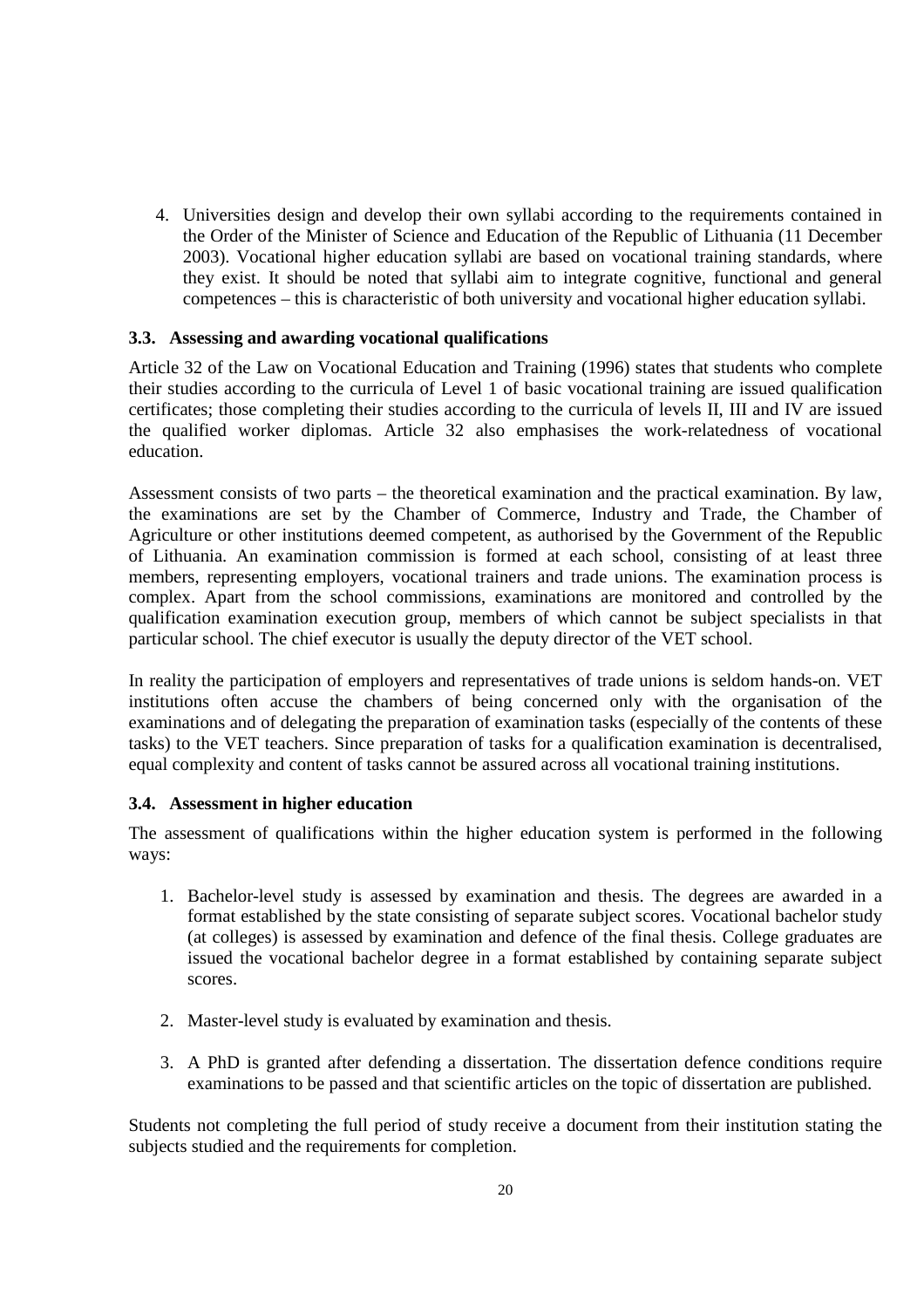4. Universities design and develop their own syllabi according to the requirements contained in the Order of the Minister of Science and Education of the Republic of Lithuania (11 December 2003). Vocational higher education syllabi are based on vocational training standards, where they exist. It should be noted that syllabi aim to integrate cognitive, functional and general competences – this is characteristic of both university and vocational higher education syllabi.

### 3.3. Assessing and awarding vocational qualifications

Article 32 of the Law on Vocational Education and Training (1996) states that students who complete their studies according to the curricula of Level 1 of basic vocational training are issued qualification certificates; those completing their studies according to the curricula of levels II, III and IV are issued the qualified worker diplomas. Article 32 also emphasises the work-relatedness of vocational education.

Assessment consists of two parts – the theoretical examination and the practical examination. By law, the examinations are set by the Chamber of Commerce, Industry and Trade, the Chamber of Agriculture or other institutions deemed competent, as authorised by the Government of the Republic of Lithuania. An examination commission is formed at each school, consisting of at least three members, representing employers, vocational trainers and trade unions. The examination process is complex. Apart from the school commissions, examinations are monitored and controlled by the qualification examination execution group, members of which cannot be subject specialists in that particular school. The chief executor is usually the deputy director of the VET school.

In reality the participation of employers and representatives of trade unions is seldom hands-on. VET institutions often accuse the chambers of being concerned only with the organisation of the examinations and of delegating the preparation of examination tasks (especially of the contents of these tasks) to the VET teachers. Since preparation of tasks for a qualification examination is decentralised, equal complexity and content of tasks cannot be assured across all vocational training institutions.

### 3.4. Assessment in higher education

The assessment of qualifications within the higher education system is performed in the following ways:

1. Bachelor-level study is assessed by examination and thesis. The degrees are awarded in a format established by the state consisting of separate subject scores. Vocational bachelor study (at colleges) is assessed by examination and defence of the final thesis. College graduates are issued the vocational bachelor degree in a format established by containing separate subject scores.

2. Master-level study is evaluated by examination and thesis.

3. A PhD is granted after defending a dissertation. The dissertation defence conditions require examinations to be passed and that scientific articles on the topic of dissertation are published.

Students not completing the full period of study receive a document from their institution stating the subjects studied and the requirements for completion.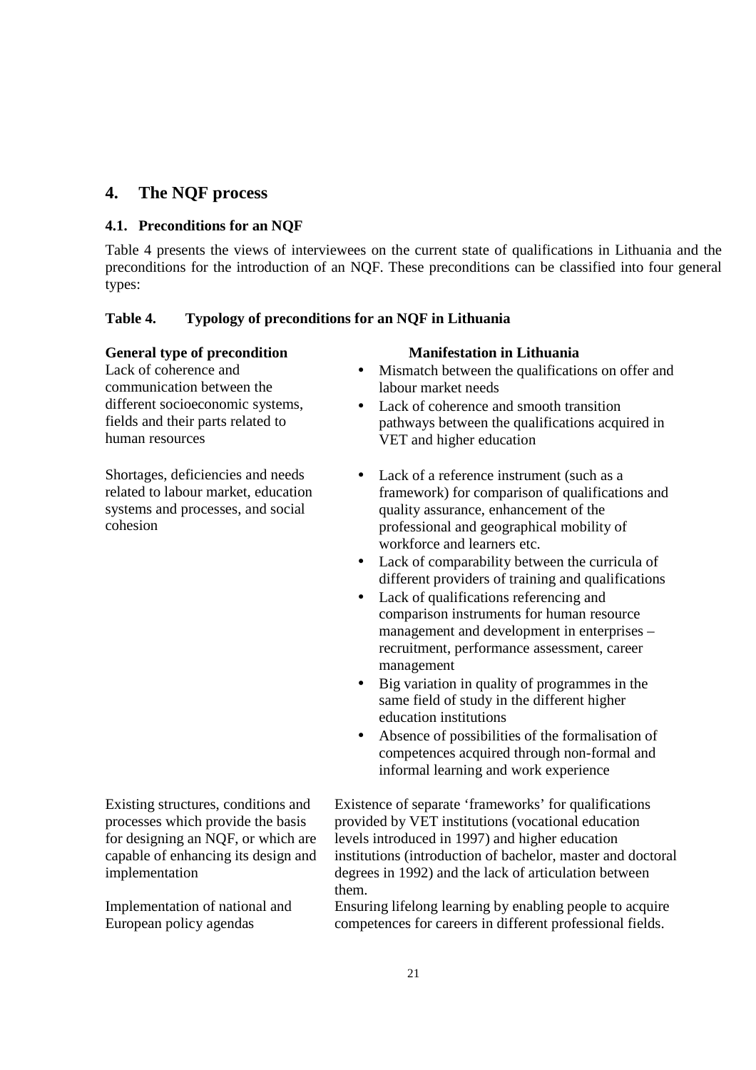## 4. The NQF process

### 4.1. Preconditions for an NQF

Table 4 presents the views of interviewees on the current state of qualifications in Lithuania and the preconditions for the introduction of an NQF. These preconditions can be classified into four general types:

**Table 4. Typology of preconditions for an NQF in Lithuania**

| General type of precondition | Manifestation in Lithuania |
|---|---|
| Lack of coherence and communication between the different socioeconomic systems, fields and their parts related to human resources | • Mismatch between the qualifications on offer and labour market needs<br>• Lack of coherence and smooth transition pathways between the qualifications acquired in VET and higher education |
| Shortages, deficiencies and needs related to labour market, education systems and processes, and social cohesion | • Lack of a reference instrument (such as a framework) for comparison of qualifications and quality assurance, enhancement of the professional and geographical mobility of workforce and learners etc.<br>• Lack of comparability between the curricula of different providers of training and qualifications<br>• Lack of qualifications referencing and comparison instruments for human resource management and development in enterprises – recruitment, performance assessment, career management<br>• Big variation in quality of programmes in the same field of study in the different higher education institutions<br>• Absence of possibilities of the formalisation of competences acquired through non-formal and informal learning and work experience |
| Existing structures, conditions and processes which provide the basis for designing an NQF, or which are capable of enhancing its design and implementation | Existence of separate 'frameworks' for qualifications provided by VET institutions (vocational education levels introduced in 1997) and higher education institutions (introduction of bachelor, master and doctoral degrees in 1992) and the lack of articulation between them. |
| Implementation of national and European policy agendas | Ensuring lifelong learning by enabling people to acquire competences for careers in different professional fields. |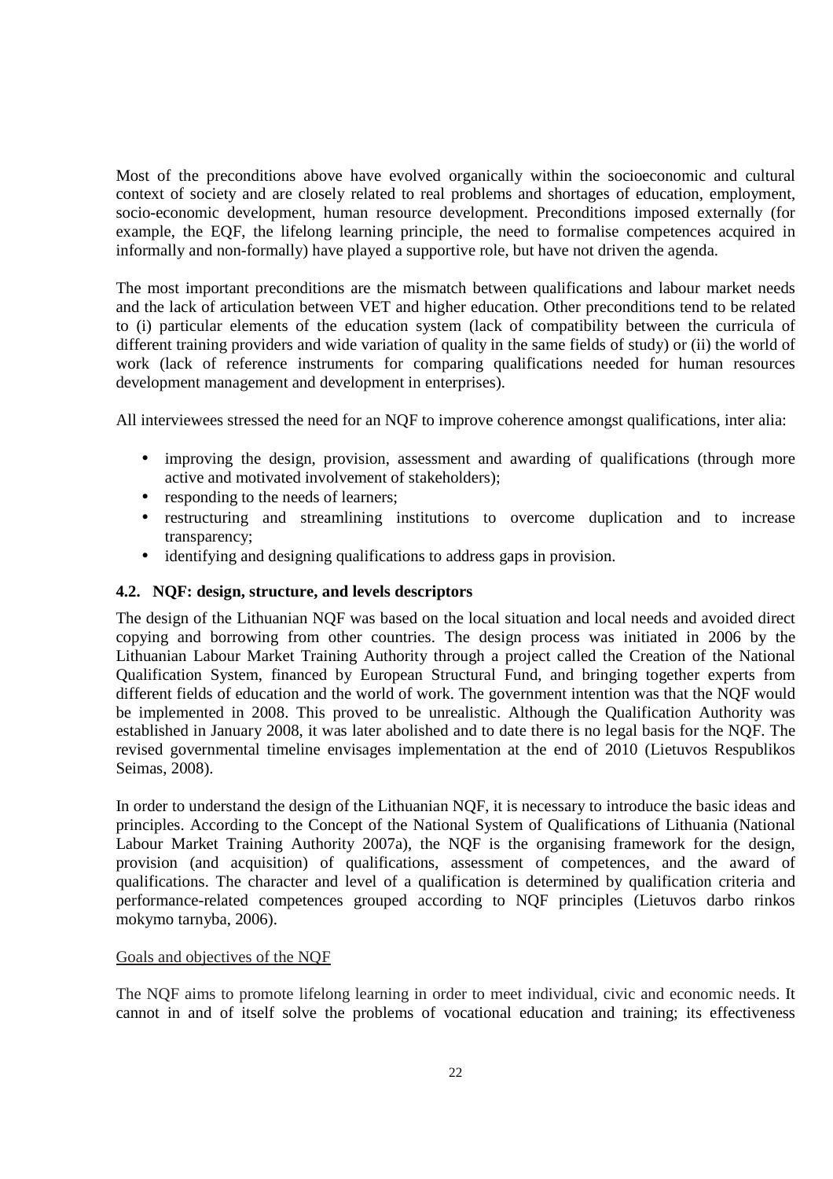Most of the preconditions above have evolved organically within the socioeconomic and cultural context of society and are closely related to real problems and shortages of education, employment, socio-economic development, human resource development. Preconditions imposed externally (for example, the EQF, the lifelong learning principle, the need to formalise competences acquired in informally and non-formally) have played a supportive role, but have not driven the agenda.

The most important preconditions are the mismatch between qualifications and labour market needs and the lack of articulation between VET and higher education. Other preconditions tend to be related to (i) particular elements of the education system (lack of compatibility between the curricula of different training providers and wide variation of quality in the same fields of study) or (ii) the world of work (lack of reference instruments for comparing qualifications needed for human resources development management and development in enterprises).

All interviewees stressed the need for an NQF to improve coherence amongst qualifications, inter alia:

- improving the design, provision, assessment and awarding of qualifications (through more active and motivated involvement of stakeholders);
- responding to the needs of learners;
- restructuring and streamlining institutions to overcome duplication and to increase transparency;
- identifying and designing qualifications to address gaps in provision.

### 4.2. NQF: design, structure, and levels descriptors

The design of the Lithuanian NQF was based on the local situation and local needs and avoided direct copying and borrowing from other countries. The design process was initiated in 2006 by the Lithuanian Labour Market Training Authority through a project called the Creation of the National Qualification System, financed by European Structural Fund, and bringing together experts from different fields of education and the world of work. The government intention was that the NQF would be implemented in 2008. This proved to be unrealistic. Although the Qualification Authority was established in January 2008, it was later abolished and to date there is no legal basis for the NQF. The revised governmental timeline envisages implementation at the end of 2010 (Lietuvos Respublikos Seimas, 2008).

In order to understand the design of the Lithuanian NQF, it is necessary to introduce the basic ideas and principles. According to the Concept of the National System of Qualifications of Lithuania (National Labour Market Training Authority 2007a), the NQF is the organising framework for the design, provision (and acquisition) of qualifications, assessment of competences, and the award of qualifications. The character and level of a qualification is determined by qualification criteria and performance-related competences grouped according to NQF principles (Lietuvos darbo rinkos mokymo tarnyba, 2006).

Goals and objectives of the NQF

The NQF aims to promote lifelong learning in order to meet individual, civic and economic needs. It cannot in and of itself solve the problems of vocational education and training; its effectiveness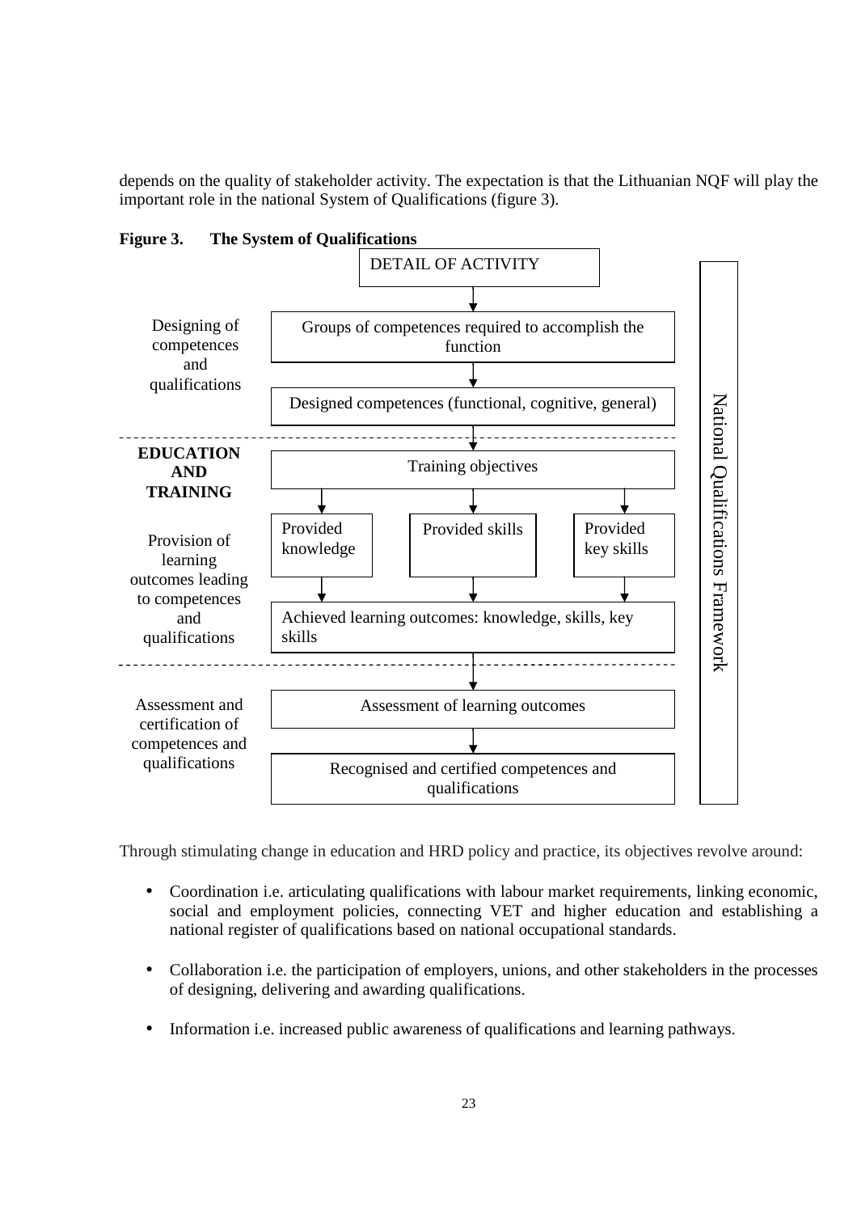depends on the quality of stakeholder activity. The expectation is that the Lithuanian NQF will play the important role in the national System of Qualifications (figure 3).

**Figure 3. The System of Qualifications**

| Stage | Process | |
|---|---|---|
| | DETAIL OF ACTIVITY | National Qualifications Framework |
| Designing of competences and qualifications | ↓ Groups of competences required to accomplish the function | |
| | ↓ Designed competences (functional, cognitive, general) | |
| **EDUCATION AND TRAINING** | ↓ Training objectives | |
| Provision of learning outcomes leading to competences and qualifications | ↓ Provided knowledge / Provided skills / Provided key skills | |
| | ↓ Achieved learning outcomes: knowledge, skills, key skills | |
| Assessment and certification of competences and qualifications | ↓ Assessment of learning outcomes | |
| | ↓ Recognised and certified competences and qualifications | |

Through stimulating change in education and HRD policy and practice, its objectives revolve around:

- Coordination i.e. articulating qualifications with labour market requirements, linking economic, social and employment policies, connecting VET and higher education and establishing a national register of qualifications based on national occupational standards.

- Collaboration i.e. the participation of employers, unions, and other stakeholders in the processes of designing, delivering and awarding qualifications.

- Information i.e. increased public awareness of qualifications and learning pathways.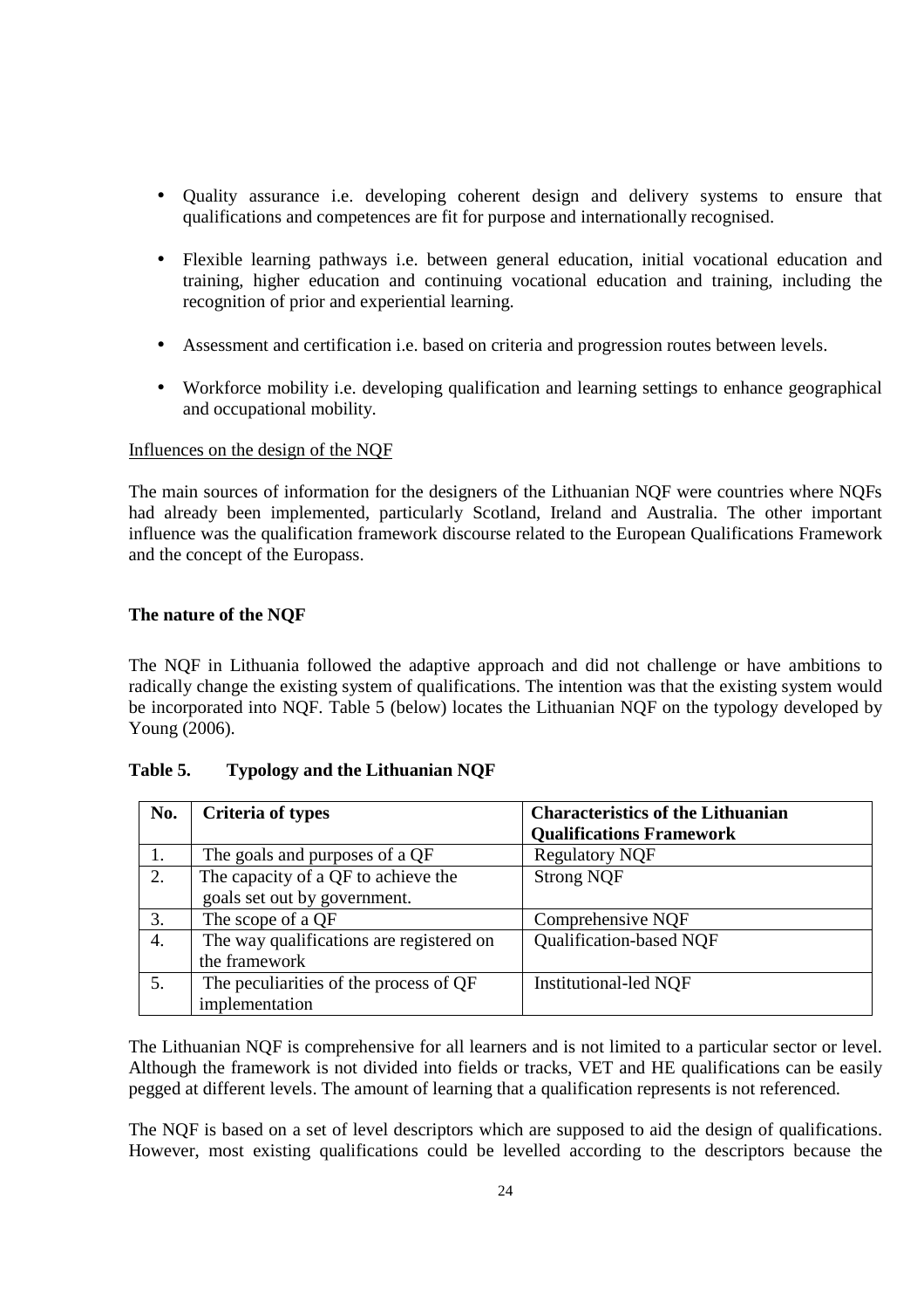- Quality assurance i.e. developing coherent design and delivery systems to ensure that qualifications and competences are fit for purpose and internationally recognised.
- Flexible learning pathways i.e. between general education, initial vocational education and training, higher education and continuing vocational education and training, including the recognition of prior and experiential learning.
- Assessment and certification i.e. based on criteria and progression routes between levels.
- Workforce mobility i.e. developing qualification and learning settings to enhance geographical and occupational mobility.

Influences on the design of the NQF

The main sources of information for the designers of the Lithuanian NQF were countries where NQFs had already been implemented, particularly Scotland, Ireland and Australia. The other important influence was the qualification framework discourse related to the European Qualifications Framework and the concept of the Europass.

**The nature of the NQF**

The NQF in Lithuania followed the adaptive approach and did not challenge or have ambitions to radically change the existing system of qualifications. The intention was that the existing system would be incorporated into NQF. Table 5 (below) locates the Lithuanian NQF on the typology developed by Young (2006).

**Table 5. Typology and the Lithuanian NQF**

| No. | Criteria of types | Characteristics of the Lithuanian Qualifications Framework |
|---|---|---|
| 1. | The goals and purposes of a QF | Regulatory NQF |
| 2. | The capacity of a QF to achieve the goals set out by government. | Strong NQF |
| 3. | The scope of a QF | Comprehensive NQF |
| 4. | The way qualifications are registered on the framework | Qualification-based NQF |
| 5. | The peculiarities of the process of QF implementation | Institutional-led NQF |

The Lithuanian NQF is comprehensive for all learners and is not limited to a particular sector or level. Although the framework is not divided into fields or tracks, VET and HE qualifications can be easily pegged at different levels. The amount of learning that a qualification represents is not referenced.

The NQF is based on a set of level descriptors which are supposed to aid the design of qualifications. However, most existing qualifications could be levelled according to the descriptors because the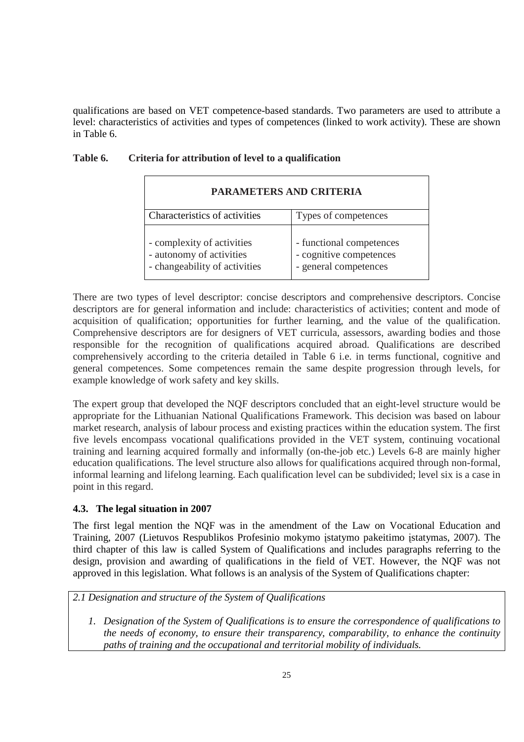qualifications are based on VET competence-based standards. Two parameters are used to attribute a level: characteristics of activities and types of competences (linked to work activity). These are shown in Table 6.

**Table 6. Criteria for attribution of level to a qualification**

| PARAMETERS AND CRITERIA | |
|---|---|
| Characteristics of activities | Types of competences |
| - complexity of activities<br>- autonomy of activities<br>- changeability of activities | - functional competences<br>- cognitive competences<br>- general competences |

There are two types of level descriptor: concise descriptors and comprehensive descriptors. Concise descriptors are for general information and include: characteristics of activities; content and mode of acquisition of qualification; opportunities for further learning, and the value of the qualification. Comprehensive descriptors are for designers of VET curricula, assessors, awarding bodies and those responsible for the recognition of qualifications acquired abroad. Qualifications are described comprehensively according to the criteria detailed in Table 6 i.e. in terms functional, cognitive and general competences. Some competences remain the same despite progression through levels, for example knowledge of work safety and key skills.

The expert group that developed the NQF descriptors concluded that an eight-level structure would be appropriate for the Lithuanian National Qualifications Framework. This decision was based on labour market research, analysis of labour process and existing practices within the education system. The first five levels encompass vocational qualifications provided in the VET system, continuing vocational training and learning acquired formally and informally (on-the-job etc.) Levels 6-8 are mainly higher education qualifications. The level structure also allows for qualifications acquired through non-formal, informal learning and lifelong learning. Each qualification level can be subdivided; level six is a case in point in this regard.

### 4.3. The legal situation in 2007

The first legal mention the NQF was in the amendment of the Law on Vocational Education and Training, 2007 (Lietuvos Respublikos Profesinio mokymo įstatymo pakeitimo įstatymas, 2007). The third chapter of this law is called System of Qualifications and includes paragraphs referring to the design, provision and awarding of qualifications in the field of VET. However, the NQF was not approved in this legislation. What follows is an analysis of the System of Qualifications chapter:

*2.1 Designation and structure of the System of Qualifications*

1. *Designation of the System of Qualifications is to ensure the correspondence of qualifications to the needs of economy, to ensure their transparency, comparability, to enhance the continuity paths of training and the occupational and territorial mobility of individuals.*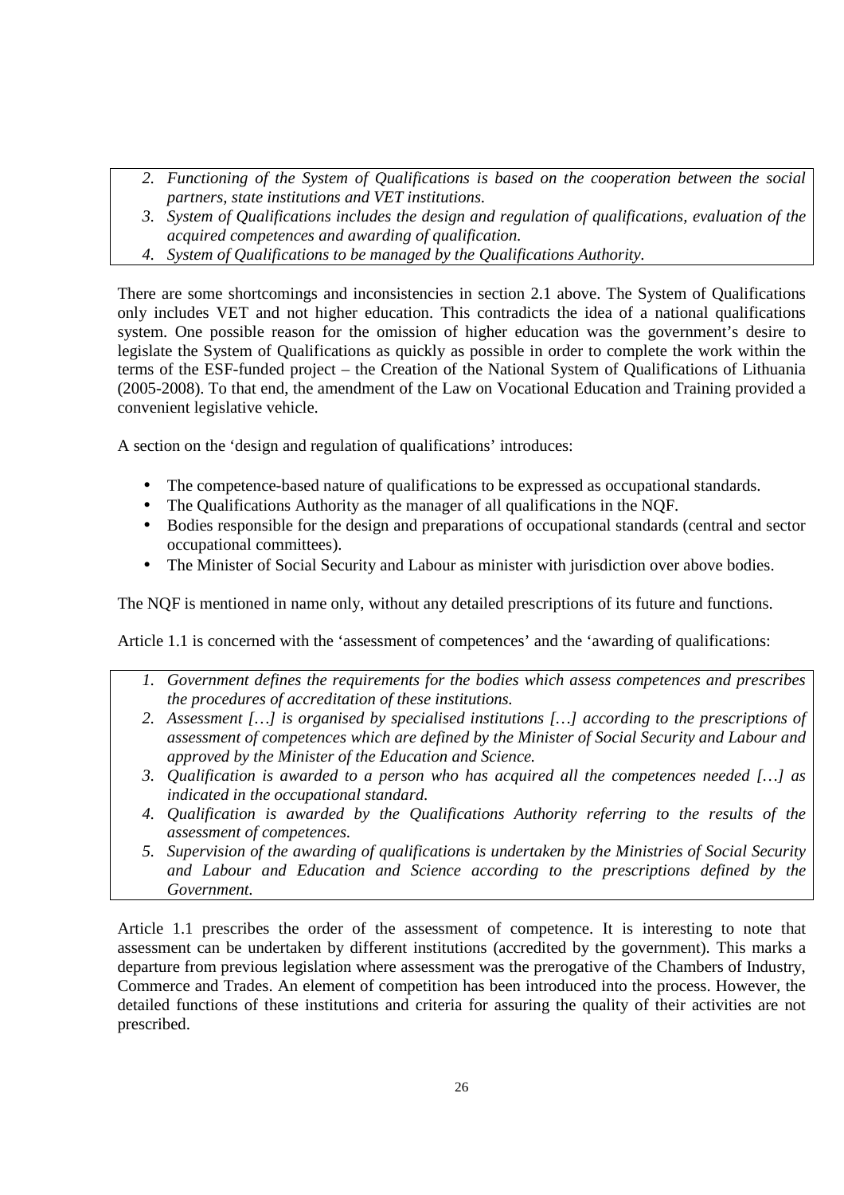2. *Functioning of the System of Qualifications is based on the cooperation between the social partners, state institutions and VET institutions.*
3. *System of Qualifications includes the design and regulation of qualifications, evaluation of the acquired competences and awarding of qualification.*
4. *System of Qualifications to be managed by the Qualifications Authority.*

There are some shortcomings and inconsistencies in section 2.1 above. The System of Qualifications only includes VET and not higher education. This contradicts the idea of a national qualifications system. One possible reason for the omission of higher education was the government's desire to legislate the System of Qualifications as quickly as possible in order to complete the work within the terms of the ESF-funded project – the Creation of the National System of Qualifications of Lithuania (2005-2008). To that end, the amendment of the Law on Vocational Education and Training provided a convenient legislative vehicle.

A section on the 'design and regulation of qualifications' introduces:

- The competence-based nature of qualifications to be expressed as occupational standards.
- The Qualifications Authority as the manager of all qualifications in the NQF.
- Bodies responsible for the design and preparations of occupational standards (central and sector occupational committees).
- The Minister of Social Security and Labour as minister with jurisdiction over above bodies.

The NQF is mentioned in name only, without any detailed prescriptions of its future and functions.

Article 1.1 is concerned with the 'assessment of competences' and the 'awarding of qualifications:

1. *Government defines the requirements for the bodies which assess competences and prescribes the procedures of accreditation of these institutions.*
2. *Assessment […] is organised by specialised institutions […] according to the prescriptions of assessment of competences which are defined by the Minister of Social Security and Labour and approved by the Minister of the Education and Science.*
3. *Qualification is awarded to a person who has acquired all the competences needed […] as indicated in the occupational standard.*
4. *Qualification is awarded by the Qualifications Authority referring to the results of the assessment of competences.*
5. *Supervision of the awarding of qualifications is undertaken by the Ministries of Social Security and Labour and Education and Science according to the prescriptions defined by the Government.*

Article 1.1 prescribes the order of the assessment of competence. It is interesting to note that assessment can be undertaken by different institutions (accredited by the government). This marks a departure from previous legislation where assessment was the prerogative of the Chambers of Industry, Commerce and Trades. An element of competition has been introduced into the process. However, the detailed functions of these institutions and criteria for assuring the quality of their activities are not prescribed.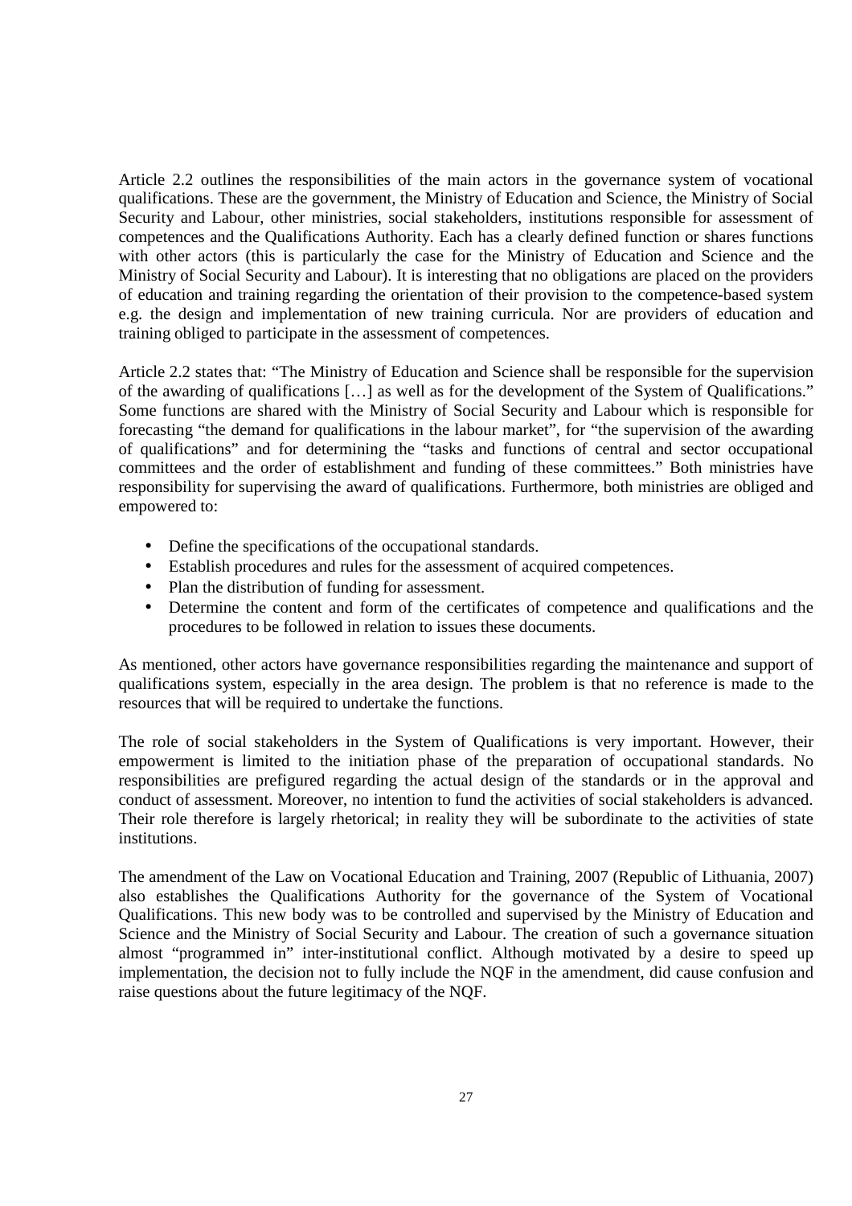Article 2.2 outlines the responsibilities of the main actors in the governance system of vocational qualifications. These are the government, the Ministry of Education and Science, the Ministry of Social Security and Labour, other ministries, social stakeholders, institutions responsible for assessment of competences and the Qualifications Authority. Each has a clearly defined function or shares functions with other actors (this is particularly the case for the Ministry of Education and Science and the Ministry of Social Security and Labour). It is interesting that no obligations are placed on the providers of education and training regarding the orientation of their provision to the competence-based system e.g. the design and implementation of new training curricula. Nor are providers of education and training obliged to participate in the assessment of competences.

Article 2.2 states that: "The Ministry of Education and Science shall be responsible for the supervision of the awarding of qualifications […] as well as for the development of the System of Qualifications." Some functions are shared with the Ministry of Social Security and Labour which is responsible for forecasting "the demand for qualifications in the labour market", for "the supervision of the awarding of qualifications" and for determining the "tasks and functions of central and sector occupational committees and the order of establishment and funding of these committees." Both ministries have responsibility for supervising the award of qualifications. Furthermore, both ministries are obliged and empowered to:

- Define the specifications of the occupational standards.
- Establish procedures and rules for the assessment of acquired competences.
- Plan the distribution of funding for assessment.
- Determine the content and form of the certificates of competence and qualifications and the procedures to be followed in relation to issues these documents.

As mentioned, other actors have governance responsibilities regarding the maintenance and support of qualifications system, especially in the area design. The problem is that no reference is made to the resources that will be required to undertake the functions.

The role of social stakeholders in the System of Qualifications is very important. However, their empowerment is limited to the initiation phase of the preparation of occupational standards. No responsibilities are prefigured regarding the actual design of the standards or in the approval and conduct of assessment. Moreover, no intention to fund the activities of social stakeholders is advanced. Their role therefore is largely rhetorical; in reality they will be subordinate to the activities of state institutions.

The amendment of the Law on Vocational Education and Training, 2007 (Republic of Lithuania, 2007) also establishes the Qualifications Authority for the governance of the System of Vocational Qualifications. This new body was to be controlled and supervised by the Ministry of Education and Science and the Ministry of Social Security and Labour. The creation of such a governance situation almost "programmed in" inter-institutional conflict. Although motivated by a desire to speed up implementation, the decision not to fully include the NQF in the amendment, did cause confusion and raise questions about the future legitimacy of the NQF.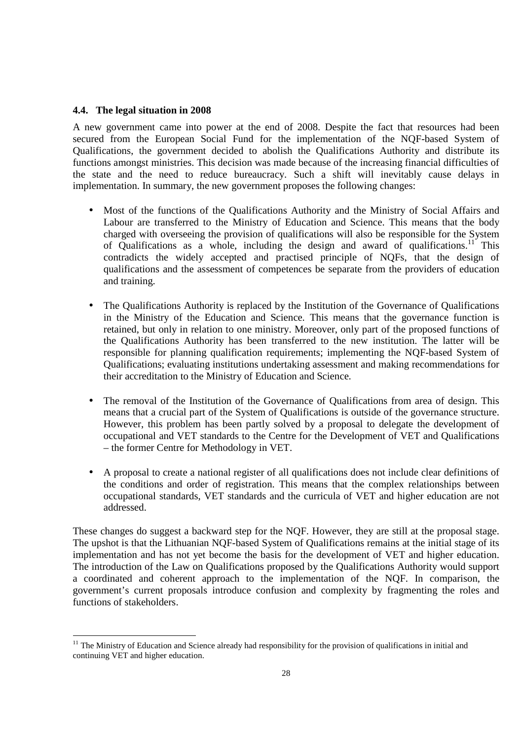### 4.4. The legal situation in 2008

A new government came into power at the end of 2008. Despite the fact that resources had been secured from the European Social Fund for the implementation of the NQF-based System of Qualifications, the government decided to abolish the Qualifications Authority and distribute its functions amongst ministries. This decision was made because of the increasing financial difficulties of the state and the need to reduce bureaucracy. Such a shift will inevitably cause delays in implementation. In summary, the new government proposes the following changes:

- Most of the functions of the Qualifications Authority and the Ministry of Social Affairs and Labour are transferred to the Ministry of Education and Science. This means that the body charged with overseeing the provision of qualifications will also be responsible for the System of Qualifications as a whole, including the design and award of qualifications.[11] This contradicts the widely accepted and practised principle of NQFs, that the design of qualifications and the assessment of competences be separate from the providers of education and training.

- The Qualifications Authority is replaced by the Institution of the Governance of Qualifications in the Ministry of the Education and Science. This means that the governance function is retained, but only in relation to one ministry. Moreover, only part of the proposed functions of the Qualifications Authority has been transferred to the new institution. The latter will be responsible for planning qualification requirements; implementing the NQF-based System of Qualifications; evaluating institutions undertaking assessment and making recommendations for their accreditation to the Ministry of Education and Science.

- The removal of the Institution of the Governance of Qualifications from area of design. This means that a crucial part of the System of Qualifications is outside of the governance structure. However, this problem has been partly solved by a proposal to delegate the development of occupational and VET standards to the Centre for the Development of VET and Qualifications – the former Centre for Methodology in VET.

- A proposal to create a national register of all qualifications does not include clear definitions of the conditions and order of registration. This means that the complex relationships between occupational standards, VET standards and the curricula of VET and higher education are not addressed.

These changes do suggest a backward step for the NQF. However, they are still at the proposal stage. The upshot is that the Lithuanian NQF-based System of Qualifications remains at the initial stage of its implementation and has not yet become the basis for the development of VET and higher education. The introduction of the Law on Qualifications proposed by the Qualifications Authority would support a coordinated and coherent approach to the implementation of the NQF. In comparison, the government's current proposals introduce confusion and complexity by fragmenting the roles and functions of stakeholders.

---

[11] The Ministry of Education and Science already had responsibility for the provision of qualifications in initial and continuing VET and higher education.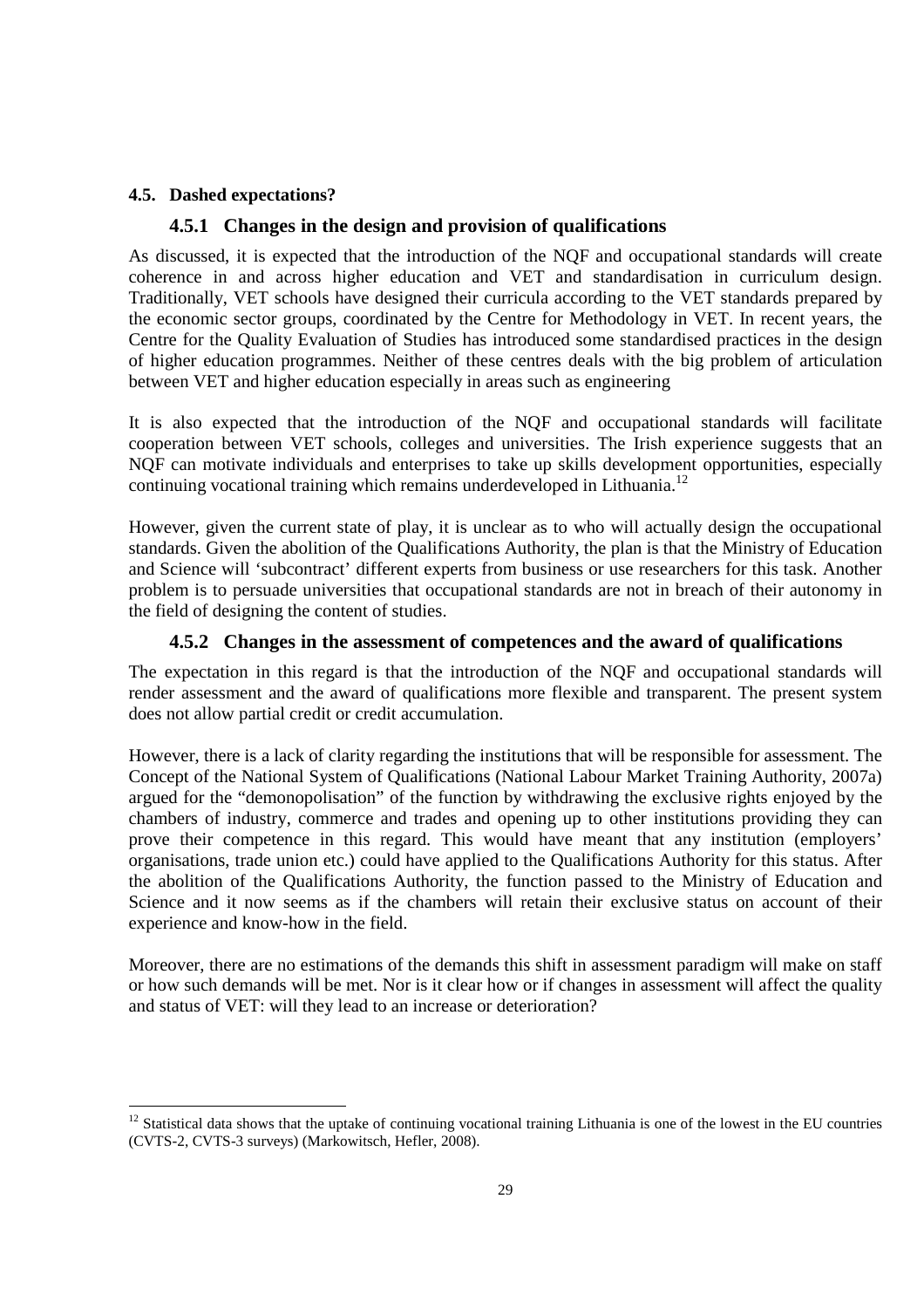## 4.5. Dashed expectations?

### 4.5.1 Changes in the design and provision of qualifications

As discussed, it is expected that the introduction of the NQF and occupational standards will create coherence in and across higher education and VET and standardisation in curriculum design. Traditionally, VET schools have designed their curricula according to the VET standards prepared by the economic sector groups, coordinated by the Centre for Methodology in VET. In recent years, the Centre for the Quality Evaluation of Studies has introduced some standardised practices in the design of higher education programmes. Neither of these centres deals with the big problem of articulation between VET and higher education especially in areas such as engineering

It is also expected that the introduction of the NQF and occupational standards will facilitate cooperation between VET schools, colleges and universities. The Irish experience suggests that an NQF can motivate individuals and enterprises to take up skills development opportunities, especially continuing vocational training which remains underdeveloped in Lithuania.[12]

However, given the current state of play, it is unclear as to who will actually design the occupational standards. Given the abolition of the Qualifications Authority, the plan is that the Ministry of Education and Science will 'subcontract' different experts from business or use researchers for this task. Another problem is to persuade universities that occupational standards are not in breach of their autonomy in the field of designing the content of studies.

### 4.5.2 Changes in the assessment of competences and the award of qualifications

The expectation in this regard is that the introduction of the NQF and occupational standards will render assessment and the award of qualifications more flexible and transparent. The present system does not allow partial credit or credit accumulation.

However, there is a lack of clarity regarding the institutions that will be responsible for assessment. The Concept of the National System of Qualifications (National Labour Market Training Authority, 2007a) argued for the "demonopolisation" of the function by withdrawing the exclusive rights enjoyed by the chambers of industry, commerce and trades and opening up to other institutions providing they can prove their competence in this regard. This would have meant that any institution (employers' organisations, trade union etc.) could have applied to the Qualifications Authority for this status. After the abolition of the Qualifications Authority, the function passed to the Ministry of Education and Science and it now seems as if the chambers will retain their exclusive status on account of their experience and know-how in the field.

Moreover, there are no estimations of the demands this shift in assessment paradigm will make on staff or how such demands will be met. Nor is it clear how or if changes in assessment will affect the quality and status of VET: will they lead to an increase or deterioration?

---

[12] Statistical data shows that the uptake of continuing vocational training Lithuania is one of the lowest in the EU countries (CVTS-2, CVTS-3 surveys) (Markowitsch, Hefler, 2008).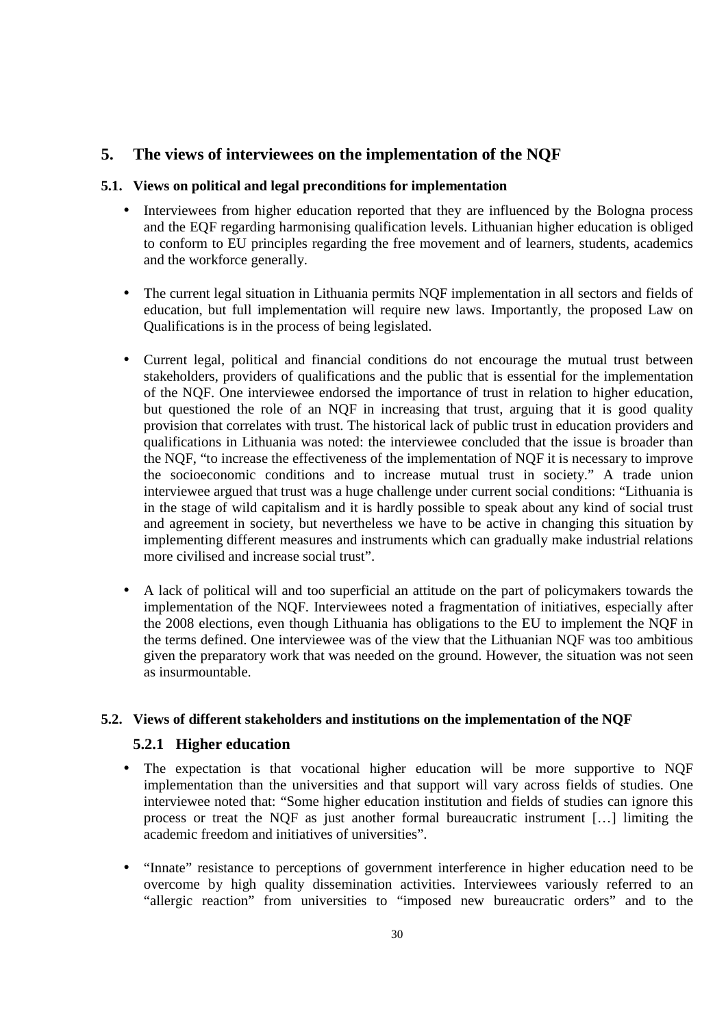## 5. The views of interviewees on the implementation of the NQF

### 5.1. Views on political and legal preconditions for implementation

- Interviewees from higher education reported that they are influenced by the Bologna process and the EQF regarding harmonising qualification levels. Lithuanian higher education is obliged to conform to EU principles regarding the free movement and of learners, students, academics and the workforce generally.

- The current legal situation in Lithuania permits NQF implementation in all sectors and fields of education, but full implementation will require new laws. Importantly, the proposed Law on Qualifications is in the process of being legislated.

- Current legal, political and financial conditions do not encourage the mutual trust between stakeholders, providers of qualifications and the public that is essential for the implementation of the NQF. One interviewee endorsed the importance of trust in relation to higher education, but questioned the role of an NQF in increasing that trust, arguing that it is good quality provision that correlates with trust. The historical lack of public trust in education providers and qualifications in Lithuania was noted: the interviewee concluded that the issue is broader than the NQF, "to increase the effectiveness of the implementation of NQF it is necessary to improve the socioeconomic conditions and to increase mutual trust in society." A trade union interviewee argued that trust was a huge challenge under current social conditions: "Lithuania is in the stage of wild capitalism and it is hardly possible to speak about any kind of social trust and agreement in society, but nevertheless we have to be active in changing this situation by implementing different measures and instruments which can gradually make industrial relations more civilised and increase social trust".

- A lack of political will and too superficial an attitude on the part of policymakers towards the implementation of the NQF. Interviewees noted a fragmentation of initiatives, especially after the 2008 elections, even though Lithuania has obligations to the EU to implement the NQF in the terms defined. One interviewee was of the view that the Lithuanian NQF was too ambitious given the preparatory work that was needed on the ground. However, the situation was not seen as insurmountable.

### 5.2. Views of different stakeholders and institutions on the implementation of the NQF

#### 5.2.1 Higher education

- The expectation is that vocational higher education will be more supportive to NQF implementation than the universities and that support will vary across fields of studies. One interviewee noted that: "Some higher education institution and fields of studies can ignore this process or treat the NQF as just another formal bureaucratic instrument […] limiting the academic freedom and initiatives of universities".

- "Innate" resistance to perceptions of government interference in higher education need to be overcome by high quality dissemination activities. Interviewees variously referred to an "allergic reaction" from universities to "imposed new bureaucratic orders" and to the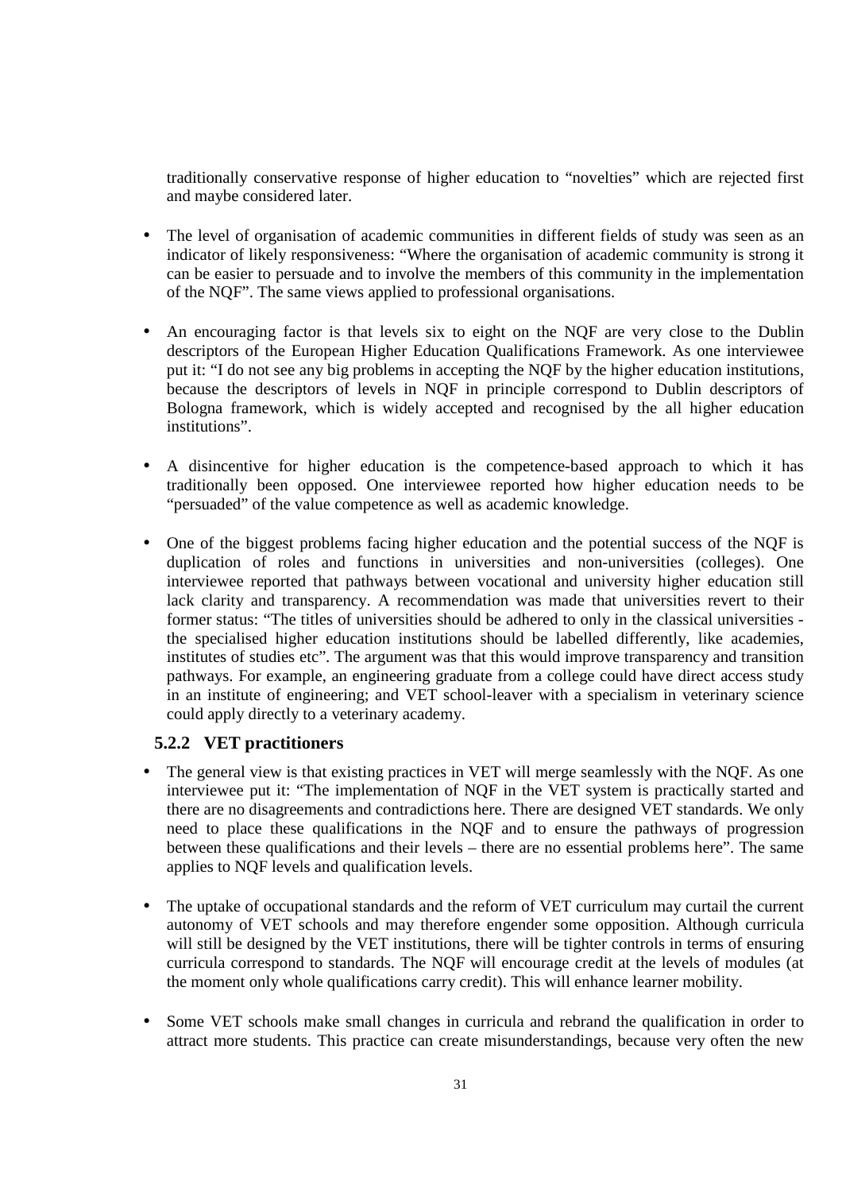traditionally conservative response of higher education to "novelties" which are rejected first and maybe considered later.

- The level of organisation of academic communities in different fields of study was seen as an indicator of likely responsiveness: "Where the organisation of academic community is strong it can be easier to persuade and to involve the members of this community in the implementation of the NQF". The same views applied to professional organisations.

- An encouraging factor is that levels six to eight on the NQF are very close to the Dublin descriptors of the European Higher Education Qualifications Framework. As one interviewee put it: "I do not see any big problems in accepting the NQF by the higher education institutions, because the descriptors of levels in NQF in principle correspond to Dublin descriptors of Bologna framework, which is widely accepted and recognised by the all higher education institutions".

- A disincentive for higher education is the competence-based approach to which it has traditionally been opposed. One interviewee reported how higher education needs to be "persuaded" of the value competence as well as academic knowledge.

- One of the biggest problems facing higher education and the potential success of the NQF is duplication of roles and functions in universities and non-universities (colleges). One interviewee reported that pathways between vocational and university higher education still lack clarity and transparency. A recommendation was made that universities revert to their former status: "The titles of universities should be adhered to only in the classical universities - the specialised higher education institutions should be labelled differently, like academies, institutes of studies etc". The argument was that this would improve transparency and transition pathways. For example, an engineering graduate from a college could have direct access study in an institute of engineering; and VET school-leaver with a specialism in veterinary science could apply directly to a veterinary academy.

### 5.2.2 VET practitioners

- The general view is that existing practices in VET will merge seamlessly with the NQF. As one interviewee put it: "The implementation of NQF in the VET system is practically started and there are no disagreements and contradictions here. There are designed VET standards. We only need to place these qualifications in the NQF and to ensure the pathways of progression between these qualifications and their levels – there are no essential problems here". The same applies to NQF levels and qualification levels.

- The uptake of occupational standards and the reform of VET curriculum may curtail the current autonomy of VET schools and may therefore engender some opposition. Although curricula will still be designed by the VET institutions, there will be tighter controls in terms of ensuring curricula correspond to standards. The NQF will encourage credit at the levels of modules (at the moment only whole qualifications carry credit). This will enhance learner mobility.

- Some VET schools make small changes in curricula and rebrand the qualification in order to attract more students. This practice can create misunderstandings, because very often the new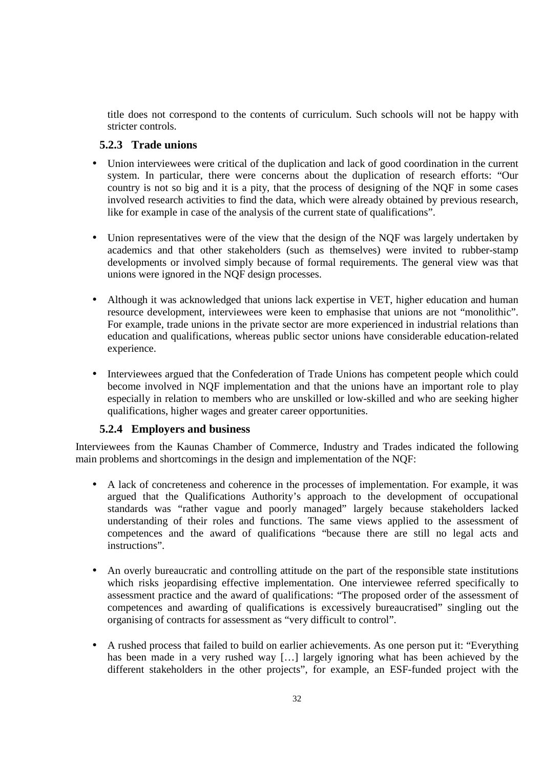title does not correspond to the contents of curriculum. Such schools will not be happy with stricter controls.

### 5.2.3 Trade unions

- Union interviewees were critical of the duplication and lack of good coordination in the current system. In particular, there were concerns about the duplication of research efforts: "Our country is not so big and it is a pity, that the process of designing of the NQF in some cases involved research activities to find the data, which were already obtained by previous research, like for example in case of the analysis of the current state of qualifications".

- Union representatives were of the view that the design of the NQF was largely undertaken by academics and that other stakeholders (such as themselves) were invited to rubber-stamp developments or involved simply because of formal requirements. The general view was that unions were ignored in the NQF design processes.

- Although it was acknowledged that unions lack expertise in VET, higher education and human resource development, interviewees were keen to emphasise that unions are not "monolithic". For example, trade unions in the private sector are more experienced in industrial relations than education and qualifications, whereas public sector unions have considerable education-related experience.

- Interviewees argued that the Confederation of Trade Unions has competent people which could become involved in NQF implementation and that the unions have an important role to play especially in relation to members who are unskilled or low-skilled and who are seeking higher qualifications, higher wages and greater career opportunities.

### 5.2.4 Employers and business

Interviewees from the Kaunas Chamber of Commerce, Industry and Trades indicated the following main problems and shortcomings in the design and implementation of the NQF:

- A lack of concreteness and coherence in the processes of implementation. For example, it was argued that the Qualifications Authority's approach to the development of occupational standards was "rather vague and poorly managed" largely because stakeholders lacked understanding of their roles and functions. The same views applied to the assessment of competences and the award of qualifications "because there are still no legal acts and instructions".

- An overly bureaucratic and controlling attitude on the part of the responsible state institutions which risks jeopardising effective implementation. One interviewee referred specifically to assessment practice and the award of qualifications: "The proposed order of the assessment of competences and awarding of qualifications is excessively bureaucratised" singling out the organising of contracts for assessment as "very difficult to control".

- A rushed process that failed to build on earlier achievements. As one person put it: "Everything has been made in a very rushed way […] largely ignoring what has been achieved by the different stakeholders in the other projects", for example, an ESF-funded project with the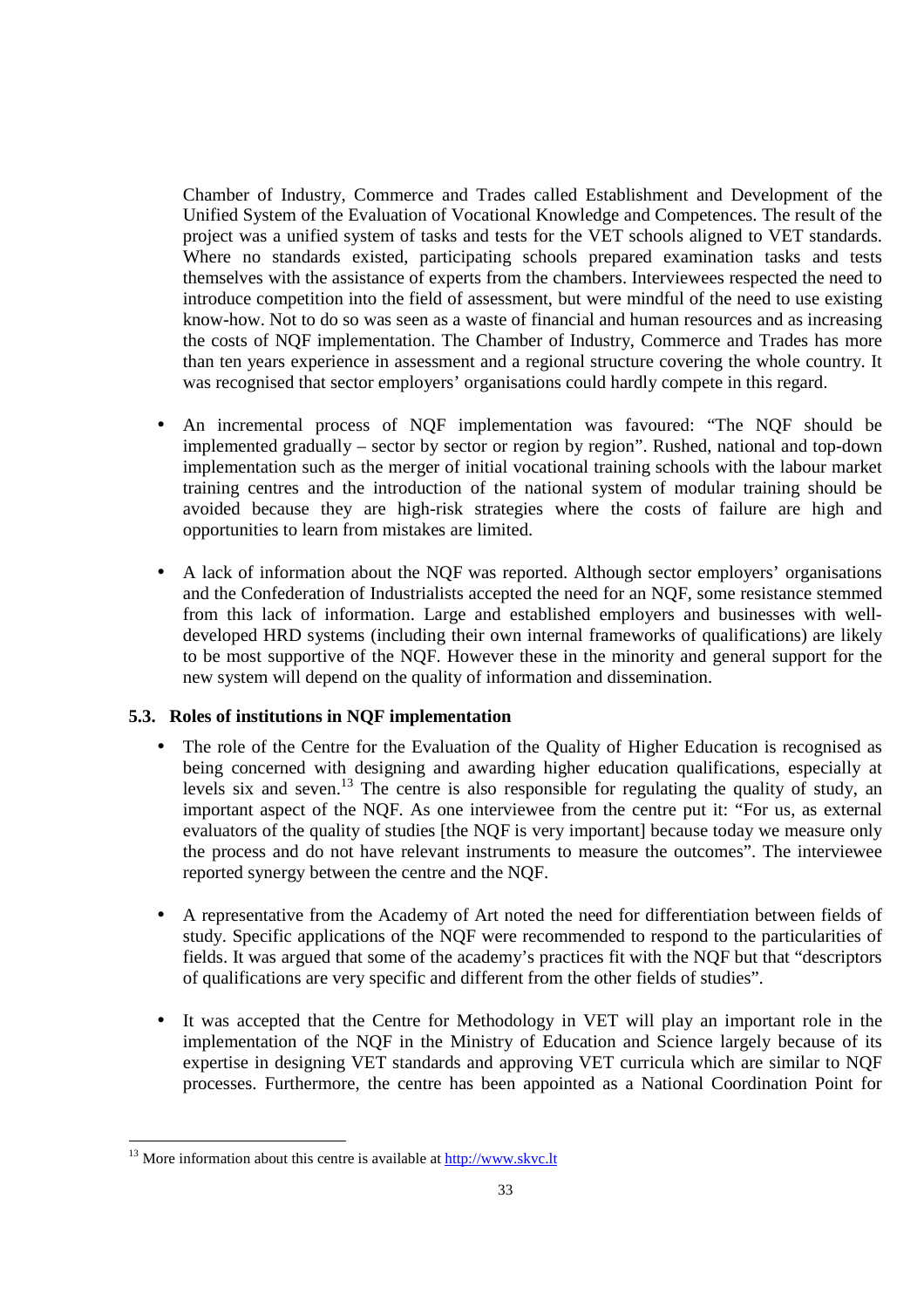Chamber of Industry, Commerce and Trades called Establishment and Development of the Unified System of the Evaluation of Vocational Knowledge and Competences. The result of the project was a unified system of tasks and tests for the VET schools aligned to VET standards. Where no standards existed, participating schools prepared examination tasks and tests themselves with the assistance of experts from the chambers. Interviewees respected the need to introduce competition into the field of assessment, but were mindful of the need to use existing know-how. Not to do so was seen as a waste of financial and human resources and as increasing the costs of NQF implementation. The Chamber of Industry, Commerce and Trades has more than ten years experience in assessment and a regional structure covering the whole country. It was recognised that sector employers' organisations could hardly compete in this regard.

- An incremental process of NQF implementation was favoured: "The NQF should be implemented gradually – sector by sector or region by region". Rushed, national and top-down implementation such as the merger of initial vocational training schools with the labour market training centres and the introduction of the national system of modular training should be avoided because they are high-risk strategies where the costs of failure are high and opportunities to learn from mistakes are limited.

- A lack of information about the NQF was reported. Although sector employers' organisations and the Confederation of Industrialists accepted the need for an NQF, some resistance stemmed from this lack of information. Large and established employers and businesses with well-developed HRD systems (including their own internal frameworks of qualifications) are likely to be most supportive of the NQF. However these in the minority and general support for the new system will depend on the quality of information and dissemination.

### 5.3. Roles of institutions in NQF implementation

- The role of the Centre for the Evaluation of the Quality of Higher Education is recognised as being concerned with designing and awarding higher education qualifications, especially at levels six and seven.[13] The centre is also responsible for regulating the quality of study, an important aspect of the NQF. As one interviewee from the centre put it: "For us, as external evaluators of the quality of studies [the NQF is very important] because today we measure only the process and do not have relevant instruments to measure the outcomes". The interviewee reported synergy between the centre and the NQF.

- A representative from the Academy of Art noted the need for differentiation between fields of study. Specific applications of the NQF were recommended to respond to the particularities of fields. It was argued that some of the academy's practices fit with the NQF but that "descriptors of qualifications are very specific and different from the other fields of studies".

- It was accepted that the Centre for Methodology in VET will play an important role in the implementation of the NQF in the Ministry of Education and Science largely because of its expertise in designing VET standards and approving VET curricula which are similar to NQF processes. Furthermore, the centre has been appointed as a National Coordination Point for

[13] More information about this centre is available at http://www.skvc.lt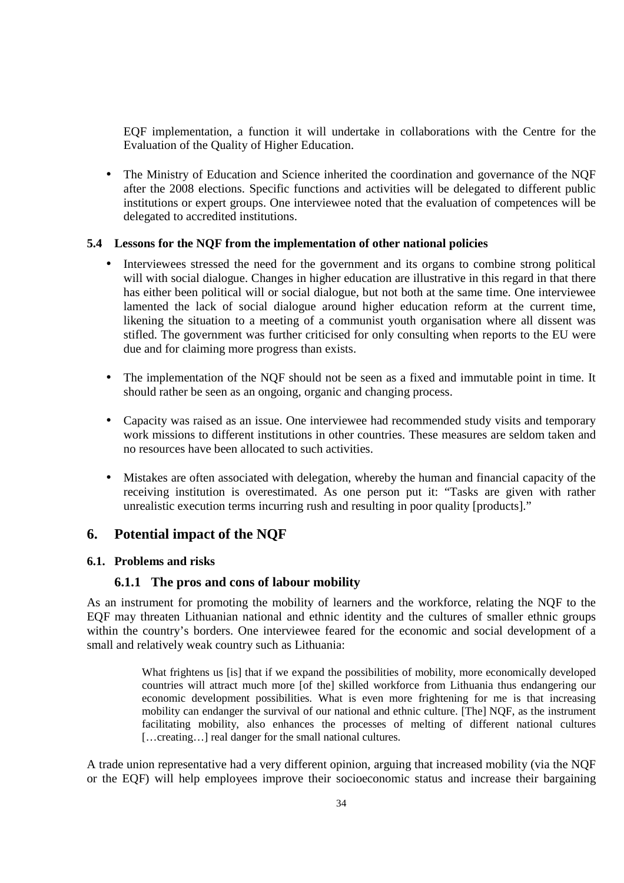EQF implementation, a function it will undertake in collaborations with the Centre for the Evaluation of the Quality of Higher Education.

- The Ministry of Education and Science inherited the coordination and governance of the NQF after the 2008 elections. Specific functions and activities will be delegated to different public institutions or expert groups. One interviewee noted that the evaluation of competences will be delegated to accredited institutions.

### 5.4 Lessons for the NQF from the implementation of other national policies

- Interviewees stressed the need for the government and its organs to combine strong political will with social dialogue. Changes in higher education are illustrative in this regard in that there has either been political will or social dialogue, but not both at the same time. One interviewee lamented the lack of social dialogue around higher education reform at the current time, likening the situation to a meeting of a communist youth organisation where all dissent was stifled. The government was further criticised for only consulting when reports to the EU were due and for claiming more progress than exists.

- The implementation of the NQF should not be seen as a fixed and immutable point in time. It should rather be seen as an ongoing, organic and changing process.

- Capacity was raised as an issue. One interviewee had recommended study visits and temporary work missions to different institutions in other countries. These measures are seldom taken and no resources have been allocated to such activities.

- Mistakes are often associated with delegation, whereby the human and financial capacity of the receiving institution is overestimated. As one person put it: "Tasks are given with rather unrealistic execution terms incurring rush and resulting in poor quality [products]."

## 6. Potential impact of the NQF

### 6.1. Problems and risks

#### 6.1.1 The pros and cons of labour mobility

As an instrument for promoting the mobility of learners and the workforce, relating the NQF to the EQF may threaten Lithuanian national and ethnic identity and the cultures of smaller ethnic groups within the country's borders. One interviewee feared for the economic and social development of a small and relatively weak country such as Lithuania:

> What frightens us [is] that if we expand the possibilities of mobility, more economically developed countries will attract much more [of the] skilled workforce from Lithuania thus endangering our economic development possibilities. What is even more frightening for me is that increasing mobility can endanger the survival of our national and ethnic culture. [The] NQF, as the instrument facilitating mobility, also enhances the processes of melting of different national cultures […creating…] real danger for the small national cultures.

A trade union representative had a very different opinion, arguing that increased mobility (via the NQF or the EQF) will help employees improve their socioeconomic status and increase their bargaining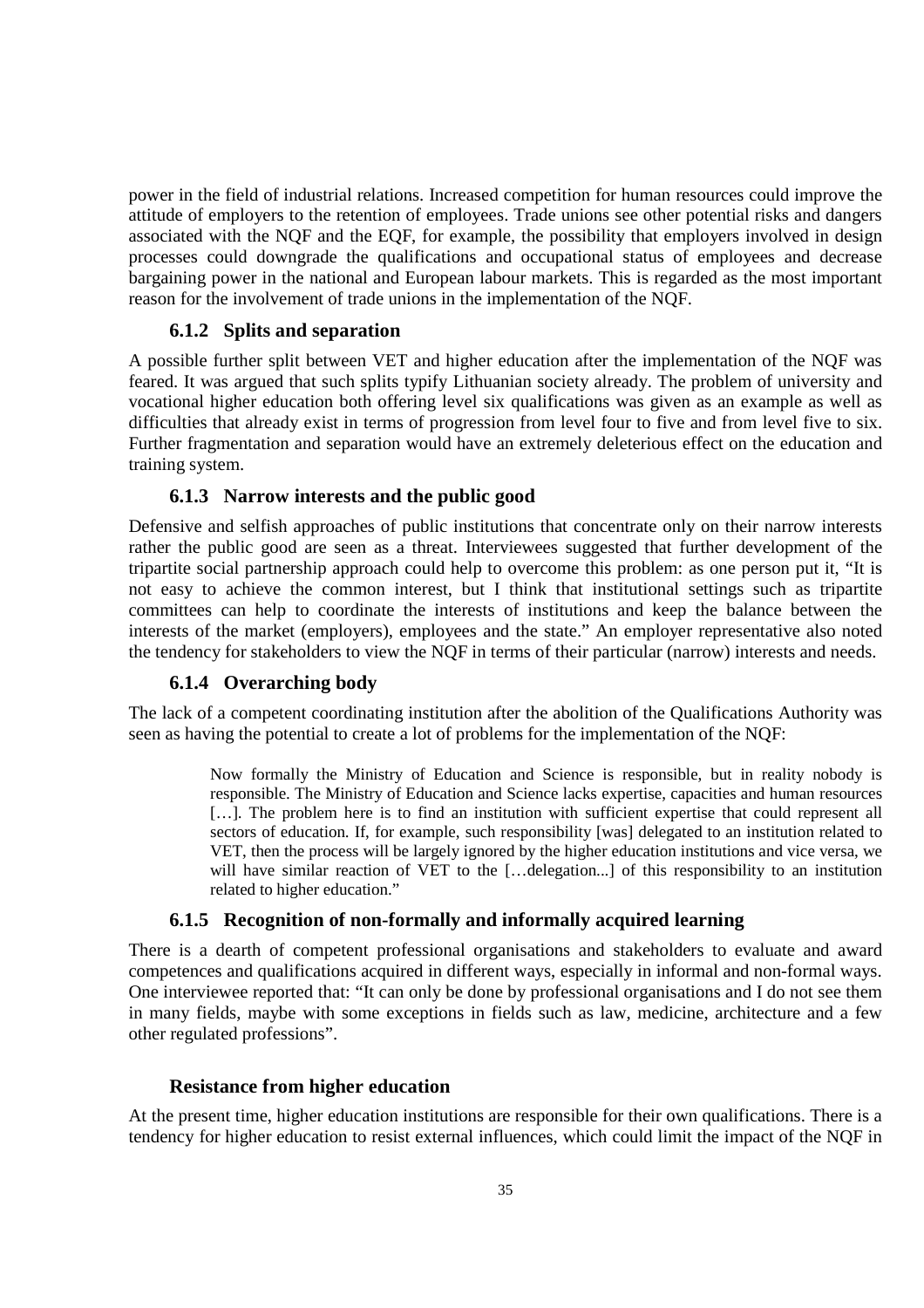power in the field of industrial relations. Increased competition for human resources could improve the attitude of employers to the retention of employees. Trade unions see other potential risks and dangers associated with the NQF and the EQF, for example, the possibility that employers involved in design processes could downgrade the qualifications and occupational status of employees and decrease bargaining power in the national and European labour markets. This is regarded as the most important reason for the involvement of trade unions in the implementation of the NQF.

### 6.1.2 Splits and separation

A possible further split between VET and higher education after the implementation of the NQF was feared. It was argued that such splits typify Lithuanian society already. The problem of university and vocational higher education both offering level six qualifications was given as an example as well as difficulties that already exist in terms of progression from level four to five and from level five to six. Further fragmentation and separation would have an extremely deleterious effect on the education and training system.

### 6.1.3 Narrow interests and the public good

Defensive and selfish approaches of public institutions that concentrate only on their narrow interests rather the public good are seen as a threat. Interviewees suggested that further development of the tripartite social partnership approach could help to overcome this problem: as one person put it, "It is not easy to achieve the common interest, but I think that institutional settings such as tripartite committees can help to coordinate the interests of institutions and keep the balance between the interests of the market (employers), employees and the state." An employer representative also noted the tendency for stakeholders to view the NQF in terms of their particular (narrow) interests and needs.

### 6.1.4 Overarching body

The lack of a competent coordinating institution after the abolition of the Qualifications Authority was seen as having the potential to create a lot of problems for the implementation of the NQF:

> Now formally the Ministry of Education and Science is responsible, but in reality nobody is responsible. The Ministry of Education and Science lacks expertise, capacities and human resources […]. The problem here is to find an institution with sufficient expertise that could represent all sectors of education. If, for example, such responsibility [was] delegated to an institution related to VET, then the process will be largely ignored by the higher education institutions and vice versa, we will have similar reaction of VET to the […delegation...] of this responsibility to an institution related to higher education."

### 6.1.5 Recognition of non-formally and informally acquired learning

There is a dearth of competent professional organisations and stakeholders to evaluate and award competences and qualifications acquired in different ways, especially in informal and non-formal ways. One interviewee reported that: "It can only be done by professional organisations and I do not see them in many fields, maybe with some exceptions in fields such as law, medicine, architecture and a few other regulated professions".

### Resistance from higher education

At the present time, higher education institutions are responsible for their own qualifications. There is a tendency for higher education to resist external influences, which could limit the impact of the NQF in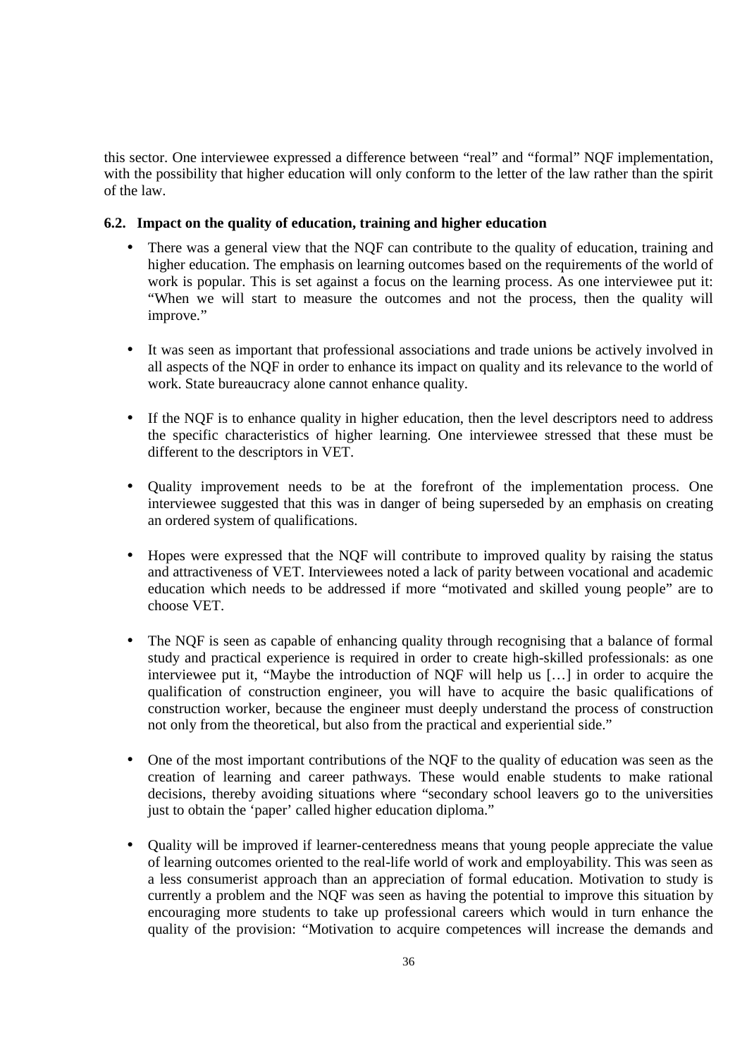this sector. One interviewee expressed a difference between "real" and "formal" NQF implementation, with the possibility that higher education will only conform to the letter of the law rather than the spirit of the law.

### 6.2. Impact on the quality of education, training and higher education

- There was a general view that the NQF can contribute to the quality of education, training and higher education. The emphasis on learning outcomes based on the requirements of the world of work is popular. This is set against a focus on the learning process. As one interviewee put it: "When we will start to measure the outcomes and not the process, then the quality will improve."

- It was seen as important that professional associations and trade unions be actively involved in all aspects of the NQF in order to enhance its impact on quality and its relevance to the world of work. State bureaucracy alone cannot enhance quality.

- If the NQF is to enhance quality in higher education, then the level descriptors need to address the specific characteristics of higher learning. One interviewee stressed that these must be different to the descriptors in VET.

- Quality improvement needs to be at the forefront of the implementation process. One interviewee suggested that this was in danger of being superseded by an emphasis on creating an ordered system of qualifications.

- Hopes were expressed that the NQF will contribute to improved quality by raising the status and attractiveness of VET. Interviewees noted a lack of parity between vocational and academic education which needs to be addressed if more "motivated and skilled young people" are to choose VET.

- The NQF is seen as capable of enhancing quality through recognising that a balance of formal study and practical experience is required in order to create high-skilled professionals: as one interviewee put it, "Maybe the introduction of NQF will help us […] in order to acquire the qualification of construction engineer, you will have to acquire the basic qualifications of construction worker, because the engineer must deeply understand the process of construction not only from the theoretical, but also from the practical and experiential side."

- One of the most important contributions of the NQF to the quality of education was seen as the creation of learning and career pathways. These would enable students to make rational decisions, thereby avoiding situations where "secondary school leavers go to the universities just to obtain the 'paper' called higher education diploma."

- Quality will be improved if learner-centeredness means that young people appreciate the value of learning outcomes oriented to the real-life world of work and employability. This was seen as a less consumerist approach than an appreciation of formal education. Motivation to study is currently a problem and the NQF was seen as having the potential to improve this situation by encouraging more students to take up professional careers which would in turn enhance the quality of the provision: "Motivation to acquire competences will increase the demands and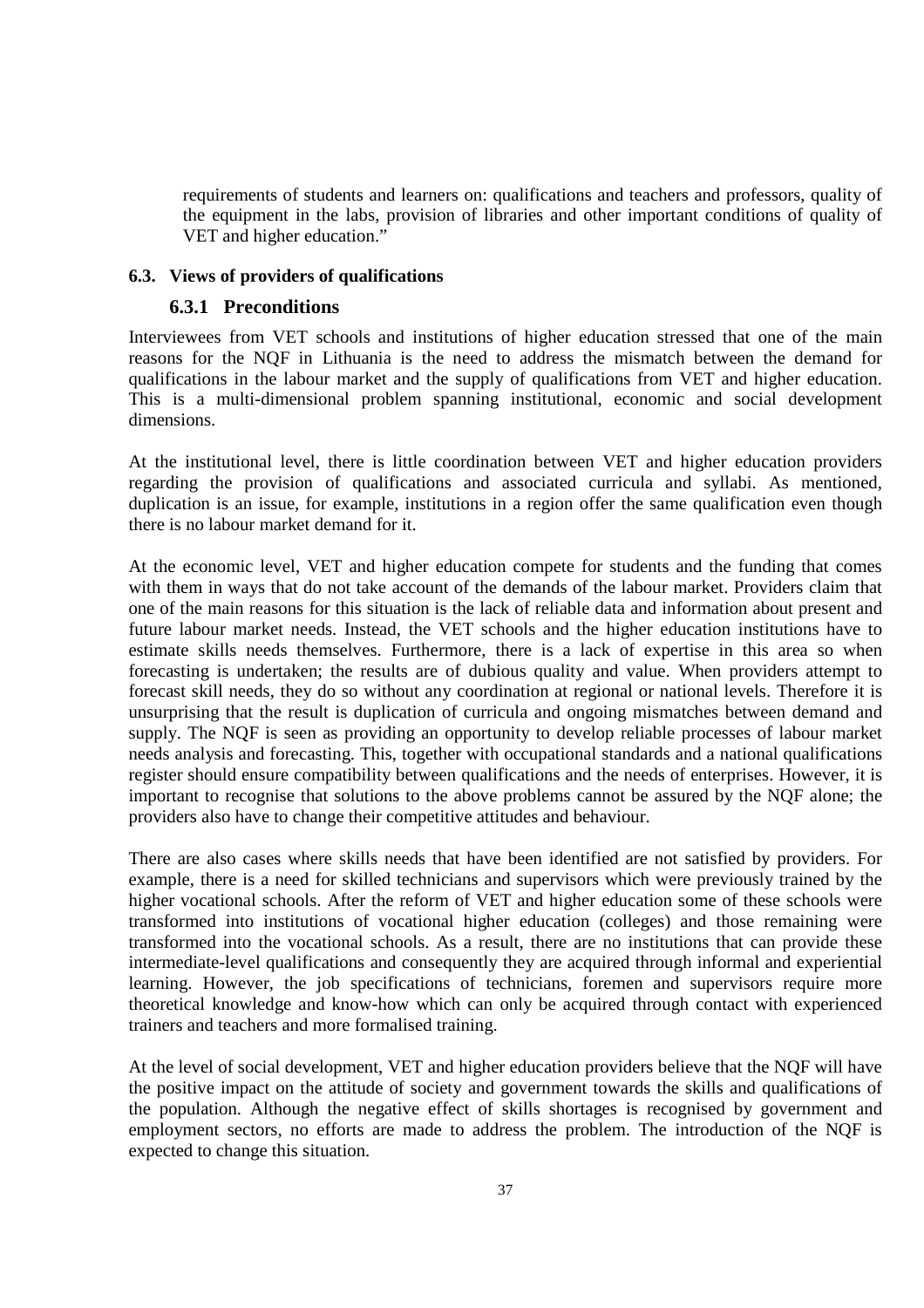requirements of students and learners on: qualifications and teachers and professors, quality of the equipment in the labs, provision of libraries and other important conditions of quality of VET and higher education."

### 6.3. Views of providers of qualifications

#### 6.3.1 Preconditions

Interviewees from VET schools and institutions of higher education stressed that one of the main reasons for the NQF in Lithuania is the need to address the mismatch between the demand for qualifications in the labour market and the supply of qualifications from VET and higher education. This is a multi-dimensional problem spanning institutional, economic and social development dimensions.

At the institutional level, there is little coordination between VET and higher education providers regarding the provision of qualifications and associated curricula and syllabi. As mentioned, duplication is an issue, for example, institutions in a region offer the same qualification even though there is no labour market demand for it.

At the economic level, VET and higher education compete for students and the funding that comes with them in ways that do not take account of the demands of the labour market. Providers claim that one of the main reasons for this situation is the lack of reliable data and information about present and future labour market needs. Instead, the VET schools and the higher education institutions have to estimate skills needs themselves. Furthermore, there is a lack of expertise in this area so when forecasting is undertaken; the results are of dubious quality and value. When providers attempt to forecast skill needs, they do so without any coordination at regional or national levels. Therefore it is unsurprising that the result is duplication of curricula and ongoing mismatches between demand and supply. The NQF is seen as providing an opportunity to develop reliable processes of labour market needs analysis and forecasting. This, together with occupational standards and a national qualifications register should ensure compatibility between qualifications and the needs of enterprises. However, it is important to recognise that solutions to the above problems cannot be assured by the NQF alone; the providers also have to change their competitive attitudes and behaviour.

There are also cases where skills needs that have been identified are not satisfied by providers. For example, there is a need for skilled technicians and supervisors which were previously trained by the higher vocational schools. After the reform of VET and higher education some of these schools were transformed into institutions of vocational higher education (colleges) and those remaining were transformed into the vocational schools. As a result, there are no institutions that can provide these intermediate-level qualifications and consequently they are acquired through informal and experiential learning. However, the job specifications of technicians, foremen and supervisors require more theoretical knowledge and know-how which can only be acquired through contact with experienced trainers and teachers and more formalised training.

At the level of social development, VET and higher education providers believe that the NQF will have the positive impact on the attitude of society and government towards the skills and qualifications of the population. Although the negative effect of skills shortages is recognised by government and employment sectors, no efforts are made to address the problem. The introduction of the NQF is expected to change this situation.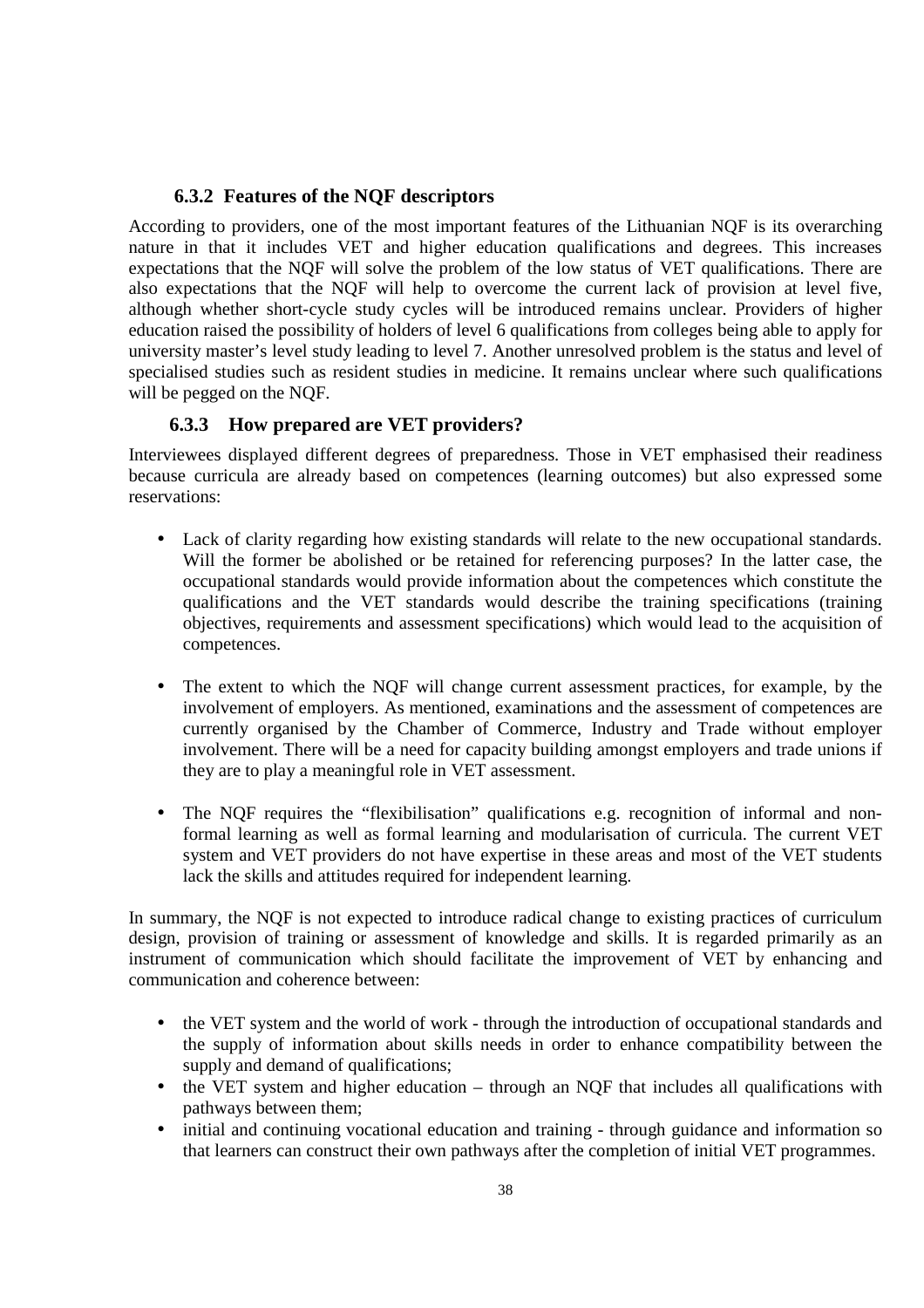### 6.3.2 Features of the NQF descriptors

According to providers, one of the most important features of the Lithuanian NQF is its overarching nature in that it includes VET and higher education qualifications and degrees. This increases expectations that the NQF will solve the problem of the low status of VET qualifications. There are also expectations that the NQF will help to overcome the current lack of provision at level five, although whether short-cycle study cycles will be introduced remains unclear. Providers of higher education raised the possibility of holders of level 6 qualifications from colleges being able to apply for university master's level study leading to level 7. Another unresolved problem is the status and level of specialised studies such as resident studies in medicine. It remains unclear where such qualifications will be pegged on the NQF.

### 6.3.3 How prepared are VET providers?

Interviewees displayed different degrees of preparedness. Those in VET emphasised their readiness because curricula are already based on competences (learning outcomes) but also expressed some reservations:

- Lack of clarity regarding how existing standards will relate to the new occupational standards. Will the former be abolished or be retained for referencing purposes? In the latter case, the occupational standards would provide information about the competences which constitute the qualifications and the VET standards would describe the training specifications (training objectives, requirements and assessment specifications) which would lead to the acquisition of competences.

- The extent to which the NQF will change current assessment practices, for example, by the involvement of employers. As mentioned, examinations and the assessment of competences are currently organised by the Chamber of Commerce, Industry and Trade without employer involvement. There will be a need for capacity building amongst employers and trade unions if they are to play a meaningful role in VET assessment.

- The NQF requires the "flexibilisation" qualifications e.g. recognition of informal and non-formal learning as well as formal learning and modularisation of curricula. The current VET system and VET providers do not have expertise in these areas and most of the VET students lack the skills and attitudes required for independent learning.

In summary, the NQF is not expected to introduce radical change to existing practices of curriculum design, provision of training or assessment of knowledge and skills. It is regarded primarily as an instrument of communication which should facilitate the improvement of VET by enhancing and communication and coherence between:

- the VET system and the world of work - through the introduction of occupational standards and the supply of information about skills needs in order to enhance compatibility between the supply and demand of qualifications;
- the VET system and higher education – through an NQF that includes all qualifications with pathways between them;
- initial and continuing vocational education and training - through guidance and information so that learners can construct their own pathways after the completion of initial VET programmes.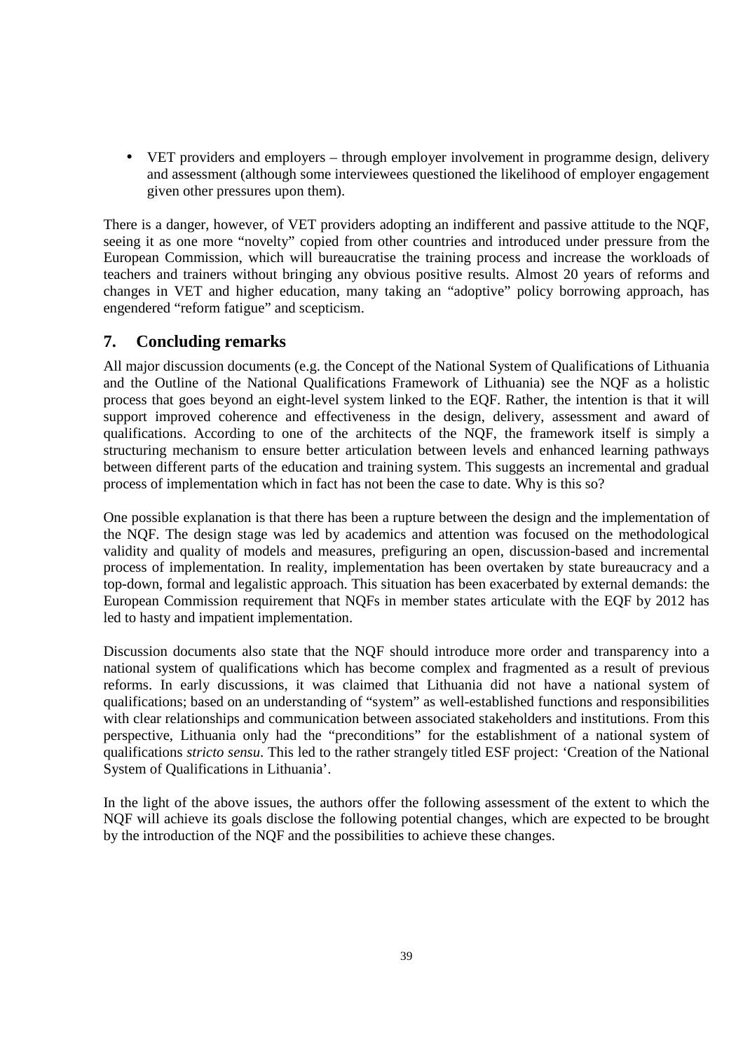- VET providers and employers – through employer involvement in programme design, delivery and assessment (although some interviewees questioned the likelihood of employer engagement given other pressures upon them).

There is a danger, however, of VET providers adopting an indifferent and passive attitude to the NQF, seeing it as one more "novelty" copied from other countries and introduced under pressure from the European Commission, which will bureaucratise the training process and increase the workloads of teachers and trainers without bringing any obvious positive results. Almost 20 years of reforms and changes in VET and higher education, many taking an "adoptive" policy borrowing approach, has engendered "reform fatigue" and scepticism.

## 7. Concluding remarks

All major discussion documents (e.g. the Concept of the National System of Qualifications of Lithuania and the Outline of the National Qualifications Framework of Lithuania) see the NQF as a holistic process that goes beyond an eight-level system linked to the EQF. Rather, the intention is that it will support improved coherence and effectiveness in the design, delivery, assessment and award of qualifications. According to one of the architects of the NQF, the framework itself is simply a structuring mechanism to ensure better articulation between levels and enhanced learning pathways between different parts of the education and training system. This suggests an incremental and gradual process of implementation which in fact has not been the case to date. Why is this so?

One possible explanation is that there has been a rupture between the design and the implementation of the NQF. The design stage was led by academics and attention was focused on the methodological validity and quality of models and measures, prefiguring an open, discussion-based and incremental process of implementation. In reality, implementation has been overtaken by state bureaucracy and a top-down, formal and legalistic approach. This situation has been exacerbated by external demands: the European Commission requirement that NQFs in member states articulate with the EQF by 2012 has led to hasty and impatient implementation.

Discussion documents also state that the NQF should introduce more order and transparency into a national system of qualifications which has become complex and fragmented as a result of previous reforms. In early discussions, it was claimed that Lithuania did not have a national system of qualifications; based on an understanding of "system" as well-established functions and responsibilities with clear relationships and communication between associated stakeholders and institutions. From this perspective, Lithuania only had the "preconditions" for the establishment of a national system of qualifications *stricto sensu*. This led to the rather strangely titled ESF project: 'Creation of the National System of Qualifications in Lithuania'.

In the light of the above issues, the authors offer the following assessment of the extent to which the NQF will achieve its goals disclose the following potential changes, which are expected to be brought by the introduction of the NQF and the possibilities to achieve these changes.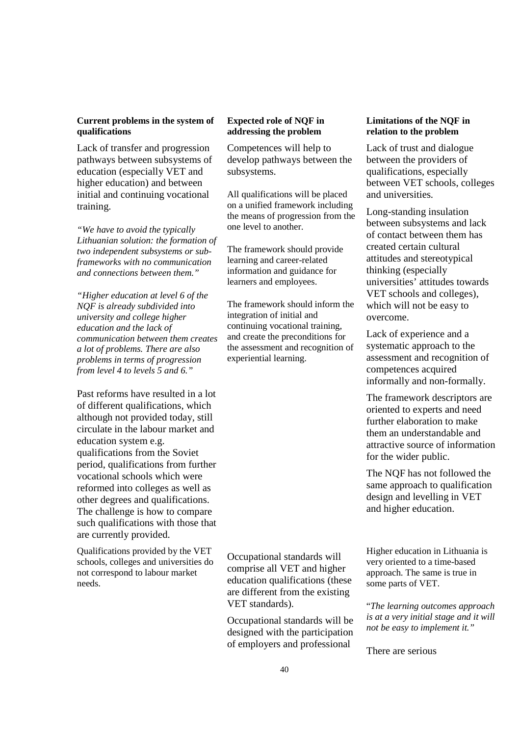| Current problems in the system of qualifications | Expected role of NQF in addressing the problem | Limitations of the NQF in relation to the problem |
|---|---|---|
| Lack of transfer and progression pathways between subsystems of education (especially VET and higher education) and between initial and continuing vocational training.<br><br>*"We have to avoid the typically Lithuanian solution: the formation of two independent subsystems or sub-frameworks with no communication and connections between them."*<br><br>*"Higher education at level 6 of the NQF is already subdivided into university and college higher education and the lack of communication between them creates a lot of problems. There are also problems in terms of progression from level 4 to levels 5 and 6."*<br><br>Past reforms have resulted in a lot of different qualifications, which although not provided today, still circulate in the labour market and education system e.g. qualifications from the Soviet period, qualifications from further vocational schools which were reformed into colleges as well as other degrees and qualifications. The challenge is how to compare such qualifications with those that are currently provided. | Competences will help to develop pathways between the subsystems.<br><br>All qualifications will be placed on a unified framework including the means of progression from the one level to another.<br><br>The framework should provide learning and career-related information and guidance for learners and employees.<br><br>The framework should inform the integration of initial and continuing vocational training, and create the preconditions for the assessment and recognition of experiential learning. | Lack of trust and dialogue between the providers of qualifications, especially between VET schools, colleges and universities.<br><br>Long-standing insulation between subsystems and lack of contact between them has created certain cultural attitudes and stereotypical thinking (especially universities' attitudes towards VET schools and colleges), which will not be easy to overcome.<br><br>Lack of experience and a systematic approach to the assessment and recognition of competences acquired informally and non-formally.<br><br>The framework descriptors are oriented to experts and need further elaboration to make them an understandable and attractive source of information for the wider public.<br><br>The NQF has not followed the same approach to qualification design and levelling in VET and higher education. |
| Qualifications provided by the VET schools, colleges and universities do not correspond to labour market needs. | Occupational standards will comprise all VET and higher education qualifications (these are different from the existing VET standards).<br><br>Occupational standards will be designed with the participation of employers and professional | Higher education in Lithuania is very oriented to a time-based approach. The same is true in some parts of VET.<br><br>"*The learning outcomes approach is at a very initial stage and it will not be easy to implement it.*"<br><br>There are serious |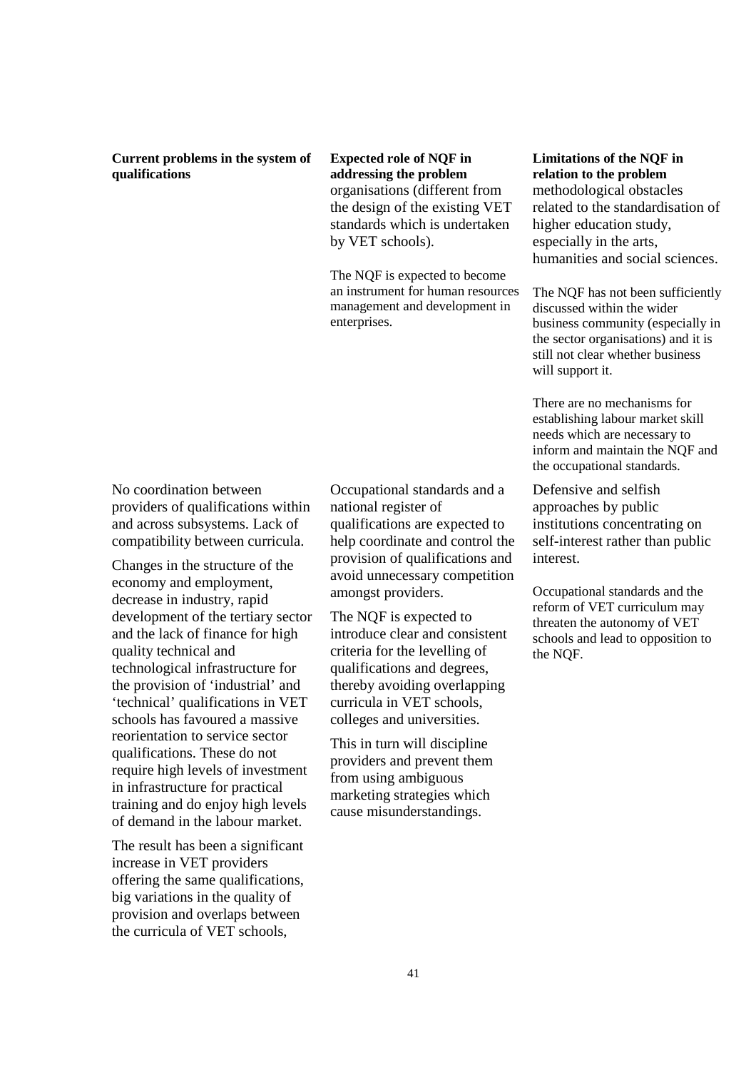| Current problems in the system of qualifications | Expected role of NQF in addressing the problem | Limitations of the NQF in relation to the problem |
|---|---|---|
| | organisations (different from the design of the existing VET standards which is undertaken by VET schools).<br><br>The NQF is expected to become an instrument for human resources management and development in enterprises. | methodological obstacles related to the standardisation of higher education study, especially in the arts, humanities and social sciences.<br><br>The NQF has not been sufficiently discussed within the wider business community (especially in the sector organisations) and it is still not clear whether business will support it.<br><br>There are no mechanisms for establishing labour market skill needs which are necessary to inform and maintain the NQF and the occupational standards. |
| No coordination between providers of qualifications within and across subsystems. Lack of compatibility between curricula.<br><br>Changes in the structure of the economy and employment, decrease in industry, rapid development of the tertiary sector and the lack of finance for high quality technical and technological infrastructure for the provision of 'industrial' and 'technical' qualifications in VET schools has favoured a massive reorientation to service sector qualifications. These do not require high levels of investment in infrastructure for practical training and do enjoy high levels of demand in the labour market.<br><br>The result has been a significant increase in VET providers offering the same qualifications, big variations in the quality of provision and overlaps between the curricula of VET schools, | Occupational standards and a national register of qualifications are expected to help coordinate and control the provision of qualifications and avoid unnecessary competition amongst providers.<br><br>The NQF is expected to introduce clear and consistent criteria for the levelling of qualifications and degrees, thereby avoiding overlapping curricula in VET schools, colleges and universities.<br><br>This in turn will discipline providers and prevent them from using ambiguous marketing strategies which cause misunderstandings. | Defensive and selfish approaches by public institutions concentrating on self-interest rather than public interest.<br><br>Occupational standards and the reform of VET curriculum may threaten the autonomy of VET schools and lead to opposition to the NQF. |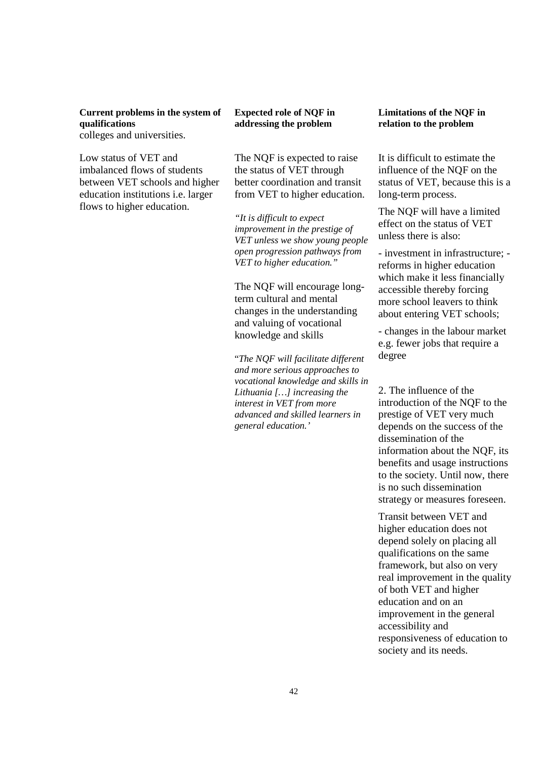| Current problems in the system of qualifications | Expected role of NQF in addressing the problem | Limitations of the NQF in relation to the problem |
|---|---|---|
| colleges and universities. | | |
| Low status of VET and imbalanced flows of students between VET schools and higher education institutions i.e. larger flows to higher education. | The NQF is expected to raise the status of VET through better coordination and transit from VET to higher education.<br><br>*"It is difficult to expect improvement in the prestige of VET unless we show young people open progression pathways from VET to higher education."*<br><br>The NQF will encourage long-term cultural and mental changes in the understanding and valuing of vocational knowledge and skills<br><br>"*The NQF will facilitate different and more serious approaches to vocational knowledge and skills in Lithuania […] increasing the interest in VET from more advanced and skilled learners in general education.'* | It is difficult to estimate the influence of the NQF on the status of VET, because this is a long-term process.<br><br>The NQF will have a limited effect on the status of VET unless there is also:<br><br>- investment in infrastructure; - reforms in higher education which make it less financially accessible thereby forcing more school leavers to think about entering VET schools;<br><br>- changes in the labour market e.g. fewer jobs that require a degree<br><br>2. The influence of the introduction of the NQF to the prestige of VET very much depends on the success of the dissemination of the information about the NQF, its benefits and usage instructions to the society. Until now, there is no such dissemination strategy or measures foreseen.<br><br>Transit between VET and higher education does not depend solely on placing all qualifications on the same framework, but also on very real improvement in the quality of both VET and higher education and on an improvement in the general accessibility and responsiveness of education to society and its needs. |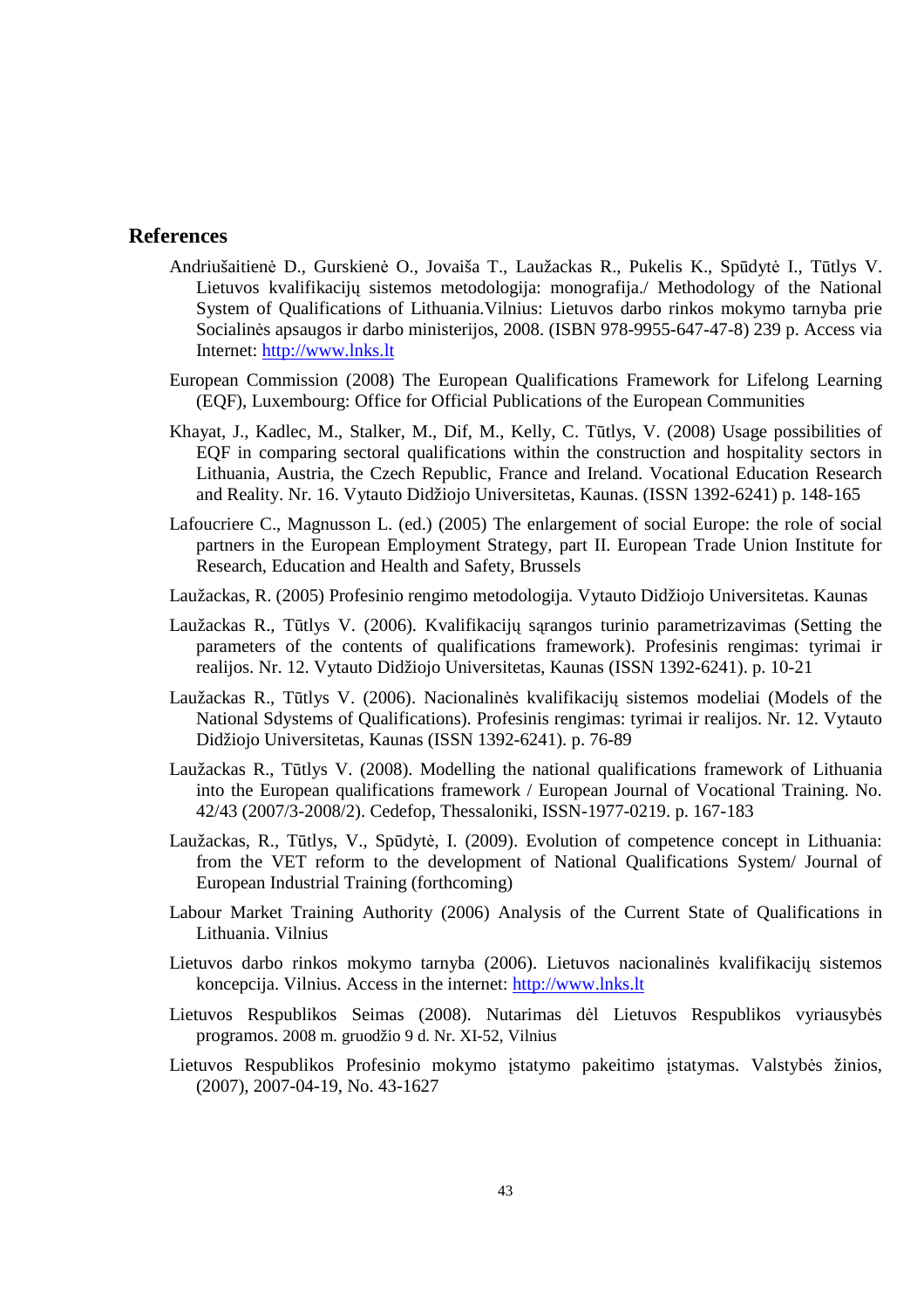## References

Andriušaitienė D., Gurskienė O., Jovaiša T., Laužackas R., Pukelis K., Spūdytė I., Tūtlys V. Lietuvos kvalifikacijų sistemos metodologija: monografija./ Methodology of the National System of Qualifications of Lithuania.Vilnius: Lietuvos darbo rinkos mokymo tarnyba prie Socialinės apsaugos ir darbo ministerijos, 2008. (ISBN 978-9955-647-47-8) 239 p. Access via Internet: [http://www.lnks.lt](http://www.lnks.lt)

European Commission (2008) The European Qualifications Framework for Lifelong Learning (EQF), Luxembourg: Office for Official Publications of the European Communities

Khayat, J., Kadlec, M., Stalker, M., Dif, M., Kelly, C. Tūtlys, V. (2008) Usage possibilities of EQF in comparing sectoral qualifications within the construction and hospitality sectors in Lithuania, Austria, the Czech Republic, France and Ireland. Vocational Education Research and Reality. Nr. 16. Vytauto Didžiojo Universitetas, Kaunas. (ISSN 1392-6241) p. 148-165

Lafoucriere C., Magnusson L. (ed.) (2005) The enlargement of social Europe: the role of social partners in the European Employment Strategy, part II. European Trade Union Institute for Research, Education and Health and Safety, Brussels

Laužackas, R. (2005) Profesinio rengimo metodologija. Vytauto Didžiojo Universitetas. Kaunas

Laužackas R., Tūtlys V. (2006). Kvalifikacijų sąrangos turinio parametrizavimas (Setting the parameters of the contents of qualifications framework). Profesinis rengimas: tyrimai ir realijos. Nr. 12. Vytauto Didžiojo Universitetas, Kaunas (ISSN 1392-6241). p. 10-21

Laužackas R., Tūtlys V. (2006). Nacionalinės kvalifikacijų sistemos modeliai (Models of the National Sdystems of Qualifications). Profesinis rengimas: tyrimai ir realijos. Nr. 12. Vytauto Didžiojo Universitetas, Kaunas (ISSN 1392-6241). p. 76-89

Laužackas R., Tūtlys V. (2008). Modelling the national qualifications framework of Lithuania into the European qualifications framework / European Journal of Vocational Training. No. 42/43 (2007/3-2008/2). Cedefop, Thessaloniki, ISSN-1977-0219. p. 167-183

Laužackas, R., Tūtlys, V., Spūdytė, I. (2009). Evolution of competence concept in Lithuania: from the VET reform to the development of National Qualifications System/ Journal of European Industrial Training (forthcoming)

Labour Market Training Authority (2006) Analysis of the Current State of Qualifications in Lithuania. Vilnius

Lietuvos darbo rinkos mokymo tarnyba (2006). Lietuvos nacionalinės kvalifikacijų sistemos koncepcija. Vilnius. Access in the internet: [http://www.lnks.lt](http://www.lnks.lt)

Lietuvos Respublikos Seimas (2008). Nutarimas dėl Lietuvos Respublikos vyriausybės programos. 2008 m. gruodžio 9 d. Nr. XI-52, Vilnius

Lietuvos Respublikos Profesinio mokymo įstatymo pakeitimo įstatymas. Valstybės žinios, (2007), 2007-04-19, No. 43-1627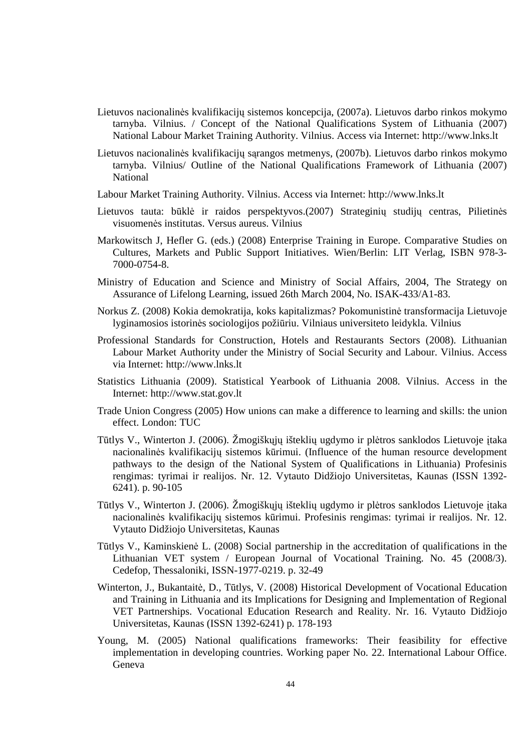Lietuvos nacionalinės kvalifikacijų sistemos koncepcija, (2007a). Lietuvos darbo rinkos mokymo tarnyba. Vilnius. / Concept of the National Qualifications System of Lithuania (2007) National Labour Market Training Authority. Vilnius. Access via Internet: http://www.lnks.lt

Lietuvos nacionalinės kvalifikacijų sąrangos metmenys, (2007b). Lietuvos darbo rinkos mokymo tarnyba. Vilnius/ Outline of the National Qualifications Framework of Lithuania (2007) National

Labour Market Training Authority. Vilnius. Access via Internet: http://www.lnks.lt

Lietuvos tauta: būklė ir raidos perspektyvos.(2007) Strateginių studijų centras, Pilietinės visuomenės institutas. Versus aureus. Vilnius

Markowitsch J, Hefler G. (eds.) (2008) Enterprise Training in Europe. Comparative Studies on Cultures, Markets and Public Support Initiatives. Wien/Berlin: LIT Verlag, ISBN 978-3-7000-0754-8.

Ministry of Education and Science and Ministry of Social Affairs, 2004, The Strategy on Assurance of Lifelong Learning, issued 26th March 2004, No. ISAK-433/A1-83.

Norkus Z. (2008) Kokia demokratija, koks kapitalizmas? Pokomunistinė transformacija Lietuvoje lyginamosios istorinės sociologijos požiūriu. Vilniaus universiteto leidykla. Vilnius

Professional Standards for Construction, Hotels and Restaurants Sectors (2008). Lithuanian Labour Market Authority under the Ministry of Social Security and Labour. Vilnius. Access via Internet: http://www.lnks.lt

Statistics Lithuania (2009). Statistical Yearbook of Lithuania 2008. Vilnius. Access in the Internet: http://www.stat.gov.lt

Trade Union Congress (2005) How unions can make a difference to learning and skills: the union effect. London: TUC

Tūtlys V., Winterton J. (2006). Žmogiškųjų išteklių ugdymo ir plėtros sanklodos Lietuvoje įtaka nacionalinės kvalifikacijų sistemos kūrimui. (Influence of the human resource development pathways to the design of the National System of Qualifications in Lithuania) Profesinis rengimas: tyrimai ir realijos. Nr. 12. Vytauto Didžiojo Universitetas, Kaunas (ISSN 1392-6241). p. 90-105

Tūtlys V., Winterton J. (2006). Žmogiškųjų išteklių ugdymo ir plėtros sanklodos Lietuvoje įtaka nacionalinės kvalifikacijų sistemos kūrimui. Profesinis rengimas: tyrimai ir realijos. Nr. 12. Vytauto Didžiojo Universitetas, Kaunas

Tūtlys V., Kaminskienė L. (2008) Social partnership in the accreditation of qualifications in the Lithuanian VET system / European Journal of Vocational Training. No. 45 (2008/3). Cedefop, Thessaloniki, ISSN-1977-0219. p. 32-49

Winterton, J., Bukantaitė, D., Tūtlys, V. (2008) Historical Development of Vocational Education and Training in Lithuania and its Implications for Designing and Implementation of Regional VET Partnerships. Vocational Education Research and Reality. Nr. 16. Vytauto Didžiojo Universitetas, Kaunas (ISSN 1392-6241) p. 178-193

Young, M. (2005) National qualifications frameworks: Their feasibility for effective implementation in developing countries. Working paper No. 22. International Labour Office. Geneva